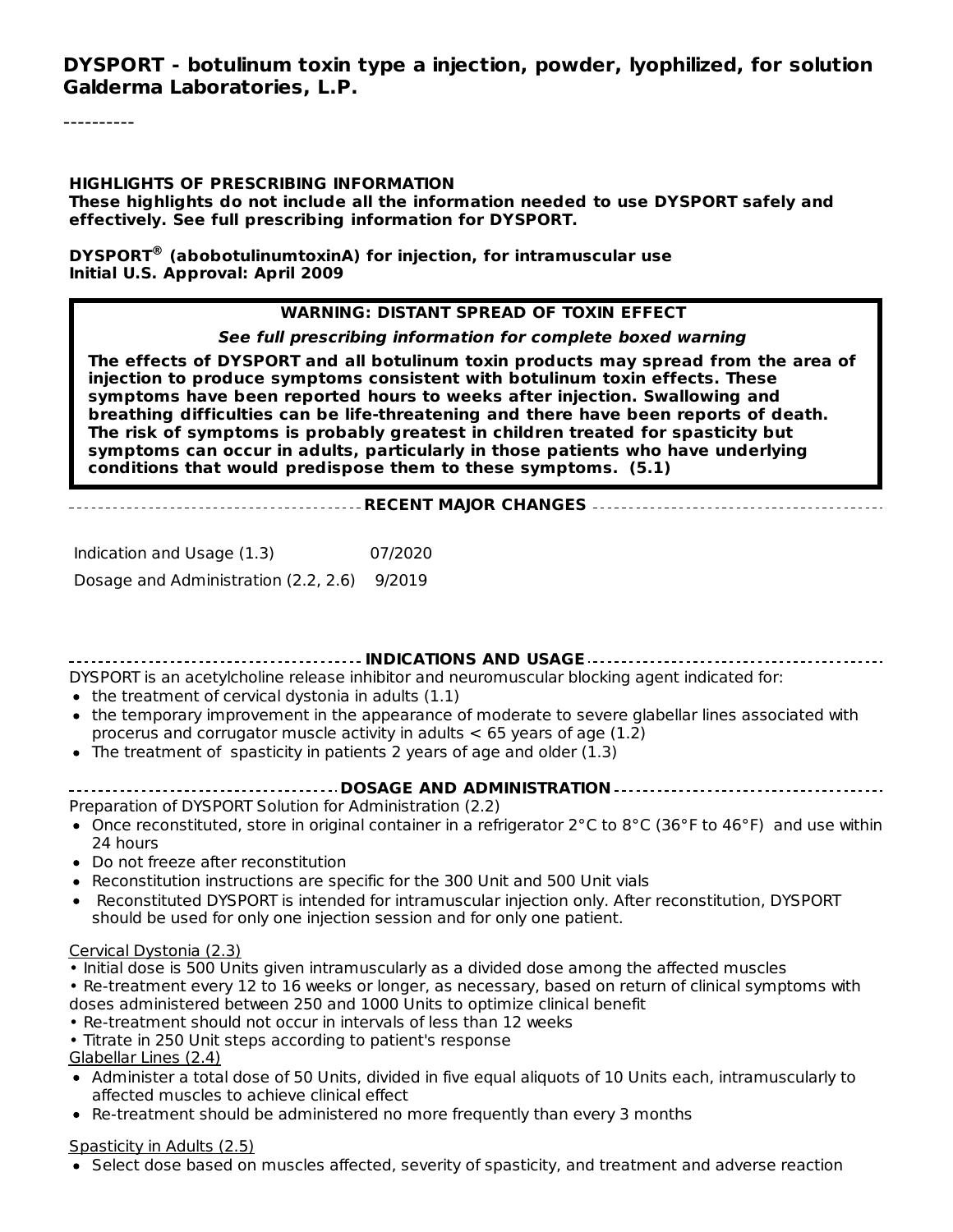# DYSPORT - botulinum toxin type a injection, powder, lyophilized, for solution
**Galderma Laboratories, L.P.**

----------

**HIGHLIGHTS OF PRESCRIBING INFORMATION**
**These highlights do not include all the information needed to use DYSPORT safely and effectively. See full prescribing information for DYSPORT.**

**DYSPORT® (abobotulinumtoxinA) for injection, for intramuscular use**
**Initial U.S. Approval: April 2009**

**WARNING: DISTANT SPREAD OF TOXIN EFFECT**

***See full prescribing information for complete boxed warning***

**The effects of DYSPORT and all botulinum toxin products may spread from the area of injection to produce symptoms consistent with botulinum toxin effects. These symptoms have been reported hours to weeks after injection. Swallowing and breathing difficulties can be life-threatening and there have been reports of death. The risk of symptoms is probably greatest in children treated for spasticity but symptoms can occur in adults, particularly in those patients who have underlying conditions that would predispose them to these symptoms. (5.1)**

## RECENT MAJOR CHANGES

| | |
|---|---|
| Indication and Usage (1.3) | 07/2020 |
| Dosage and Administration (2.2, 2.6) | 9/2019 |

## INDICATIONS AND USAGE

DYSPORT is an acetylcholine release inhibitor and neuromuscular blocking agent indicated for:

- the treatment of cervical dystonia in adults (1.1)
- the temporary improvement in the appearance of moderate to severe glabellar lines associated with procerus and corrugator muscle activity in adults < 65 years of age (1.2)
- The treatment of spasticity in patients 2 years of age and older (1.3)

## DOSAGE AND ADMINISTRATION

Preparation of DYSPORT Solution for Administration (2.2)

- Once reconstituted, store in original container in a refrigerator 2°C to 8°C (36°F to 46°F) and use within 24 hours
- Do not freeze after reconstitution
- Reconstitution instructions are specific for the 300 Unit and 500 Unit vials
- Reconstituted DYSPORT is intended for intramuscular injection only. After reconstitution, DYSPORT should be used for only one injection session and for only one patient.

Cervical Dystonia (2.3)

- Initial dose is 500 Units given intramuscularly as a divided dose among the affected muscles
- Re-treatment every 12 to 16 weeks or longer, as necessary, based on return of clinical symptoms with doses administered between 250 and 1000 Units to optimize clinical benefit
- Re-treatment should not occur in intervals of less than 12 weeks
- Titrate in 250 Unit steps according to patient's response

Glabellar Lines (2.4)

- Administer a total dose of 50 Units, divided in five equal aliquots of 10 Units each, intramuscularly to affected muscles to achieve clinical effect
- Re-treatment should be administered no more frequently than every 3 months

Spasticity in Adults (2.5)

- Select dose based on muscles affected, severity of spasticity, and treatment and adverse reaction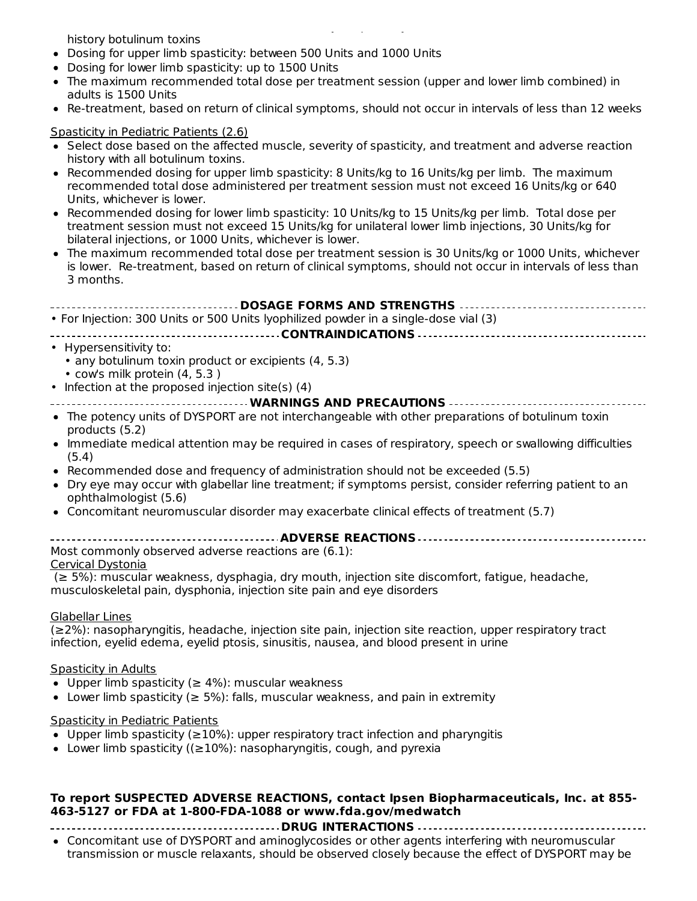history botulinum toxins

- Dosing for upper limb spasticity: between 500 Units and 1000 Units
- Dosing for lower limb spasticity: up to 1500 Units
- The maximum recommended total dose per treatment session (upper and lower limb combined) in adults is 1500 Units
- Re-treatment, based on return of clinical symptoms, should not occur in intervals of less than 12 weeks

Spasticity in Pediatric Patients (2.6)

- Select dose based on the affected muscle, severity of spasticity, and treatment and adverse reaction history with all botulinum toxins.
- Recommended dosing for upper limb spasticity: 8 Units/kg to 16 Units/kg per limb. The maximum recommended total dose administered per treatment session must not exceed 16 Units/kg or 640 Units, whichever is lower.
- Recommended dosing for lower limb spasticity: 10 Units/kg to 15 Units/kg per limb. Total dose per treatment session must not exceed 15 Units/kg for unilateral lower limb injections, 30 Units/kg for bilateral injections, or 1000 Units, whichever is lower.
- The maximum recommended total dose per treatment session is 30 Units/kg or 1000 Units, whichever is lower. Re-treatment, based on return of clinical symptoms, should not occur in intervals of less than 3 months.

## DOSAGE FORMS AND STRENGTHS

- For Injection: 300 Units or 500 Units lyophilized powder in a single-dose vial (3)

## CONTRAINDICATIONS

- Hypersensitivity to:
  - any botulinum toxin product or excipients (4, 5.3)
  - cow's milk protein (4, 5.3 )
- Infection at the proposed injection site(s) (4)

## WARNINGS AND PRECAUTIONS

- The potency units of DYSPORT are not interchangeable with other preparations of botulinum toxin products (5.2)
- Immediate medical attention may be required in cases of respiratory, speech or swallowing difficulties (5.4)
- Recommended dose and frequency of administration should not be exceeded (5.5)
- Dry eye may occur with glabellar line treatment; if symptoms persist, consider referring patient to an ophthalmologist (5.6)
- Concomitant neuromuscular disorder may exacerbate clinical effects of treatment (5.7)

## ADVERSE REACTIONS

Most commonly observed adverse reactions are (6.1):

Cervical Dystonia

(≥ 5%): muscular weakness, dysphagia, dry mouth, injection site discomfort, fatigue, headache, musculoskeletal pain, dysphonia, injection site pain and eye disorders

Glabellar Lines

(≥2%): nasopharyngitis, headache, injection site pain, injection site reaction, upper respiratory tract infection, eyelid edema, eyelid ptosis, sinusitis, nausea, and blood present in urine

Spasticity in Adults

- Upper limb spasticity (≥ 4%): muscular weakness
- Lower limb spasticity (≥ 5%): falls, muscular weakness, and pain in extremity

Spasticity in Pediatric Patients

- Upper limb spasticity (≥10%): upper respiratory tract infection and pharyngitis
- Lower limb spasticity ((≥10%): nasopharyngitis, cough, and pyrexia

**To report SUSPECTED ADVERSE REACTIONS, contact Ipsen Biopharmaceuticals, Inc. at 855-463-5127 or FDA at 1-800-FDA-1088 or www.fda.gov/medwatch**

## DRUG INTERACTIONS

- Concomitant use of DYSPORT and aminoglycosides or other agents interfering with neuromuscular transmission or muscle relaxants, should be observed closely because the effect of DYSPORT may be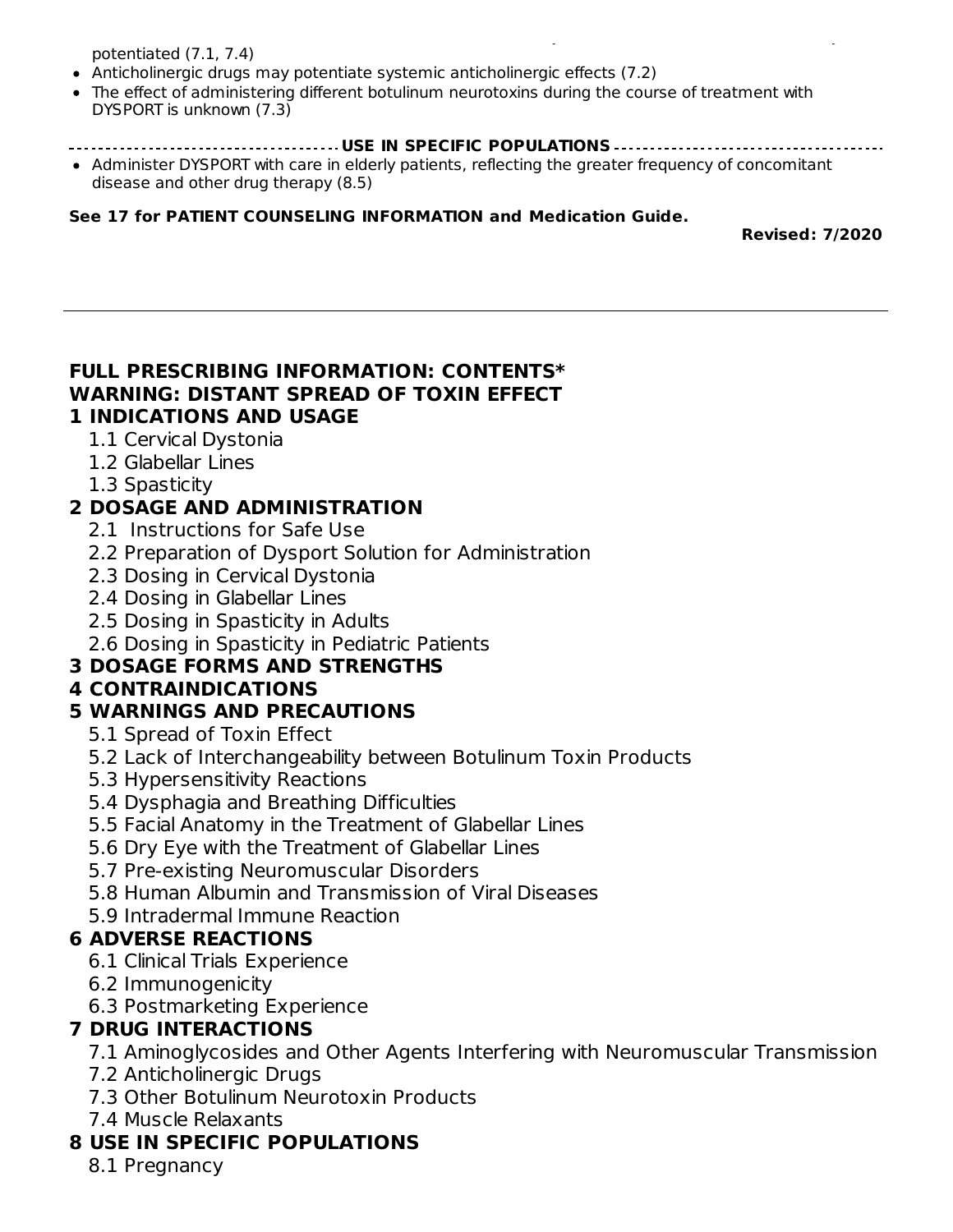potentiated (7.1, 7.4)

- Anticholinergic drugs may potentiate systemic anticholinergic effects (7.2)
- The effect of administering different botulinum neurotoxins during the course of treatment with DYSPORT is unknown (7.3)

**USE IN SPECIFIC POPULATIONS**

- Administer DYSPORT with care in elderly patients, reflecting the greater frequency of concomitant disease and other drug therapy (8.5)

**See 17 for PATIENT COUNSELING INFORMATION and Medication Guide.**

**Revised: 7/2020**

---

# FULL PRESCRIBING INFORMATION: CONTENTS*

## WARNING: DISTANT SPREAD OF TOXIN EFFECT

## 1 INDICATIONS AND USAGE

- 1.1 Cervical Dystonia
- 1.2 Glabellar Lines
- 1.3 Spasticity

## 2 DOSAGE AND ADMINISTRATION

- 2.1 Instructions for Safe Use
- 2.2 Preparation of Dysport Solution for Administration
- 2.3 Dosing in Cervical Dystonia
- 2.4 Dosing in Glabellar Lines
- 2.5 Dosing in Spasticity in Adults
- 2.6 Dosing in Spasticity in Pediatric Patients

## 3 DOSAGE FORMS AND STRENGTHS

## 4 CONTRAINDICATIONS

## 5 WARNINGS AND PRECAUTIONS

- 5.1 Spread of Toxin Effect
- 5.2 Lack of Interchangeability between Botulinum Toxin Products
- 5.3 Hypersensitivity Reactions
- 5.4 Dysphagia and Breathing Difficulties
- 5.5 Facial Anatomy in the Treatment of Glabellar Lines
- 5.6 Dry Eye with the Treatment of Glabellar Lines
- 5.7 Pre-existing Neuromuscular Disorders
- 5.8 Human Albumin and Transmission of Viral Diseases
- 5.9 Intradermal Immune Reaction

## 6 ADVERSE REACTIONS

- 6.1 Clinical Trials Experience
- 6.2 Immunogenicity
- 6.3 Postmarketing Experience

## 7 DRUG INTERACTIONS

- 7.1 Aminoglycosides and Other Agents Interfering with Neuromuscular Transmission
- 7.2 Anticholinergic Drugs
- 7.3 Other Botulinum Neurotoxin Products
- 7.4 Muscle Relaxants

## 8 USE IN SPECIFIC POPULATIONS

- 8.1 Pregnancy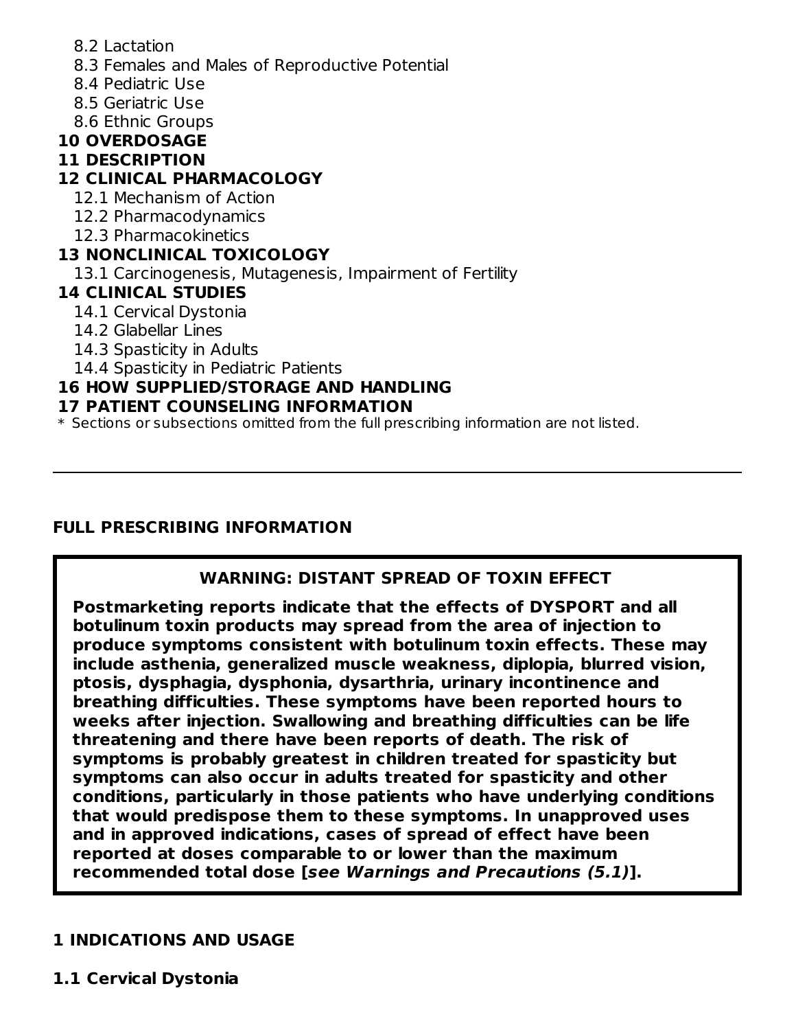8.2 Lactation
8.3 Females and Males of Reproductive Potential
8.4 Pediatric Use
8.5 Geriatric Use
8.6 Ethnic Groups

**10 OVERDOSAGE**

**11 DESCRIPTION**

**12 CLINICAL PHARMACOLOGY**

12.1 Mechanism of Action
12.2 Pharmacodynamics
12.3 Pharmacokinetics

**13 NONCLINICAL TOXICOLOGY**

13.1 Carcinogenesis, Mutagenesis, Impairment of Fertility

**14 CLINICAL STUDIES**

14.1 Cervical Dystonia
14.2 Glabellar Lines
14.3 Spasticity in Adults
14.4 Spasticity in Pediatric Patients

**16 HOW SUPPLIED/STORAGE AND HANDLING**

**17 PATIENT COUNSELING INFORMATION**

* Sections or subsections omitted from the full prescribing information are not listed.

---

## FULL PRESCRIBING INFORMATION

**WARNING: DISTANT SPREAD OF TOXIN EFFECT**

**Postmarketing reports indicate that the effects of DYSPORT and all botulinum toxin products may spread from the area of injection to produce symptoms consistent with botulinum toxin effects. These may include asthenia, generalized muscle weakness, diplopia, blurred vision, ptosis, dysphagia, dysphonia, dysarthria, urinary incontinence and breathing difficulties. These symptoms have been reported hours to weeks after injection. Swallowing and breathing difficulties can be life threatening and there have been reports of death. The risk of symptoms is probably greatest in children treated for spasticity but symptoms can also occur in adults treated for spasticity and other conditions, particularly in those patients who have underlying conditions that would predispose them to these symptoms. In unapproved uses and in approved indications, cases of spread of effect have been reported at doses comparable to or lower than the maximum recommended total dose [*see Warnings and Precautions (5.1)*].**

## 1 INDICATIONS AND USAGE

### 1.1 Cervical Dystonia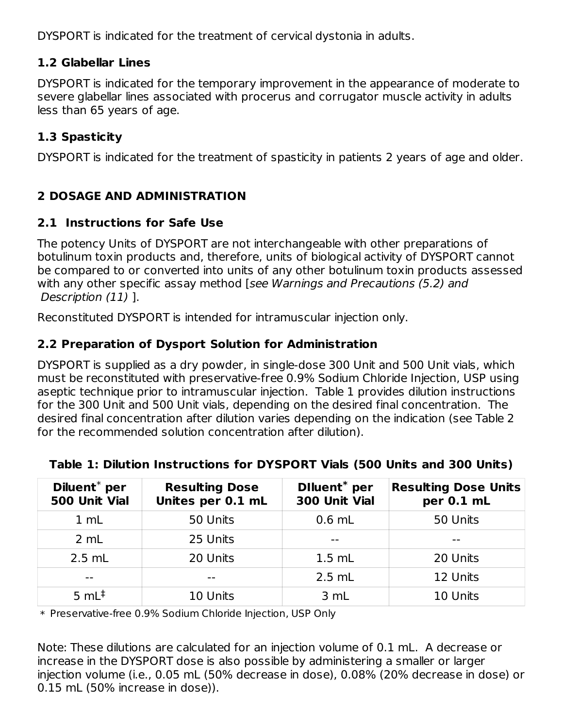DYSPORT is indicated for the treatment of cervical dystonia in adults.

### 1.2 Glabellar Lines

DYSPORT is indicated for the temporary improvement in the appearance of moderate to severe glabellar lines associated with procerus and corrugator muscle activity in adults less than 65 years of age.

### 1.3 Spasticity

DYSPORT is indicated for the treatment of spasticity in patients 2 years of age and older.

## 2 DOSAGE AND ADMINISTRATION

### 2.1 Instructions for Safe Use

The potency Units of DYSPORT are not interchangeable with other preparations of botulinum toxin products and, therefore, units of biological activity of DYSPORT cannot be compared to or converted into units of any other botulinum toxin products assessed with any other specific assay method [*see Warnings and Precautions (5.2) and Description (11)* ].

Reconstituted DYSPORT is intended for intramuscular injection only.

### 2.2 Preparation of Dysport Solution for Administration

DYSPORT is supplied as a dry powder, in single-dose 300 Unit and 500 Unit vials, which must be reconstituted with preservative-free 0.9% Sodium Chloride Injection, USP using aseptic technique prior to intramuscular injection. Table 1 provides dilution instructions for the 300 Unit and 500 Unit vials, depending on the desired final concentration. The desired final concentration after dilution varies depending on the indication (see Table 2 for the recommended solution concentration after dilution).

**Table 1: Dilution Instructions for DYSPORT Vials (500 Units and 300 Units)**

| Diluent* per 500 Unit Vial | Resulting Dose Unites per 0.1 mL | DIluent* per 300 Unit Vial | Resulting Dose Units per 0.1 mL |
|---|---|---|---|
| 1 mL | 50 Units | 0.6 mL | 50 Units |
| 2 mL | 25 Units | -- | -- |
| 2.5 mL | 20 Units | 1.5 mL | 20 Units |
| -- | -- | 2.5 mL | 12 Units |
| 5 mL‡ | 10 Units | 3 mL | 10 Units |

* Preservative-free 0.9% Sodium Chloride Injection, USP Only

Note: These dilutions are calculated for an injection volume of 0.1 mL. A decrease or increase in the DYSPORT dose is also possible by administering a smaller or larger injection volume (i.e., 0.05 mL (50% decrease in dose), 0.08% (20% decrease in dose) or 0.15 mL (50% increase in dose)).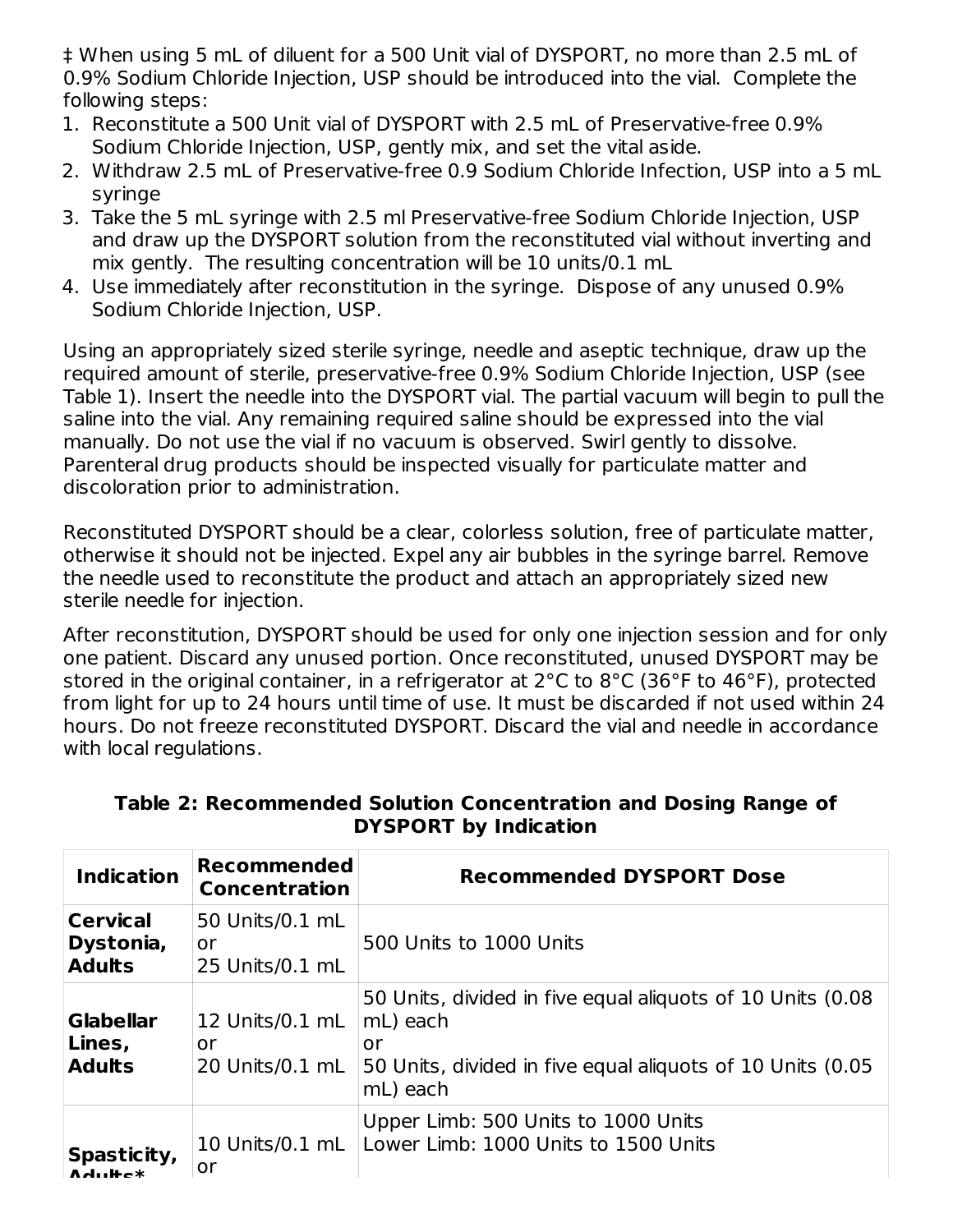‡ When using 5 mL of diluent for a 500 Unit vial of DYSPORT, no more than 2.5 mL of 0.9% Sodium Chloride Injection, USP should be introduced into the vial. Complete the following steps:

1. Reconstitute a 500 Unit vial of DYSPORT with 2.5 mL of Preservative-free 0.9% Sodium Chloride Injection, USP, gently mix, and set the vital aside.
2. Withdraw 2.5 mL of Preservative-free 0.9 Sodium Chloride Infection, USP into a 5 mL syringe
3. Take the 5 mL syringe with 2.5 ml Preservative-free Sodium Chloride Injection, USP and draw up the DYSPORT solution from the reconstituted vial without inverting and mix gently. The resulting concentration will be 10 units/0.1 mL
4. Use immediately after reconstitution in the syringe. Dispose of any unused 0.9% Sodium Chloride Injection, USP.

Using an appropriately sized sterile syringe, needle and aseptic technique, draw up the required amount of sterile, preservative-free 0.9% Sodium Chloride Injection, USP (see Table 1). Insert the needle into the DYSPORT vial. The partial vacuum will begin to pull the saline into the vial. Any remaining required saline should be expressed into the vial manually. Do not use the vial if no vacuum is observed. Swirl gently to dissolve. Parenteral drug products should be inspected visually for particulate matter and discoloration prior to administration.

Reconstituted DYSPORT should be a clear, colorless solution, free of particulate matter, otherwise it should not be injected. Expel any air bubbles in the syringe barrel. Remove the needle used to reconstitute the product and attach an appropriately sized new sterile needle for injection.

After reconstitution, DYSPORT should be used for only one injection session and for only one patient. Discard any unused portion. Once reconstituted, unused DYSPORT may be stored in the original container, in a refrigerator at 2°C to 8°C (36°F to 46°F), protected from light for up to 24 hours until time of use. It must be discarded if not used within 24 hours. Do not freeze reconstituted DYSPORT. Discard the vial and needle in accordance with local regulations.

**Table 2: Recommended Solution Concentration and Dosing Range of DYSPORT by Indication**

| Indication | Recommended Concentration | Recommended DYSPORT Dose |
|---|---|---|
| **Cervical Dystonia, Adults** | 50 Units/0.1 mL or 25 Units/0.1 mL | 500 Units to 1000 Units |
| **Glabellar Lines, Adults** | 12 Units/0.1 mL or 20 Units/0.1 mL | 50 Units, divided in five equal aliquots of 10 Units (0.08 mL) each or 50 Units, divided in five equal aliquots of 10 Units (0.05 mL) each |
| **Spasticity, Adults*** | 10 Units/0.1 mL or | Upper Limb: 500 Units to 1000 Units Lower Limb: 1000 Units to 1500 Units |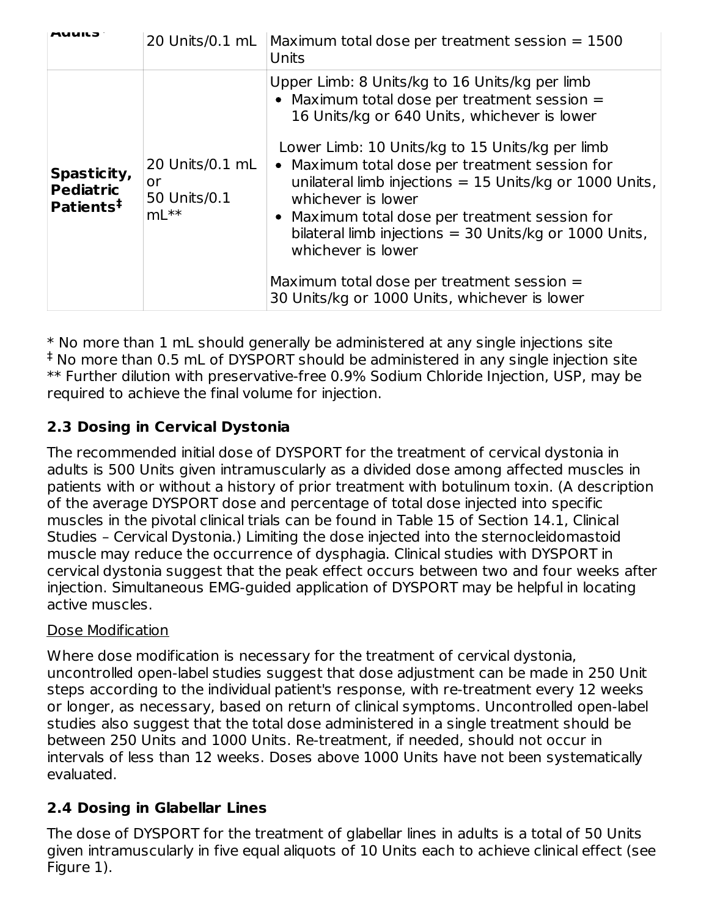| Adults* | 20 Units/0.1 mL | Maximum total dose per treatment session = 1500 Units |
|---|---|---|
| **Spasticity, Pediatric Patients‡** | 20 Units/0.1 mL or 50 Units/0.1 mL** | Upper Limb: 8 Units/kg to 16 Units/kg per limb<br>• Maximum total dose per treatment session = 16 Units/kg or 640 Units, whichever is lower<br><br>Lower Limb: 10 Units/kg to 15 Units/kg per limb<br>• Maximum total dose per treatment session for unilateral limb injections = 15 Units/kg or 1000 Units, whichever is lower<br>• Maximum total dose per treatment session for bilateral limb injections = 30 Units/kg or 1000 Units, whichever is lower<br><br>Maximum total dose per treatment session = 30 Units/kg or 1000 Units, whichever is lower |

* No more than 1 mL should generally be administered at any single injections site
‡ No more than 0.5 mL of DYSPORT should be administered in any single injection site
** Further dilution with preservative-free 0.9% Sodium Chloride Injection, USP, may be required to achieve the final volume for injection.

## 2.3 Dosing in Cervical Dystonia

The recommended initial dose of DYSPORT for the treatment of cervical dystonia in adults is 500 Units given intramuscularly as a divided dose among affected muscles in patients with or without a history of prior treatment with botulinum toxin. (A description of the average DYSPORT dose and percentage of total dose injected into specific muscles in the pivotal clinical trials can be found in Table 15 of Section 14.1, Clinical Studies – Cervical Dystonia.) Limiting the dose injected into the sternocleidomastoid muscle may reduce the occurrence of dysphagia. Clinical studies with DYSPORT in cervical dystonia suggest that the peak effect occurs between two and four weeks after injection. Simultaneous EMG-guided application of DYSPORT may be helpful in locating active muscles.

Dose Modification

Where dose modification is necessary for the treatment of cervical dystonia, uncontrolled open-label studies suggest that dose adjustment can be made in 250 Unit steps according to the individual patient's response, with re-treatment every 12 weeks or longer, as necessary, based on return of clinical symptoms. Uncontrolled open-label studies also suggest that the total dose administered in a single treatment should be between 250 Units and 1000 Units. Re-treatment, if needed, should not occur in intervals of less than 12 weeks. Doses above 1000 Units have not been systematically evaluated.

## 2.4 Dosing in Glabellar Lines

The dose of DYSPORT for the treatment of glabellar lines in adults is a total of 50 Units given intramuscularly in five equal aliquots of 10 Units each to achieve clinical effect (see Figure 1).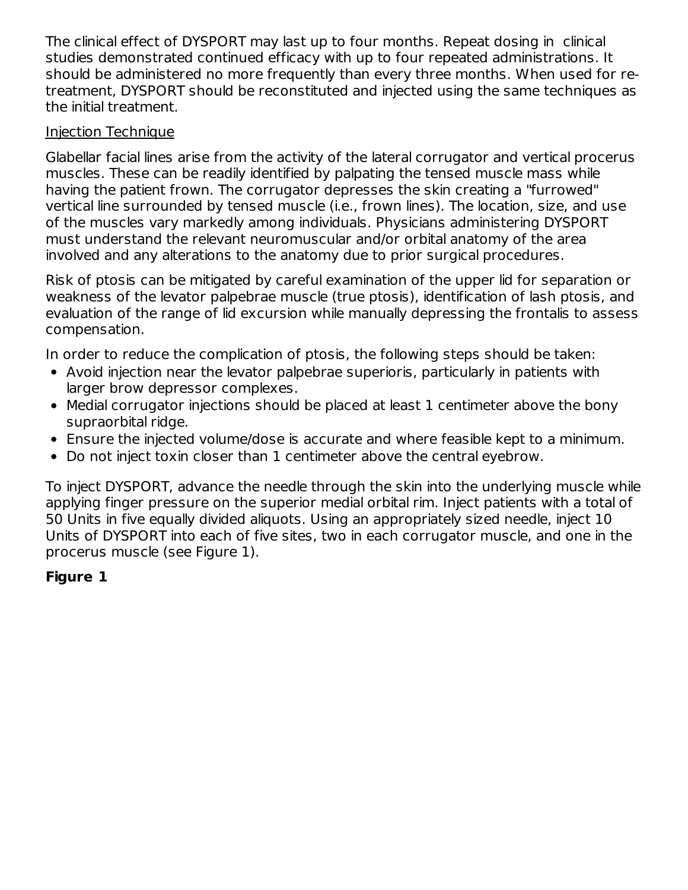The clinical effect of DYSPORT may last up to four months. Repeat dosing in clinical studies demonstrated continued efficacy with up to four repeated administrations. It should be administered no more frequently than every three months. When used for re-treatment, DYSPORT should be reconstituted and injected using the same techniques as the initial treatment.

<u>Injection Technique</u>

Glabellar facial lines arise from the activity of the lateral corrugator and vertical procerus muscles. These can be readily identified by palpating the tensed muscle mass while having the patient frown. The corrugator depresses the skin creating a "furrowed" vertical line surrounded by tensed muscle (i.e., frown lines). The location, size, and use of the muscles vary markedly among individuals. Physicians administering DYSPORT must understand the relevant neuromuscular and/or orbital anatomy of the area involved and any alterations to the anatomy due to prior surgical procedures.

Risk of ptosis can be mitigated by careful examination of the upper lid for separation or weakness of the levator palpebrae muscle (true ptosis), identification of lash ptosis, and evaluation of the range of lid excursion while manually depressing the frontalis to assess compensation.

In order to reduce the complication of ptosis, the following steps should be taken:

- Avoid injection near the levator palpebrae superioris, particularly in patients with larger brow depressor complexes.
- Medial corrugator injections should be placed at least 1 centimeter above the bony supraorbital ridge.
- Ensure the injected volume/dose is accurate and where feasible kept to a minimum.
- Do not inject toxin closer than 1 centimeter above the central eyebrow.

To inject DYSPORT, advance the needle through the skin into the underlying muscle while applying finger pressure on the superior medial orbital rim. Inject patients with a total of 50 Units in five equally divided aliquots. Using an appropriately sized needle, inject 10 Units of DYSPORT into each of five sites, two in each corrugator muscle, and one in the procerus muscle (see Figure 1).

**Figure 1**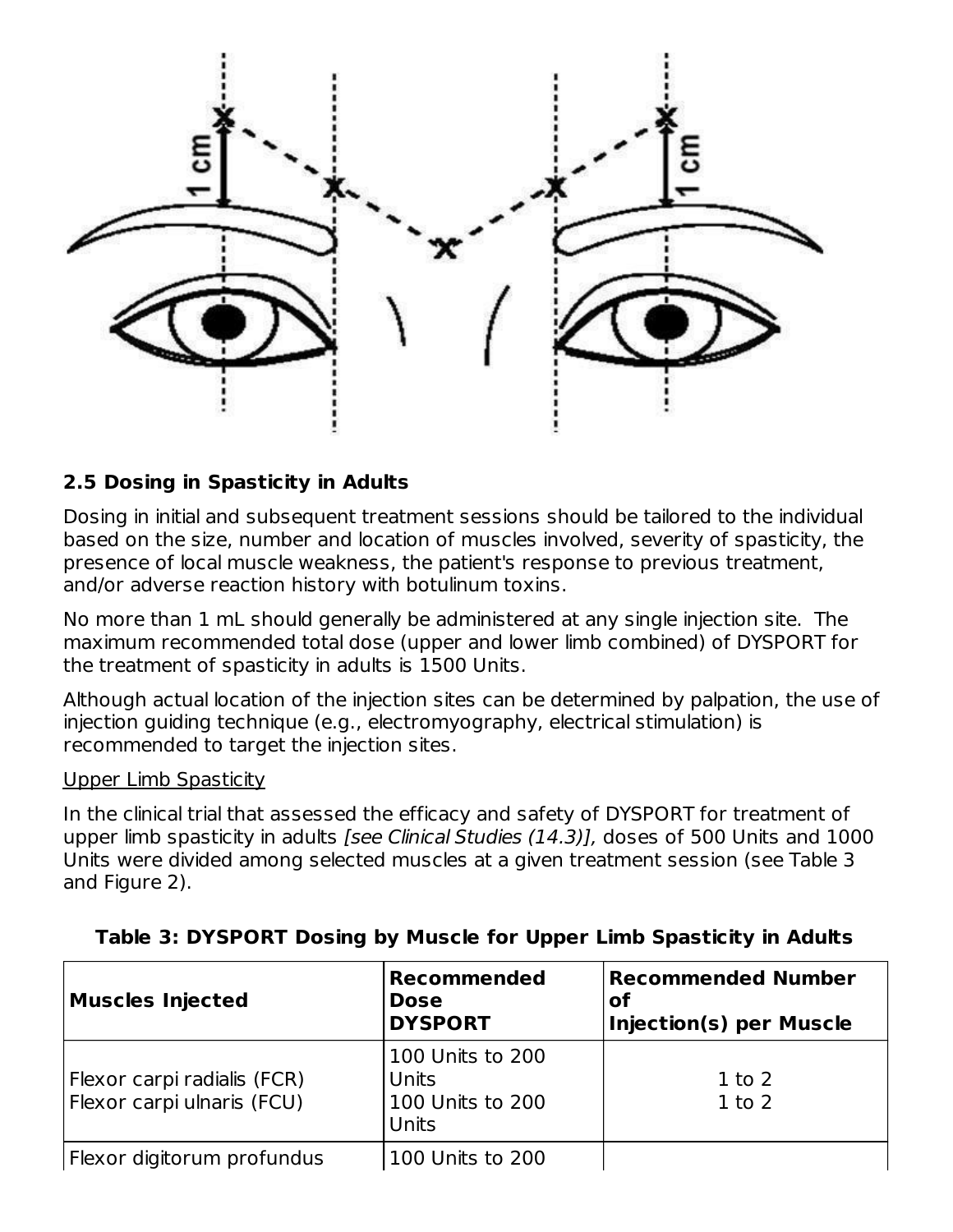## 2.5 Dosing in Spasticity in Adults

Dosing in initial and subsequent treatment sessions should be tailored to the individual based on the size, number and location of muscles involved, severity of spasticity, the presence of local muscle weakness, the patient's response to previous treatment, and/or adverse reaction history with botulinum toxins.

No more than 1 mL should generally be administered at any single injection site. The maximum recommended total dose (upper and lower limb combined) of DYSPORT for the treatment of spasticity in adults is 1500 Units.

Although actual location of the injection sites can be determined by palpation, the use of injection guiding technique (e.g., electromyography, electrical stimulation) is recommended to target the injection sites.

Upper Limb Spasticity

In the clinical trial that assessed the efficacy and safety of DYSPORT for treatment of upper limb spasticity in adults *[see Clinical Studies (14.3)],* doses of 500 Units and 1000 Units were divided among selected muscles at a given treatment session (see Table 3 and Figure 2).

**Table 3: DYSPORT Dosing by Muscle for Upper Limb Spasticity in Adults**

| **Muscles Injected** | **Recommended Dose DYSPORT** | **Recommended Number of Injection(s) per Muscle** |
|---|---|---|
| Flexor carpi radialis (FCR)<br>Flexor carpi ulnaris (FCU) | 100 Units to 200 Units<br>100 Units to 200 Units | 1 to 2<br>1 to 2 |
| Flexor digitorum profundus | 100 Units to 200 | |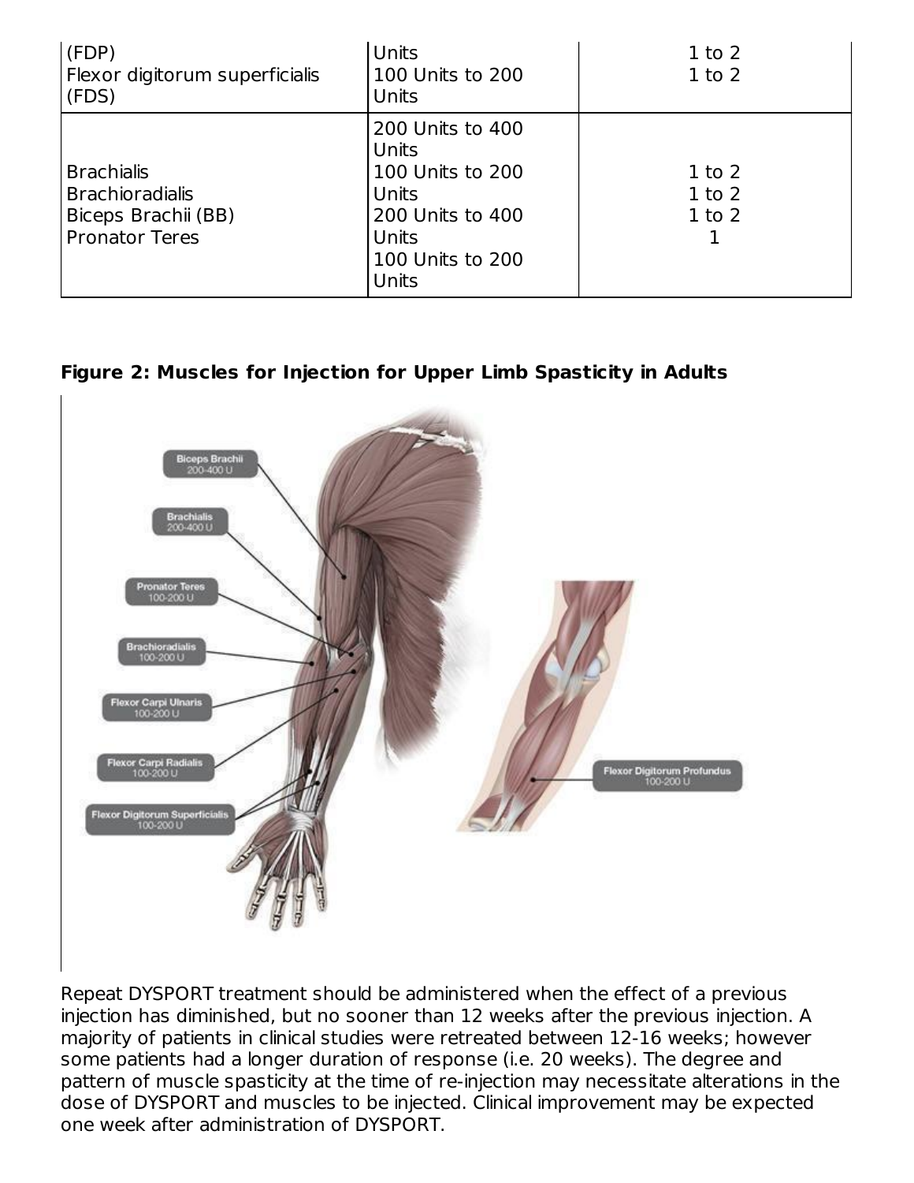| | | |
|---|---|---|
| (FDP)<br>Flexor digitorum superficialis (FDS) | Units<br>100 Units to 200 Units | 1 to 2<br>1 to 2 |
| Brachialis<br>Brachioradialis<br>Biceps Brachii (BB)<br>Pronator Teres | 200 Units to 400 Units<br>100 Units to 200 Units<br>200 Units to 400 Units<br>100 Units to 200 Units | 1 to 2<br>1 to 2<br>1 to 2<br>1 |

**Figure 2: Muscles for Injection for Upper Limb Spasticity in Adults**

Repeat DYSPORT treatment should be administered when the effect of a previous injection has diminished, but no sooner than 12 weeks after the previous injection. A majority of patients in clinical studies were retreated between 12-16 weeks; however some patients had a longer duration of response (i.e. 20 weeks). The degree and pattern of muscle spasticity at the time of re-injection may necessitate alterations in the dose of DYSPORT and muscles to be injected. Clinical improvement may be expected one week after administration of DYSPORT.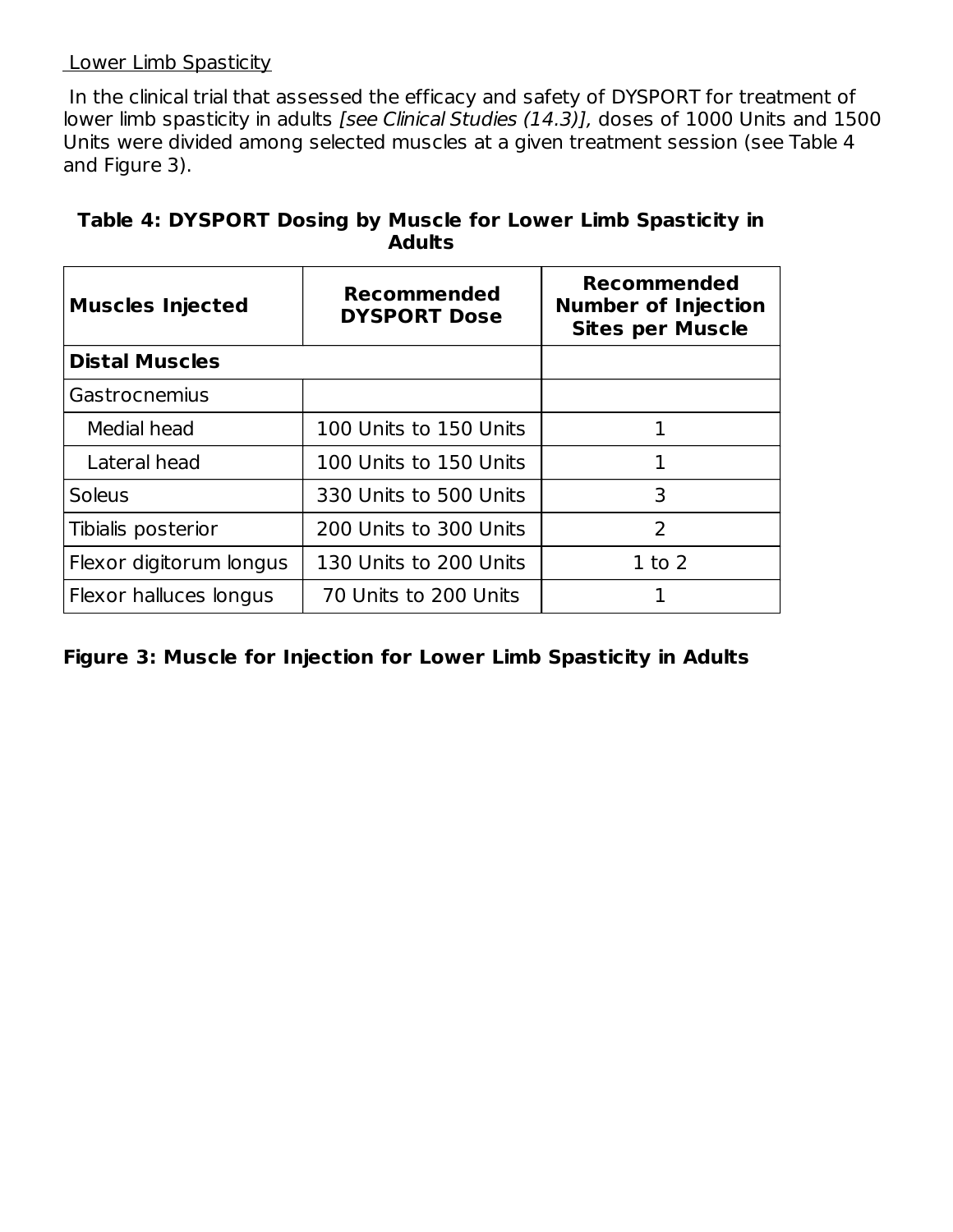Lower Limb Spasticity

In the clinical trial that assessed the efficacy and safety of DYSPORT for treatment of lower limb spasticity in adults *[see Clinical Studies (14.3)]*, doses of 1000 Units and 1500 Units were divided among selected muscles at a given treatment session (see Table 4 and Figure 3).

**Table 4: DYSPORT Dosing by Muscle for Lower Limb Spasticity in Adults**

| Muscles Injected | Recommended DYSPORT Dose | Recommended Number of Injection Sites per Muscle |
|---|---|---|
| **Distal Muscles** | | |
| Gastrocnemius | | |
| Medial head | 100 Units to 150 Units | 1 |
| Lateral head | 100 Units to 150 Units | 1 |
| Soleus | 330 Units to 500 Units | 3 |
| Tibialis posterior | 200 Units to 300 Units | 2 |
| Flexor digitorum longus | 130 Units to 200 Units | 1 to 2 |
| Flexor halluces longus | 70 Units to 200 Units | 1 |

**Figure 3: Muscle for Injection for Lower Limb Spasticity in Adults**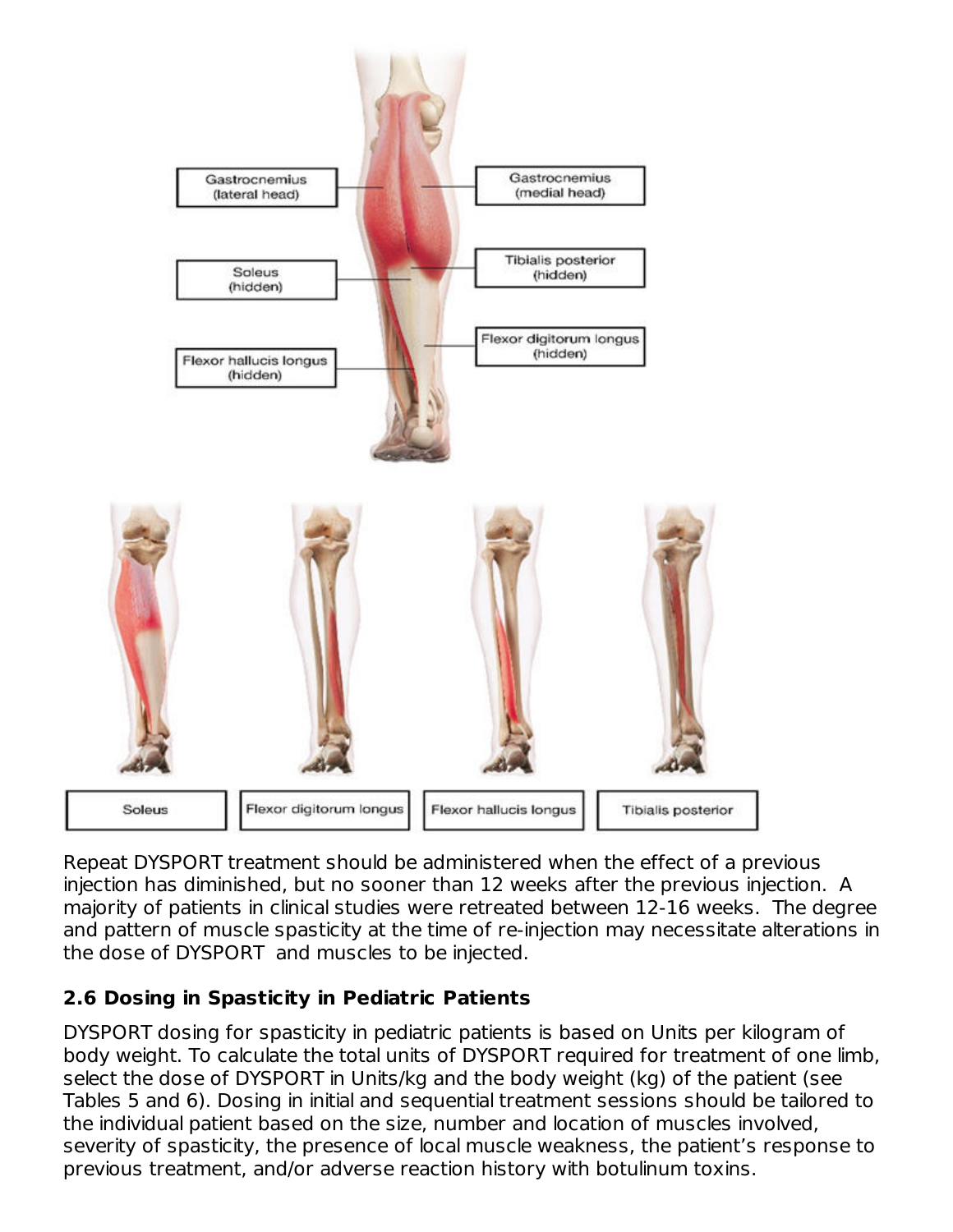Repeat DYSPORT treatment should be administered when the effect of a previous injection has diminished, but no sooner than 12 weeks after the previous injection. A majority of patients in clinical studies were retreated between 12-16 weeks. The degree and pattern of muscle spasticity at the time of re-injection may necessitate alterations in the dose of DYSPORT and muscles to be injected.

### 2.6 Dosing in Spasticity in Pediatric Patients

DYSPORT dosing for spasticity in pediatric patients is based on Units per kilogram of body weight. To calculate the total units of DYSPORT required for treatment of one limb, select the dose of DYSPORT in Units/kg and the body weight (kg) of the patient (see Tables 5 and 6). Dosing in initial and sequential treatment sessions should be tailored to the individual patient based on the size, number and location of muscles involved, severity of spasticity, the presence of local muscle weakness, the patient's response to previous treatment, and/or adverse reaction history with botulinum toxins.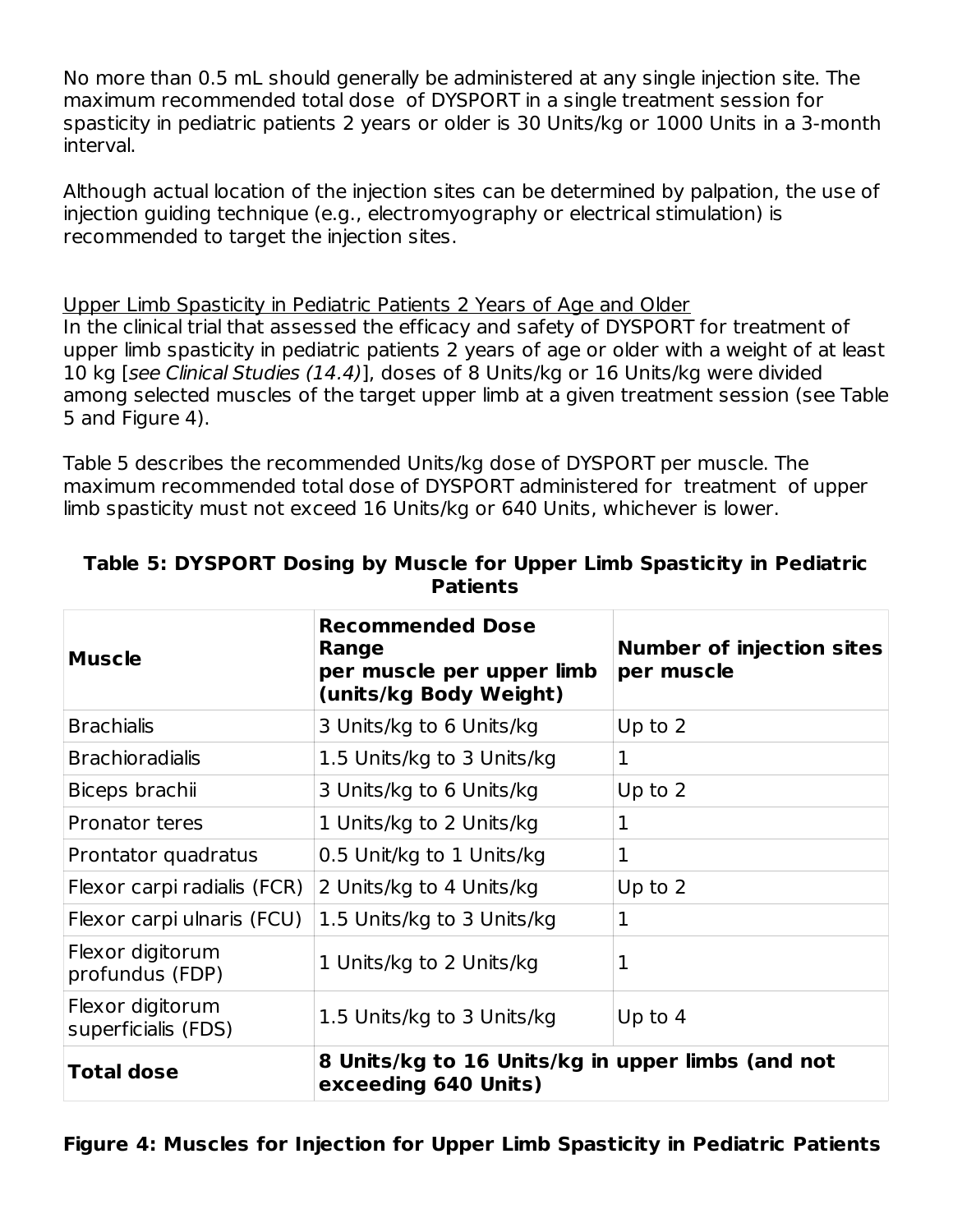No more than 0.5 mL should generally be administered at any single injection site. The maximum recommended total dose of DYSPORT in a single treatment session for spasticity in pediatric patients 2 years or older is 30 Units/kg or 1000 Units in a 3-month interval.

Although actual location of the injection sites can be determined by palpation, the use of injection guiding technique (e.g., electromyography or electrical stimulation) is recommended to target the injection sites.

Upper Limb Spasticity in Pediatric Patients 2 Years of Age and Older

In the clinical trial that assessed the efficacy and safety of DYSPORT for treatment of upper limb spasticity in pediatric patients 2 years of age or older with a weight of at least 10 kg [*see Clinical Studies (14.4)*], doses of 8 Units/kg or 16 Units/kg were divided among selected muscles of the target upper limb at a given treatment session (see Table 5 and Figure 4).

Table 5 describes the recommended Units/kg dose of DYSPORT per muscle. The maximum recommended total dose of DYSPORT administered for treatment of upper limb spasticity must not exceed 16 Units/kg or 640 Units, whichever is lower.

**Table 5: DYSPORT Dosing by Muscle for Upper Limb Spasticity in Pediatric Patients**

| **Muscle** | **Recommended Dose Range per muscle per upper limb (units/kg Body Weight)** | **Number of injection sites per muscle** |
|---|---|---|
| Brachialis | 3 Units/kg to 6 Units/kg | Up to 2 |
| Brachioradialis | 1.5 Units/kg to 3 Units/kg | 1 |
| Biceps brachii | 3 Units/kg to 6 Units/kg | Up to 2 |
| Pronator teres | 1 Units/kg to 2 Units/kg | 1 |
| Prontator quadratus | 0.5 Unit/kg to 1 Units/kg | 1 |
| Flexor carpi radialis (FCR) | 2 Units/kg to 4 Units/kg | Up to 2 |
| Flexor carpi ulnaris (FCU) | 1.5 Units/kg to 3 Units/kg | 1 |
| Flexor digitorum profundus (FDP) | 1 Units/kg to 2 Units/kg | 1 |
| Flexor digitorum superficialis (FDS) | 1.5 Units/kg to 3 Units/kg | Up to 4 |
| **Total dose** | **8 Units/kg to 16 Units/kg in upper limbs (and not exceeding 640 Units)** | |

**Figure 4: Muscles for Injection for Upper Limb Spasticity in Pediatric Patients**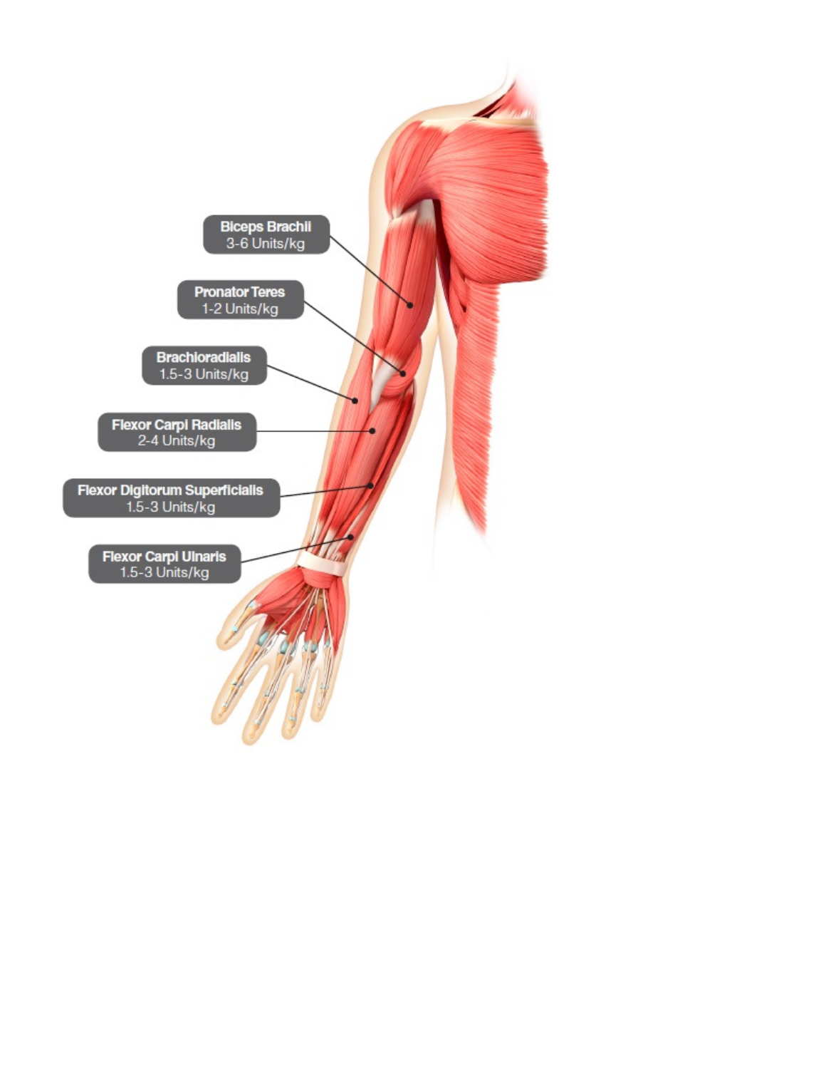Biceps Brachii
3-6 Units/kg

Pronator Teres
1-2 Units/kg

Brachioradialis
1.5-3 Units/kg

Flexor Carpi Radialis
2-4 Units/kg

Flexor Digitorum Superficialis
1.5-3 Units/kg

Flexor Carpi Ulnaris
1.5-3 Units/kg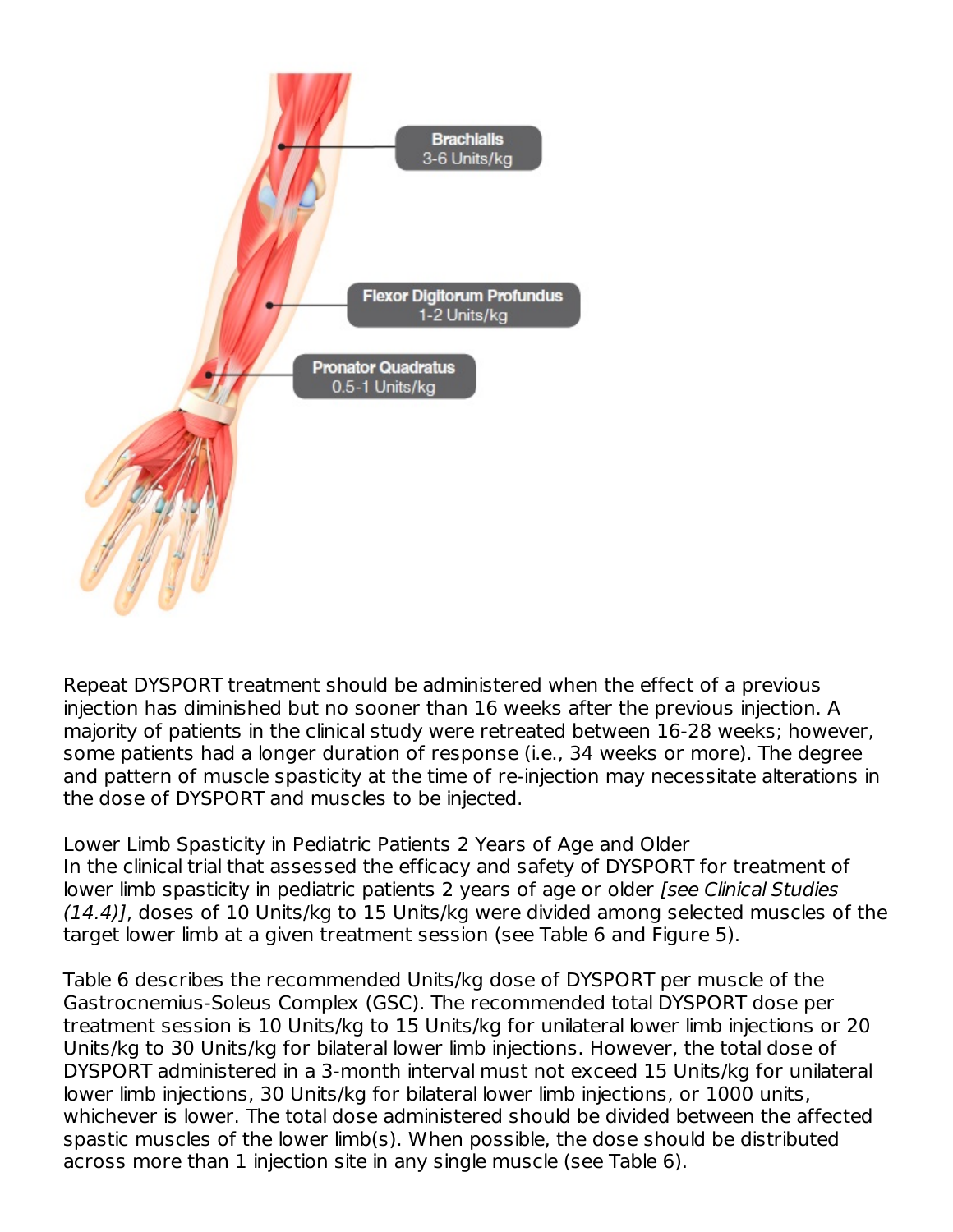Brachialis
3-6 Units/kg

Flexor Digitorum Profundus
1-2 Units/kg

Pronator Quadratus
0.5-1 Units/kg

Repeat DYSPORT treatment should be administered when the effect of a previous injection has diminished but no sooner than 16 weeks after the previous injection. A majority of patients in the clinical study were retreated between 16-28 weeks; however, some patients had a longer duration of response (i.e., 34 weeks or more). The degree and pattern of muscle spasticity at the time of re-injection may necessitate alterations in the dose of DYSPORT and muscles to be injected.

Lower Limb Spasticity in Pediatric Patients 2 Years of Age and Older

In the clinical trial that assessed the efficacy and safety of DYSPORT for treatment of lower limb spasticity in pediatric patients 2 years of age or older *[see Clinical Studies (14.4)]*, doses of 10 Units/kg to 15 Units/kg were divided among selected muscles of the target lower limb at a given treatment session (see Table 6 and Figure 5).

Table 6 describes the recommended Units/kg dose of DYSPORT per muscle of the Gastrocnemius-Soleus Complex (GSC). The recommended total DYSPORT dose per treatment session is 10 Units/kg to 15 Units/kg for unilateral lower limb injections or 20 Units/kg to 30 Units/kg for bilateral lower limb injections. However, the total dose of DYSPORT administered in a 3-month interval must not exceed 15 Units/kg for unilateral lower limb injections, 30 Units/kg for bilateral lower limb injections, or 1000 units, whichever is lower. The total dose administered should be divided between the affected spastic muscles of the lower limb(s). When possible, the dose should be distributed across more than 1 injection site in any single muscle (see Table 6).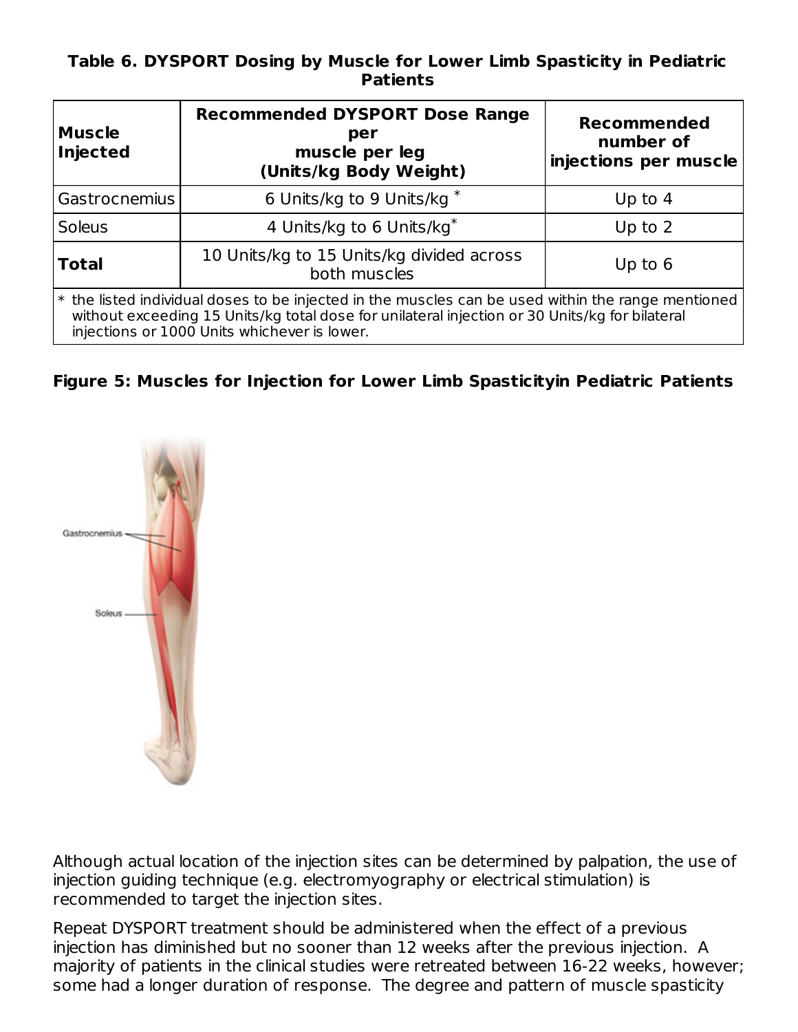**Table 6. DYSPORT Dosing by Muscle for Lower Limb Spasticity in Pediatric Patients**

| Muscle Injected | Recommended DYSPORT Dose Range per muscle per leg (Units/kg Body Weight) | Recommended number of injections per muscle |
|---|---|---|
| Gastrocnemius | 6 Units/kg to 9 Units/kg * | Up to 4 |
| Soleus | 4 Units/kg to 6 Units/kg* | Up to 2 |
| **Total** | 10 Units/kg to 15 Units/kg divided across both muscles | Up to 6 |

\* the listed individual doses to be injected in the muscles can be used within the range mentioned without exceeding 15 Units/kg total dose for unilateral injection or 30 Units/kg for bilateral injections or 1000 Units whichever is lower.

**Figure 5: Muscles for Injection for Lower Limb Spasticityin Pediatric Patients**

Although actual location of the injection sites can be determined by palpation, the use of injection guiding technique (e.g. electromyography or electrical stimulation) is recommended to target the injection sites.

Repeat DYSPORT treatment should be administered when the effect of a previous injection has diminished but no sooner than 12 weeks after the previous injection. A majority of patients in the clinical studies were retreated between 16-22 weeks, however; some had a longer duration of response. The degree and pattern of muscle spasticity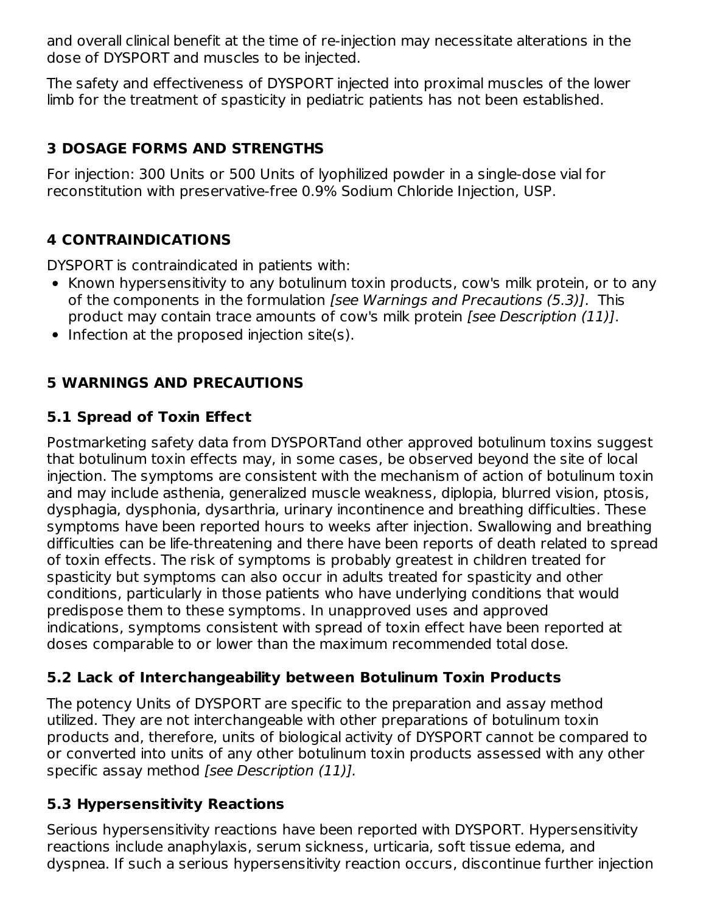and overall clinical benefit at the time of re-injection may necessitate alterations in the dose of DYSPORT and muscles to be injected.

The safety and effectiveness of DYSPORT injected into proximal muscles of the lower limb for the treatment of spasticity in pediatric patients has not been established.

## 3 DOSAGE FORMS AND STRENGTHS

For injection: 300 Units or 500 Units of lyophilized powder in a single-dose vial for reconstitution with preservative-free 0.9% Sodium Chloride Injection, USP.

## 4 CONTRAINDICATIONS

DYSPORT is contraindicated in patients with:

- Known hypersensitivity to any botulinum toxin products, cow's milk protein, or to any of the components in the formulation *[see Warnings and Precautions (5.3)]*. This product may contain trace amounts of cow's milk protein *[see Description (11)]*.
- Infection at the proposed injection site(s).

## 5 WARNINGS AND PRECAUTIONS

### 5.1 Spread of Toxin Effect

Postmarketing safety data from DYSPORTand other approved botulinum toxins suggest that botulinum toxin effects may, in some cases, be observed beyond the site of local injection. The symptoms are consistent with the mechanism of action of botulinum toxin and may include asthenia, generalized muscle weakness, diplopia, blurred vision, ptosis, dysphagia, dysphonia, dysarthria, urinary incontinence and breathing difficulties. These symptoms have been reported hours to weeks after injection. Swallowing and breathing difficulties can be life-threatening and there have been reports of death related to spread of toxin effects. The risk of symptoms is probably greatest in children treated for spasticity but symptoms can also occur in adults treated for spasticity and other conditions, particularly in those patients who have underlying conditions that would predispose them to these symptoms. In unapproved uses and approved indications, symptoms consistent with spread of toxin effect have been reported at doses comparable to or lower than the maximum recommended total dose.

### 5.2 Lack of Interchangeability between Botulinum Toxin Products

The potency Units of DYSPORT are specific to the preparation and assay method utilized. They are not interchangeable with other preparations of botulinum toxin products and, therefore, units of biological activity of DYSPORT cannot be compared to or converted into units of any other botulinum toxin products assessed with any other specific assay method *[see Description (11)].*

### 5.3 Hypersensitivity Reactions

Serious hypersensitivity reactions have been reported with DYSPORT. Hypersensitivity reactions include anaphylaxis, serum sickness, urticaria, soft tissue edema, and dyspnea. If such a serious hypersensitivity reaction occurs, discontinue further injection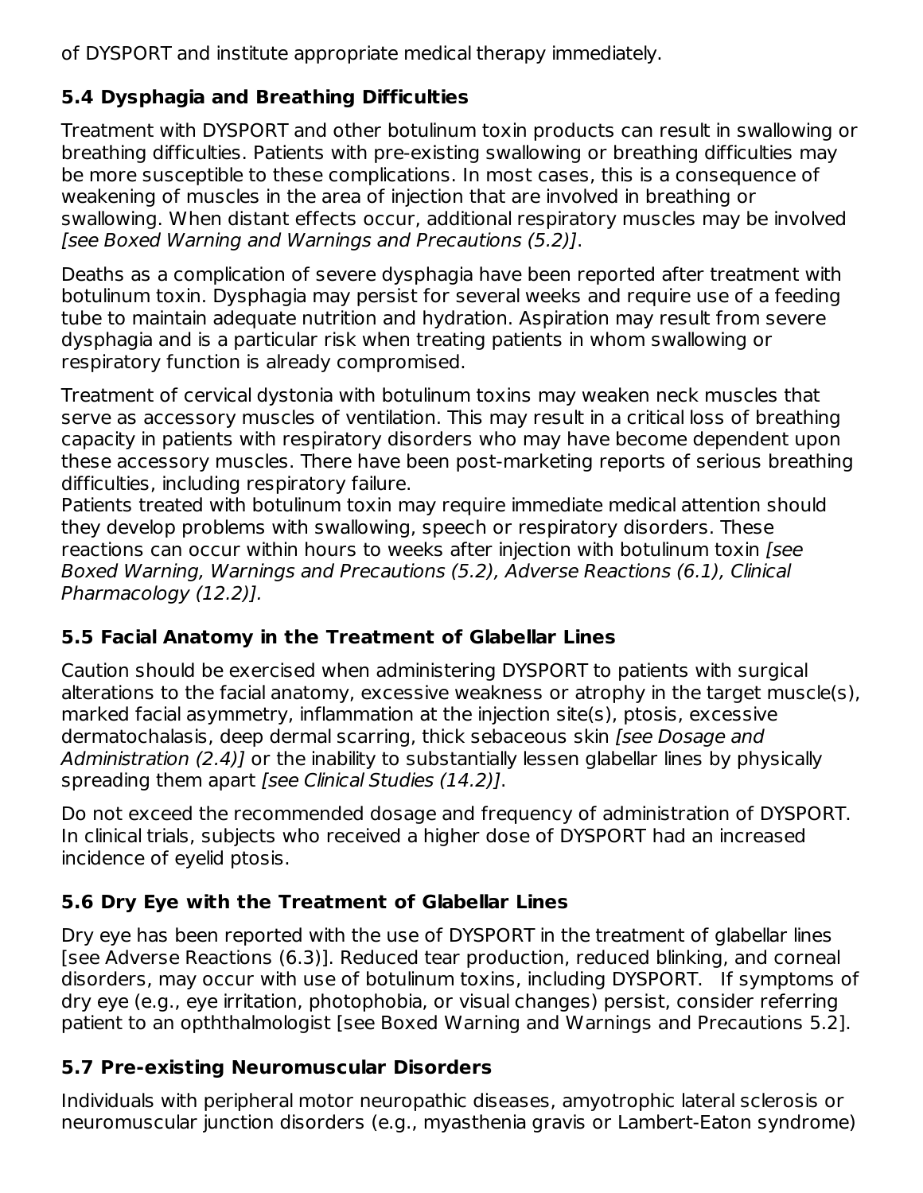of DYSPORT and institute appropriate medical therapy immediately.

### 5.4 Dysphagia and Breathing Difficulties

Treatment with DYSPORT and other botulinum toxin products can result in swallowing or breathing difficulties. Patients with pre-existing swallowing or breathing difficulties may be more susceptible to these complications. In most cases, this is a consequence of weakening of muscles in the area of injection that are involved in breathing or swallowing. When distant effects occur, additional respiratory muscles may be involved *[see Boxed Warning and Warnings and Precautions (5.2)]*.

Deaths as a complication of severe dysphagia have been reported after treatment with botulinum toxin. Dysphagia may persist for several weeks and require use of a feeding tube to maintain adequate nutrition and hydration. Aspiration may result from severe dysphagia and is a particular risk when treating patients in whom swallowing or respiratory function is already compromised.

Treatment of cervical dystonia with botulinum toxins may weaken neck muscles that serve as accessory muscles of ventilation. This may result in a critical loss of breathing capacity in patients with respiratory disorders who may have become dependent upon these accessory muscles. There have been post-marketing reports of serious breathing difficulties, including respiratory failure.

Patients treated with botulinum toxin may require immediate medical attention should they develop problems with swallowing, speech or respiratory disorders. These reactions can occur within hours to weeks after injection with botulinum toxin *[see Boxed Warning, Warnings and Precautions (5.2), Adverse Reactions (6.1), Clinical Pharmacology (12.2)].*

### 5.5 Facial Anatomy in the Treatment of Glabellar Lines

Caution should be exercised when administering DYSPORT to patients with surgical alterations to the facial anatomy, excessive weakness or atrophy in the target muscle(s), marked facial asymmetry, inflammation at the injection site(s), ptosis, excessive dermatochalasis, deep dermal scarring, thick sebaceous skin *[see Dosage and Administration (2.4)]* or the inability to substantially lessen glabellar lines by physically spreading them apart *[see Clinical Studies (14.2)]*.

Do not exceed the recommended dosage and frequency of administration of DYSPORT. In clinical trials, subjects who received a higher dose of DYSPORT had an increased incidence of eyelid ptosis.

### 5.6 Dry Eye with the Treatment of Glabellar Lines

Dry eye has been reported with the use of DYSPORT in the treatment of glabellar lines [see Adverse Reactions (6.3)]. Reduced tear production, reduced blinking, and corneal disorders, may occur with use of botulinum toxins, including DYSPORT. If symptoms of dry eye (e.g., eye irritation, photophobia, or visual changes) persist, consider referring patient to an opththalmologist [see Boxed Warning and Warnings and Precautions 5.2].

### 5.7 Pre-existing Neuromuscular Disorders

Individuals with peripheral motor neuropathic diseases, amyotrophic lateral sclerosis or neuromuscular junction disorders (e.g., myasthenia gravis or Lambert-Eaton syndrome)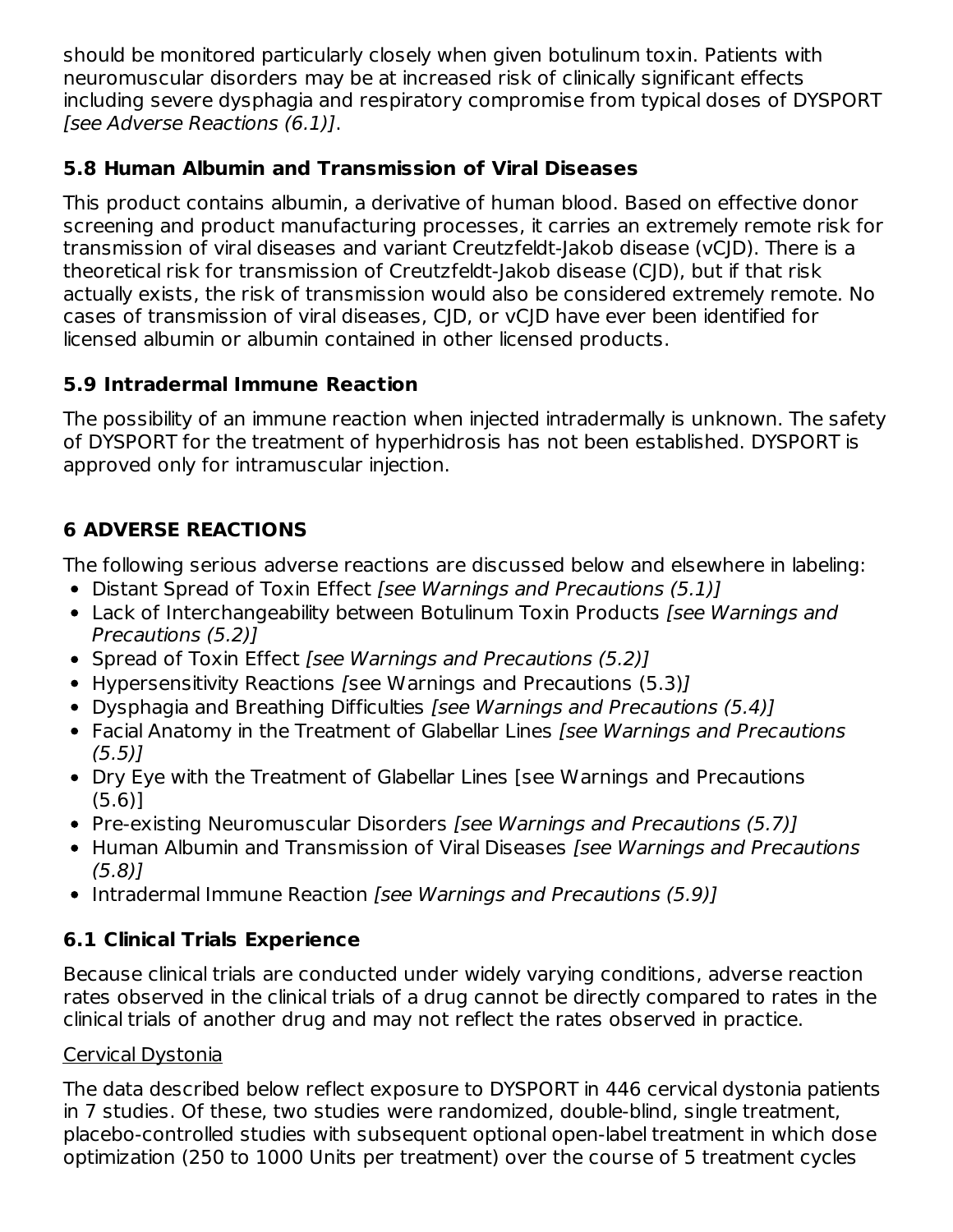should be monitored particularly closely when given botulinum toxin. Patients with neuromuscular disorders may be at increased risk of clinically significant effects including severe dysphagia and respiratory compromise from typical doses of DYSPORT *[see Adverse Reactions (6.1)]*.

### 5.8 Human Albumin and Transmission of Viral Diseases

This product contains albumin, a derivative of human blood. Based on effective donor screening and product manufacturing processes, it carries an extremely remote risk for transmission of viral diseases and variant Creutzfeldt-Jakob disease (vCJD). There is a theoretical risk for transmission of Creutzfeldt-Jakob disease (CJD), but if that risk actually exists, the risk of transmission would also be considered extremely remote. No cases of transmission of viral diseases, CJD, or vCJD have ever been identified for licensed albumin or albumin contained in other licensed products.

### 5.9 Intradermal Immune Reaction

The possibility of an immune reaction when injected intradermally is unknown. The safety of DYSPORT for the treatment of hyperhidrosis has not been established. DYSPORT is approved only for intramuscular injection.

## 6 ADVERSE REACTIONS

The following serious adverse reactions are discussed below and elsewhere in labeling:

- Distant Spread of Toxin Effect *[see Warnings and Precautions (5.1)]*
- Lack of Interchangeability between Botulinum Toxin Products *[see Warnings and Precautions (5.2)]*
- Spread of Toxin Effect *[see Warnings and Precautions (5.2)]*
- Hypersensitivity Reactions [see Warnings and Precautions (5.3)]
- Dysphagia and Breathing Difficulties *[see Warnings and Precautions (5.4)]*
- Facial Anatomy in the Treatment of Glabellar Lines *[see Warnings and Precautions (5.5)]*
- Dry Eye with the Treatment of Glabellar Lines [see Warnings and Precautions (5.6)]
- Pre-existing Neuromuscular Disorders *[see Warnings and Precautions (5.7)]*
- Human Albumin and Transmission of Viral Diseases *[see Warnings and Precautions (5.8)]*
- Intradermal Immune Reaction *[see Warnings and Precautions (5.9)]*

### 6.1 Clinical Trials Experience

Because clinical trials are conducted under widely varying conditions, adverse reaction rates observed in the clinical trials of a drug cannot be directly compared to rates in the clinical trials of another drug and may not reflect the rates observed in practice.

Cervical Dystonia

The data described below reflect exposure to DYSPORT in 446 cervical dystonia patients in 7 studies. Of these, two studies were randomized, double-blind, single treatment, placebo-controlled studies with subsequent optional open-label treatment in which dose optimization (250 to 1000 Units per treatment) over the course of 5 treatment cycles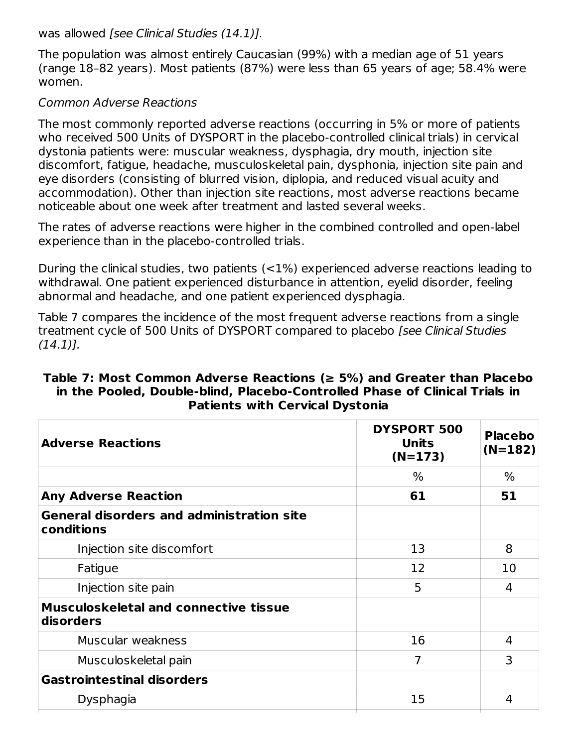was allowed *[see Clinical Studies (14.1)]*.

The population was almost entirely Caucasian (99%) with a median age of 51 years (range 18–82 years). Most patients (87%) were less than 65 years of age; 58.4% were women.

*Common Adverse Reactions*

The most commonly reported adverse reactions (occurring in 5% or more of patients who received 500 Units of DYSPORT in the placebo-controlled clinical trials) in cervical dystonia patients were: muscular weakness, dysphagia, dry mouth, injection site discomfort, fatigue, headache, musculoskeletal pain, dysphonia, injection site pain and eye disorders (consisting of blurred vision, diplopia, and reduced visual acuity and accommodation). Other than injection site reactions, most adverse reactions became noticeable about one week after treatment and lasted several weeks.

The rates of adverse reactions were higher in the combined controlled and open-label experience than in the placebo-controlled trials.

During the clinical studies, two patients (<1%) experienced adverse reactions leading to withdrawal. One patient experienced disturbance in attention, eyelid disorder, feeling abnormal and headache, and one patient experienced dysphagia.

Table 7 compares the incidence of the most frequent adverse reactions from a single treatment cycle of 500 Units of DYSPORT compared to placebo *[see Clinical Studies (14.1)]*.

**Table 7: Most Common Adverse Reactions (≥ 5%) and Greater than Placebo in the Pooled, Double-blind, Placebo-Controlled Phase of Clinical Trials in Patients with Cervical Dystonia**

| Adverse Reactions | DYSPORT 500 Units (N=173) | Placebo (N=182) |
|---|---|---|
| | % | % |
| **Any Adverse Reaction** | **61** | **51** |
| **General disorders and administration site conditions** | | |
| Injection site discomfort | 13 | 8 |
| Fatigue | 12 | 10 |
| Injection site pain | 5 | 4 |
| **Musculoskeletal and connective tissue disorders** | | |
| Muscular weakness | 16 | 4 |
| Musculoskeletal pain | 7 | 3 |
| **Gastrointestinal disorders** | | |
| Dysphagia | 15 | 4 |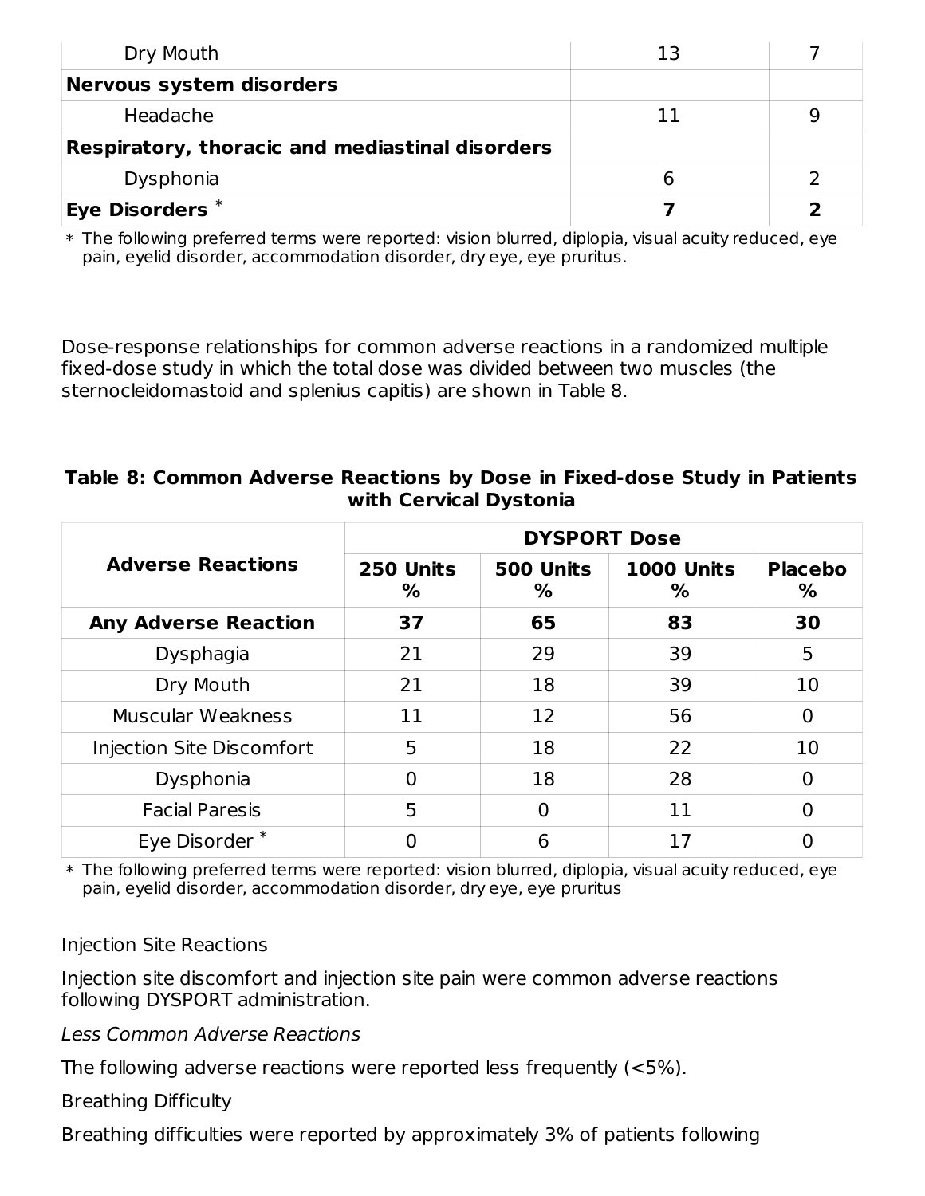| | | |
|---|---|---|
| Dry Mouth | 13 | 7 |
| **Nervous system disorders** | | |
| Headache | 11 | 9 |
| **Respiratory, thoracic and mediastinal disorders** | | |
| Dysphonia | 6 | 2 |
| **Eye Disorders** * | **7** | **2** |

* The following preferred terms were reported: vision blurred, diplopia, visual acuity reduced, eye pain, eyelid disorder, accommodation disorder, dry eye, eye pruritus.

Dose-response relationships for common adverse reactions in a randomized multiple fixed-dose study in which the total dose was divided between two muscles (the sternocleidomastoid and splenius capitis) are shown in Table 8.

**Table 8: Common Adverse Reactions by Dose in Fixed-dose Study in Patients with Cervical Dystonia**

| Adverse Reactions | DYSPORT Dose | | | |
|---|---|---|---|---|
| | 250 Units % | 500 Units % | 1000 Units % | Placebo % |
| **Any Adverse Reaction** | **37** | **65** | **83** | **30** |
| Dysphagia | 21 | 29 | 39 | 5 |
| Dry Mouth | 21 | 18 | 39 | 10 |
| Muscular Weakness | 11 | 12 | 56 | 0 |
| Injection Site Discomfort | 5 | 18 | 22 | 10 |
| Dysphonia | 0 | 18 | 28 | 0 |
| Facial Paresis | 5 | 0 | 11 | 0 |
| Eye Disorder * | 0 | 6 | 17 | 0 |

* The following preferred terms were reported: vision blurred, diplopia, visual acuity reduced, eye pain, eyelid disorder, accommodation disorder, dry eye, eye pruritus

Injection Site Reactions

Injection site discomfort and injection site pain were common adverse reactions following DYSPORT administration.

*Less Common Adverse Reactions*

The following adverse reactions were reported less frequently (<5%).

Breathing Difficulty

Breathing difficulties were reported by approximately 3% of patients following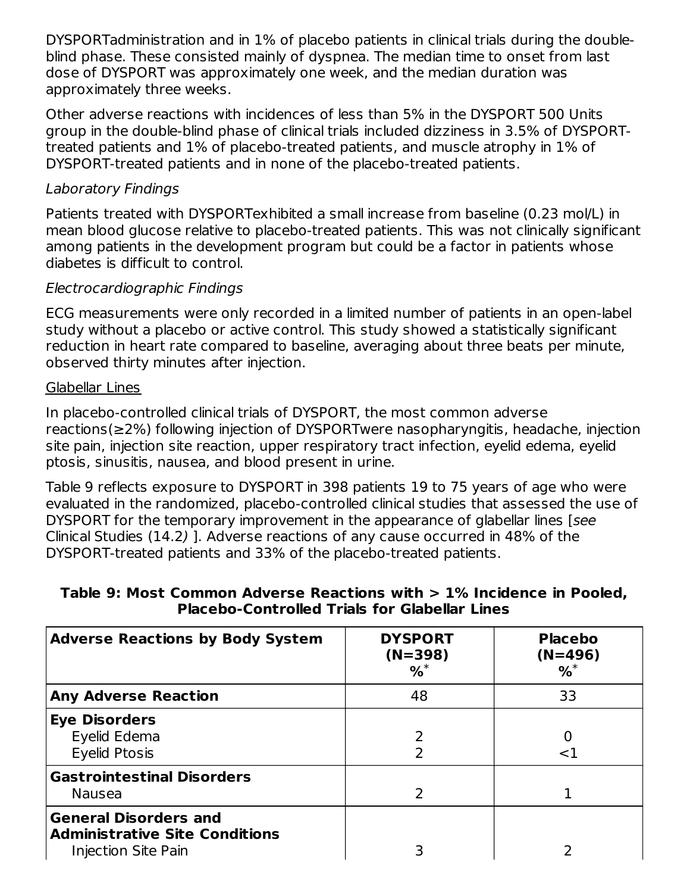DYSPORTadministration and in 1% of placebo patients in clinical trials during the double-blind phase. These consisted mainly of dyspnea. The median time to onset from last dose of DYSPORT was approximately one week, and the median duration was approximately three weeks.

Other adverse reactions with incidences of less than 5% in the DYSPORT 500 Units group in the double-blind phase of clinical trials included dizziness in 3.5% of DYSPORT-treated patients and 1% of placebo-treated patients, and muscle atrophy in 1% of DYSPORT-treated patients and in none of the placebo-treated patients.

*Laboratory Findings*

Patients treated with DYSPORTexhibited a small increase from baseline (0.23 mol/L) in mean blood glucose relative to placebo-treated patients. This was not clinically significant among patients in the development program but could be a factor in patients whose diabetes is difficult to control.

*Electrocardiographic Findings*

ECG measurements were only recorded in a limited number of patients in an open-label study without a placebo or active control. This study showed a statistically significant reduction in heart rate compared to baseline, averaging about three beats per minute, observed thirty minutes after injection.

Glabellar Lines

In placebo-controlled clinical trials of DYSPORT, the most common adverse reactions(≥2%) following injection of DYSPORTwere nasopharyngitis, headache, injection site pain, injection site reaction, upper respiratory tract infection, eyelid edema, eyelid ptosis, sinusitis, nausea, and blood present in urine.

Table 9 reflects exposure to DYSPORT in 398 patients 19 to 75 years of age who were evaluated in the randomized, placebo-controlled clinical studies that assessed the use of DYSPORT for the temporary improvement in the appearance of glabellar lines [*see* Clinical Studies (14.2) ]. Adverse reactions of any cause occurred in 48% of the DYSPORT-treated patients and 33% of the placebo-treated patients.

**Table 9: Most Common Adverse Reactions with > 1% Incidence in Pooled, Placebo-Controlled Trials for Glabellar Lines**

| Adverse Reactions by Body System | DYSPORT (N=398) %* | Placebo (N=496) %* |
|---|---|---|
| **Any Adverse Reaction** | 48 | 33 |
| **Eye Disorders** | | |
| Eyelid Edema | 2 | 0 |
| Eyelid Ptosis | 2 | <1 |
| **Gastrointestinal Disorders** | | |
| Nausea | 2 | 1 |
| **General Disorders and Administrative Site Conditions** | | |
| Injection Site Pain | 3 | 2 |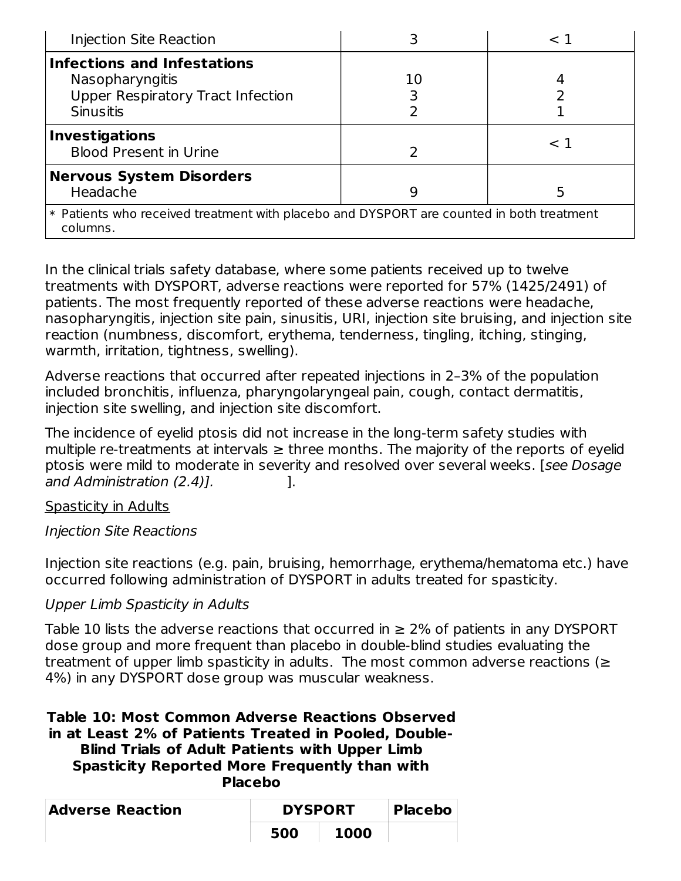| | | |
|---|---|---|
| Injection Site Reaction | 3 | < 1 |
| **Infections and Infestations** | | |
| Nasopharyngitis | 10 | 4 |
| Upper Respiratory Tract Infection | 3 | 2 |
| Sinusitis | 2 | 1 |
| **Investigations** | | |
| Blood Present in Urine | 2 | < 1 |
| **Nervous System Disorders** | | |
| Headache | 9 | 5 |
| * Patients who received treatment with placebo and DYSPORT are counted in both treatment columns. | | |

In the clinical trials safety database, where some patients received up to twelve treatments with DYSPORT, adverse reactions were reported for 57% (1425/2491) of patients. The most frequently reported of these adverse reactions were headache, nasopharyngitis, injection site pain, sinusitis, URI, injection site bruising, and injection site reaction (numbness, discomfort, erythema, tenderness, tingling, itching, stinging, warmth, irritation, tightness, swelling).

Adverse reactions that occurred after repeated injections in 2–3% of the population included bronchitis, influenza, pharyngolaryngeal pain, cough, contact dermatitis, injection site swelling, and injection site discomfort.

The incidence of eyelid ptosis did not increase in the long-term safety studies with multiple re-treatments at intervals ≥ three months. The majority of the reports of eyelid ptosis were mild to moderate in severity and resolved over several weeks. [*see Dosage and Administration (2.4)].* ].

<u>Spasticity in Adults</u>

*Injection Site Reactions*

Injection site reactions (e.g. pain, bruising, hemorrhage, erythema/hematoma etc.) have occurred following administration of DYSPORT in adults treated for spasticity.

*Upper Limb Spasticity in Adults*

Table 10 lists the adverse reactions that occurred in ≥ 2% of patients in any DYSPORT dose group and more frequent than placebo in double-blind studies evaluating the treatment of upper limb spasticity in adults. The most common adverse reactions (≥ 4%) in any DYSPORT dose group was muscular weakness.

**Table 10: Most Common Adverse Reactions Observed in at Least 2% of Patients Treated in Pooled, Double-Blind Trials of Adult Patients with Upper Limb Spasticity Reported More Frequently than with Placebo**

| Adverse Reaction | DYSPORT | | Placebo |
|---|---|---|---|
| | 500 | 1000 | |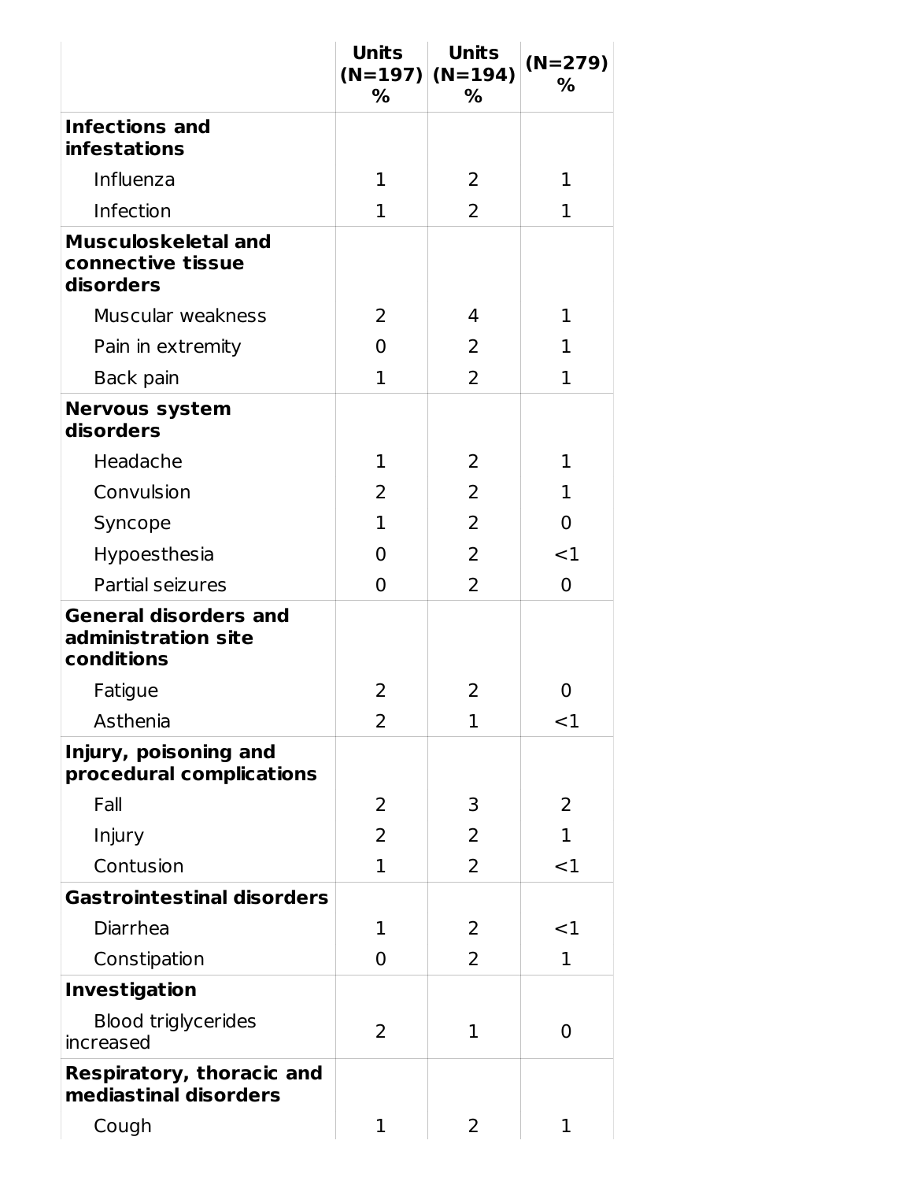| | Units (N=197) % | Units (N=194) % | (N=279) % |
|---|---|---|---|
| **Infections and infestations** | | | |
| Influenza | 1 | 2 | 1 |
| Infection | 1 | 2 | 1 |
| **Musculoskeletal and connective tissue disorders** | | | |
| Muscular weakness | 2 | 4 | 1 |
| Pain in extremity | 0 | 2 | 1 |
| Back pain | 1 | 2 | 1 |
| **Nervous system disorders** | | | |
| Headache | 1 | 2 | 1 |
| Convulsion | 2 | 2 | 1 |
| Syncope | 1 | 2 | 0 |
| Hypoesthesia | 0 | 2 | <1 |
| Partial seizures | 0 | 2 | 0 |
| **General disorders and administration site conditions** | | | |
| Fatigue | 2 | 2 | 0 |
| Asthenia | 2 | 1 | <1 |
| **Injury, poisoning and procedural complications** | | | |
| Fall | 2 | 3 | 2 |
| Injury | 2 | 2 | 1 |
| Contusion | 1 | 2 | <1 |
| **Gastrointestinal disorders** | | | |
| Diarrhea | 1 | 2 | <1 |
| Constipation | 0 | 2 | 1 |
| **Investigation** | | | |
| Blood triglycerides increased | 2 | 1 | 0 |
| **Respiratory, thoracic and mediastinal disorders** | | | |
| Cough | 1 | 2 | 1 |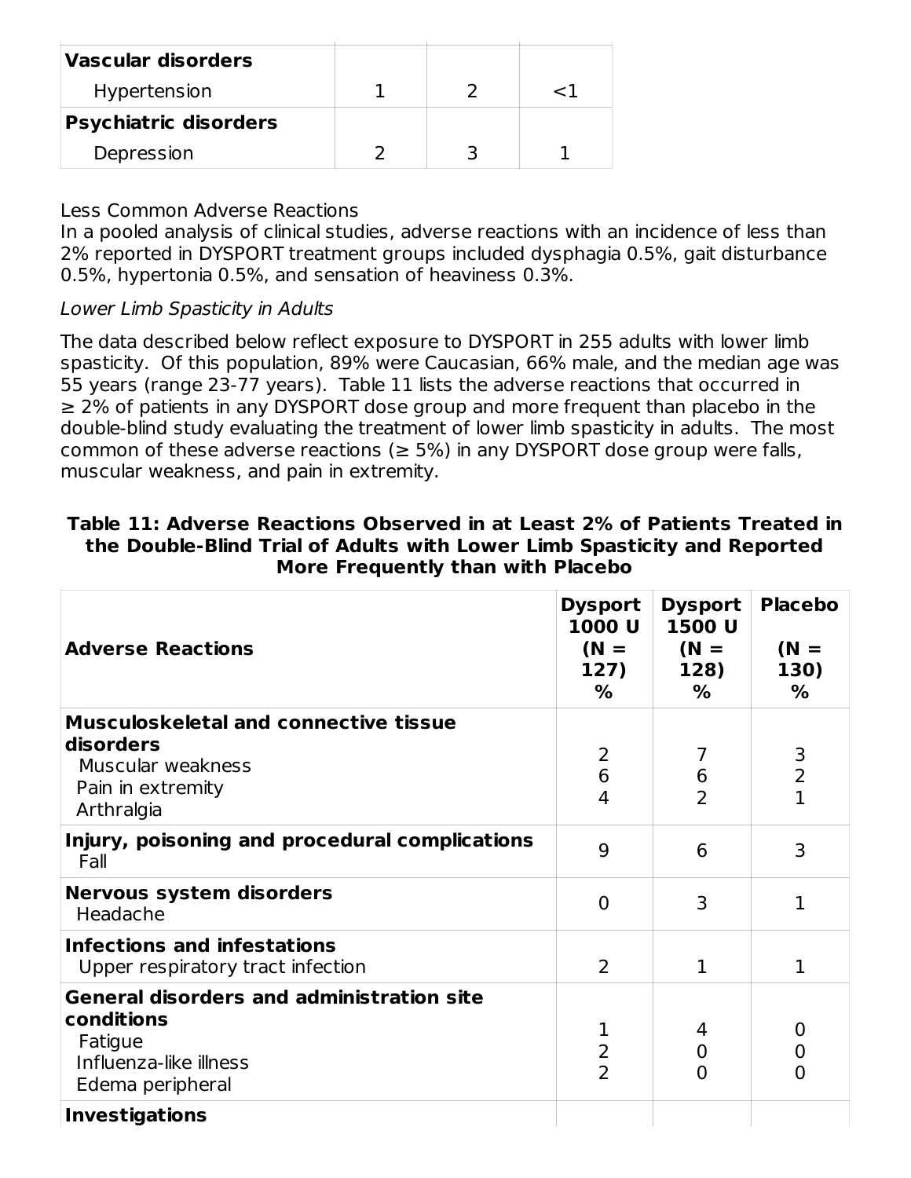| | | | |
|---|---|---|---|
| **Vascular disorders** | | | |
| Hypertension | 1 | 2 | <1 |
| **Psychiatric disorders** | | | |
| Depression | 2 | 3 | 1 |

Less Common Adverse Reactions

In a pooled analysis of clinical studies, adverse reactions with an incidence of less than 2% reported in DYSPORT treatment groups included dysphagia 0.5%, gait disturbance 0.5%, hypertonia 0.5%, and sensation of heaviness 0.3%.

*Lower Limb Spasticity in Adults*

The data described below reflect exposure to DYSPORT in 255 adults with lower limb spasticity. Of this population, 89% were Caucasian, 66% male, and the median age was 55 years (range 23-77 years). Table 11 lists the adverse reactions that occurred in ≥ 2% of patients in any DYSPORT dose group and more frequent than placebo in the double-blind study evaluating the treatment of lower limb spasticity in adults. The most common of these adverse reactions (≥ 5%) in any DYSPORT dose group were falls, muscular weakness, and pain in extremity.

**Table 11: Adverse Reactions Observed in at Least 2% of Patients Treated in the Double-Blind Trial of Adults with Lower Limb Spasticity and Reported More Frequently than with Placebo**

| Adverse Reactions | Dysport 1000 U (N = 127) % | Dysport 1500 U (N = 128) % | Placebo (N = 130) % |
|---|---|---|---|
| **Musculoskeletal and connective tissue disorders** | | | |
| Muscular weakness | 2 | 7 | 3 |
| Pain in extremity | 6 | 6 | 2 |
| Arthralgia | 4 | 2 | 1 |
| **Injury, poisoning and procedural complications** | | | |
| Fall | 9 | 6 | 3 |
| **Nervous system disorders** | | | |
| Headache | 0 | 3 | 1 |
| **Infections and infestations** | | | |
| Upper respiratory tract infection | 2 | 1 | 1 |
| **General disorders and administration site conditions** | | | |
| Fatigue | 1 | 4 | 0 |
| Influenza-like illness | 2 | 0 | 0 |
| Edema peripheral | 2 | 0 | 0 |
| **Investigations** | | | |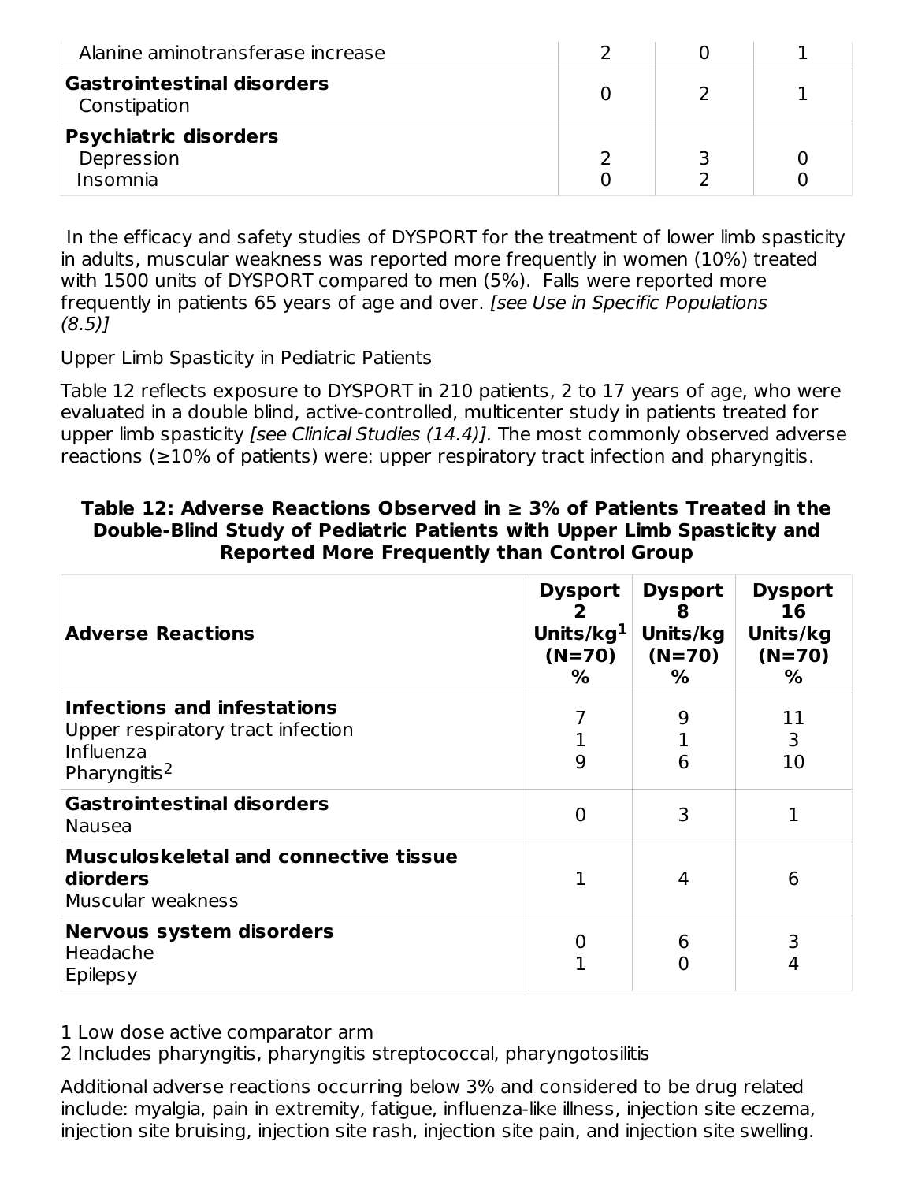| | | | |
|---|---|---|---|
| Alanine aminotransferase increase | 2 | 0 | 1 |
| **Gastrointestinal disorders**<br>Constipation | 0 | 2 | 1 |
| **Psychiatric disorders**<br>Depression<br>Insomnia | <br>2<br>0 | <br>3<br>2 | <br>0<br>0 |

In the efficacy and safety studies of DYSPORT for the treatment of lower limb spasticity in adults, muscular weakness was reported more frequently in women (10%) treated with 1500 units of DYSPORT compared to men (5%). Falls were reported more frequently in patients 65 years of age and over. *[see Use in Specific Populations (8.5)]*

Upper Limb Spasticity in Pediatric Patients

Table 12 reflects exposure to DYSPORT in 210 patients, 2 to 17 years of age, who were evaluated in a double blind, active-controlled, multicenter study in patients treated for upper limb spasticity *[see Clinical Studies (14.4)].* The most commonly observed adverse reactions (≥10% of patients) were: upper respiratory tract infection and pharyngitis.

**Table 12: Adverse Reactions Observed in ≥ 3% of Patients Treated in the Double-Blind Study of Pediatric Patients with Upper Limb Spasticity and Reported More Frequently than Control Group**

| Adverse Reactions | Dysport 2 Units/kg[1] (N=70) % | Dysport 8 Units/kg (N=70) % | Dysport 16 Units/kg (N=70) % |
|---|---|---|---|
| **Infections and infestations**<br>Upper respiratory tract infection<br>Influenza<br>Pharyngitis[2] | <br>7<br>1<br>9 | <br>9<br>1<br>6 | <br>11<br>3<br>10 |
| **Gastrointestinal disorders**<br>Nausea | 0 | 3 | 1 |
| **Musculoskeletal and connective tissue diorders**<br>Muscular weakness | 1 | 4 | 6 |
| **Nervous system disorders**<br>Headache<br>Epilepsy | <br>0<br>1 | <br>6<br>0 | <br>3<br>4 |

1 Low dose active comparator arm
2 Includes pharyngitis, pharyngitis streptococcal, pharyngotosilitis

Additional adverse reactions occurring below 3% and considered to be drug related include: myalgia, pain in extremity, fatigue, influenza-like illness, injection site eczema, injection site bruising, injection site rash, injection site pain, and injection site swelling.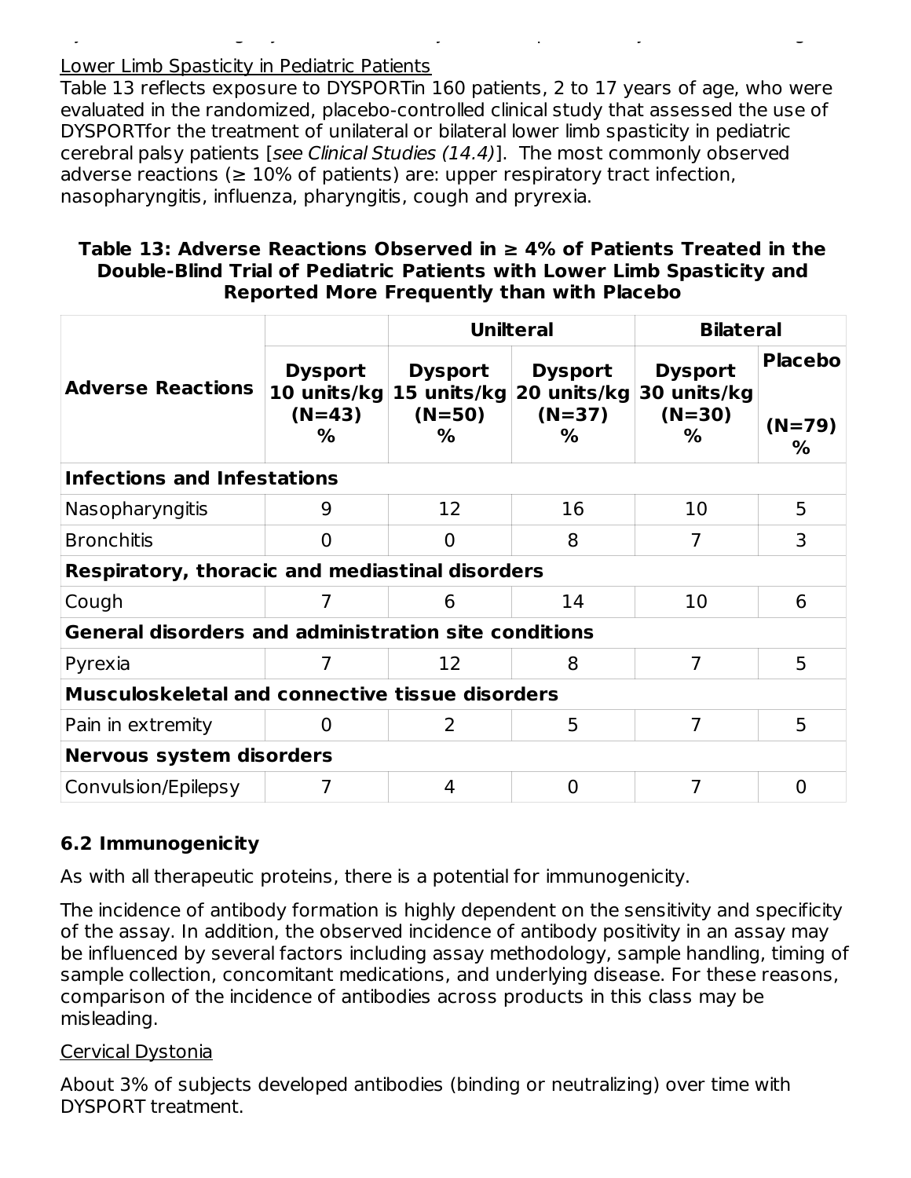Lower Limb Spasticity in Pediatric Patients

Table 13 reflects exposure to DYSPORTin 160 patients, 2 to 17 years of age, who were evaluated in the randomized, placebo-controlled clinical study that assessed the use of DYSPORTfor the treatment of unilateral or bilateral lower limb spasticity in pediatric cerebral palsy patients [*see Clinical Studies (14.4)*]. The most commonly observed adverse reactions (≥ 10% of patients) are: upper respiratory tract infection, nasopharyngitis, influenza, pharyngitis, cough and pryrexia.

**Table 13: Adverse Reactions Observed in ≥ 4% of Patients Treated in the Double-Blind Trial of Pediatric Patients with Lower Limb Spasticity and Reported More Frequently than with Placebo**

| Adverse Reactions | | Unilteral | | Bilateral | |
|---|---|---|---|---|---|
| | Dysport 10 units/kg (N=43) % | Dysport 15 units/kg (N=50) % | Dysport 20 units/kg (N=37) % | Dysport 30 units/kg (N=30) % | Placebo (N=79) % |
| **Infections and Infestations** | | | | | |
| Nasopharyngitis | 9 | 12 | 16 | 10 | 5 |
| Bronchitis | 0 | 0 | 8 | 7 | 3 |
| **Respiratory, thoracic and mediastinal disorders** | | | | | |
| Cough | 7 | 6 | 14 | 10 | 6 |
| **General disorders and administration site conditions** | | | | | |
| Pyrexia | 7 | 12 | 8 | 7 | 5 |
| **Musculoskeletal and connective tissue disorders** | | | | | |
| Pain in extremity | 0 | 2 | 5 | 7 | 5 |
| **Nervous system disorders** | | | | | |
| Convulsion/Epilepsy | 7 | 4 | 0 | 7 | 0 |

### 6.2 Immunogenicity

As with all therapeutic proteins, there is a potential for immunogenicity.

The incidence of antibody formation is highly dependent on the sensitivity and specificity of the assay. In addition, the observed incidence of antibody positivity in an assay may be influenced by several factors including assay methodology, sample handling, timing of sample collection, concomitant medications, and underlying disease. For these reasons, comparison of the incidence of antibodies across products in this class may be misleading.

Cervical Dystonia

About 3% of subjects developed antibodies (binding or neutralizing) over time with DYSPORT treatment.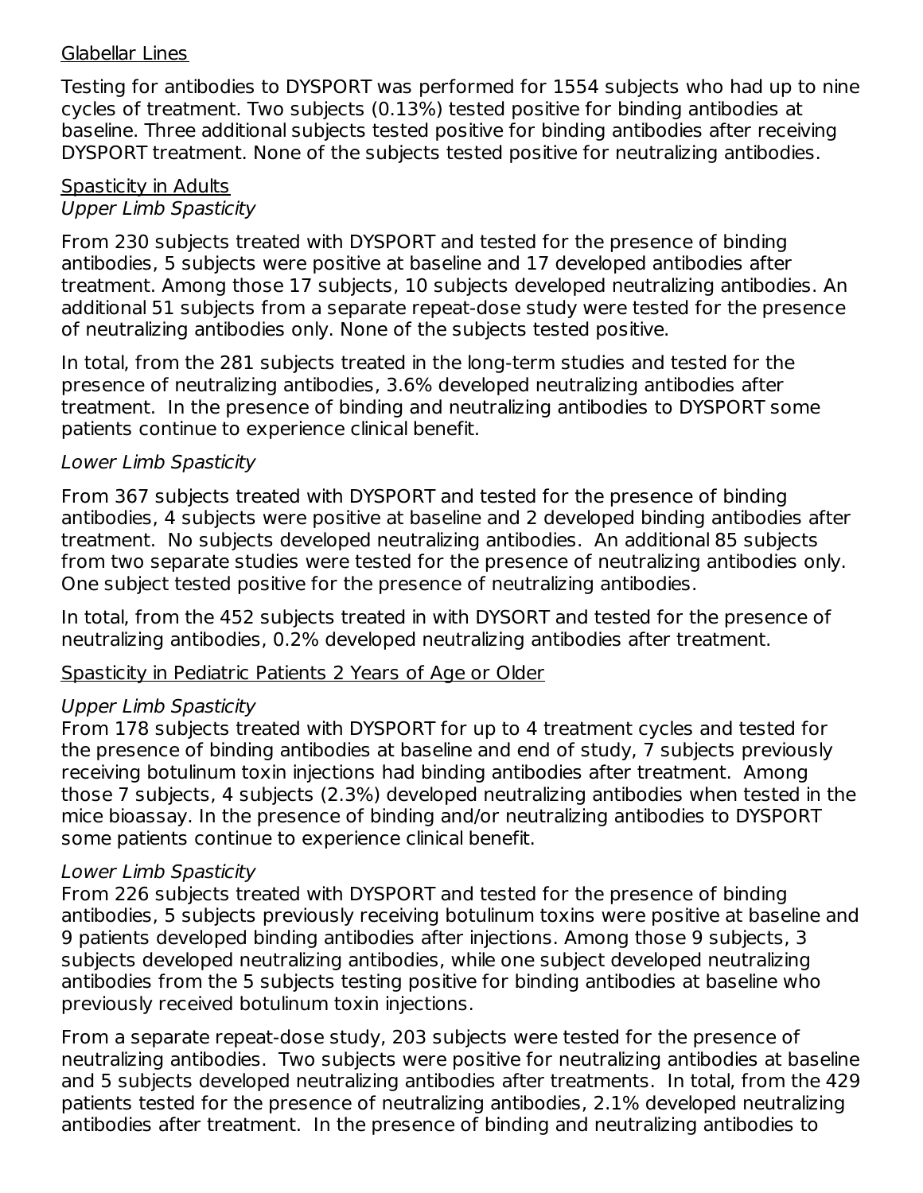Glabellar Lines

Testing for antibodies to DYSPORT was performed for 1554 subjects who had up to nine cycles of treatment. Two subjects (0.13%) tested positive for binding antibodies at baseline. Three additional subjects tested positive for binding antibodies after receiving DYSPORT treatment. None of the subjects tested positive for neutralizing antibodies.

Spasticity in Adults

*Upper Limb Spasticity*

From 230 subjects treated with DYSPORT and tested for the presence of binding antibodies, 5 subjects were positive at baseline and 17 developed antibodies after treatment. Among those 17 subjects, 10 subjects developed neutralizing antibodies. An additional 51 subjects from a separate repeat-dose study were tested for the presence of neutralizing antibodies only. None of the subjects tested positive.

In total, from the 281 subjects treated in the long-term studies and tested for the presence of neutralizing antibodies, 3.6% developed neutralizing antibodies after treatment. In the presence of binding and neutralizing antibodies to DYSPORT some patients continue to experience clinical benefit.

*Lower Limb Spasticity*

From 367 subjects treated with DYSPORT and tested for the presence of binding antibodies, 4 subjects were positive at baseline and 2 developed binding antibodies after treatment. No subjects developed neutralizing antibodies. An additional 85 subjects from two separate studies were tested for the presence of neutralizing antibodies only. One subject tested positive for the presence of neutralizing antibodies.

In total, from the 452 subjects treated in with DYSORT and tested for the presence of neutralizing antibodies, 0.2% developed neutralizing antibodies after treatment.

Spasticity in Pediatric Patients 2 Years of Age or Older

*Upper Limb Spasticity*

From 178 subjects treated with DYSPORT for up to 4 treatment cycles and tested for the presence of binding antibodies at baseline and end of study, 7 subjects previously receiving botulinum toxin injections had binding antibodies after treatment. Among those 7 subjects, 4 subjects (2.3%) developed neutralizing antibodies when tested in the mice bioassay. In the presence of binding and/or neutralizing antibodies to DYSPORT some patients continue to experience clinical benefit.

*Lower Limb Spasticity*

From 226 subjects treated with DYSPORT and tested for the presence of binding antibodies, 5 subjects previously receiving botulinum toxins were positive at baseline and 9 patients developed binding antibodies after injections. Among those 9 subjects, 3 subjects developed neutralizing antibodies, while one subject developed neutralizing antibodies from the 5 subjects testing positive for binding antibodies at baseline who previously received botulinum toxin injections.

From a separate repeat-dose study, 203 subjects were tested for the presence of neutralizing antibodies. Two subjects were positive for neutralizing antibodies at baseline and 5 subjects developed neutralizing antibodies after treatments. In total, from the 429 patients tested for the presence of neutralizing antibodies, 2.1% developed neutralizing antibodies after treatment. In the presence of binding and neutralizing antibodies to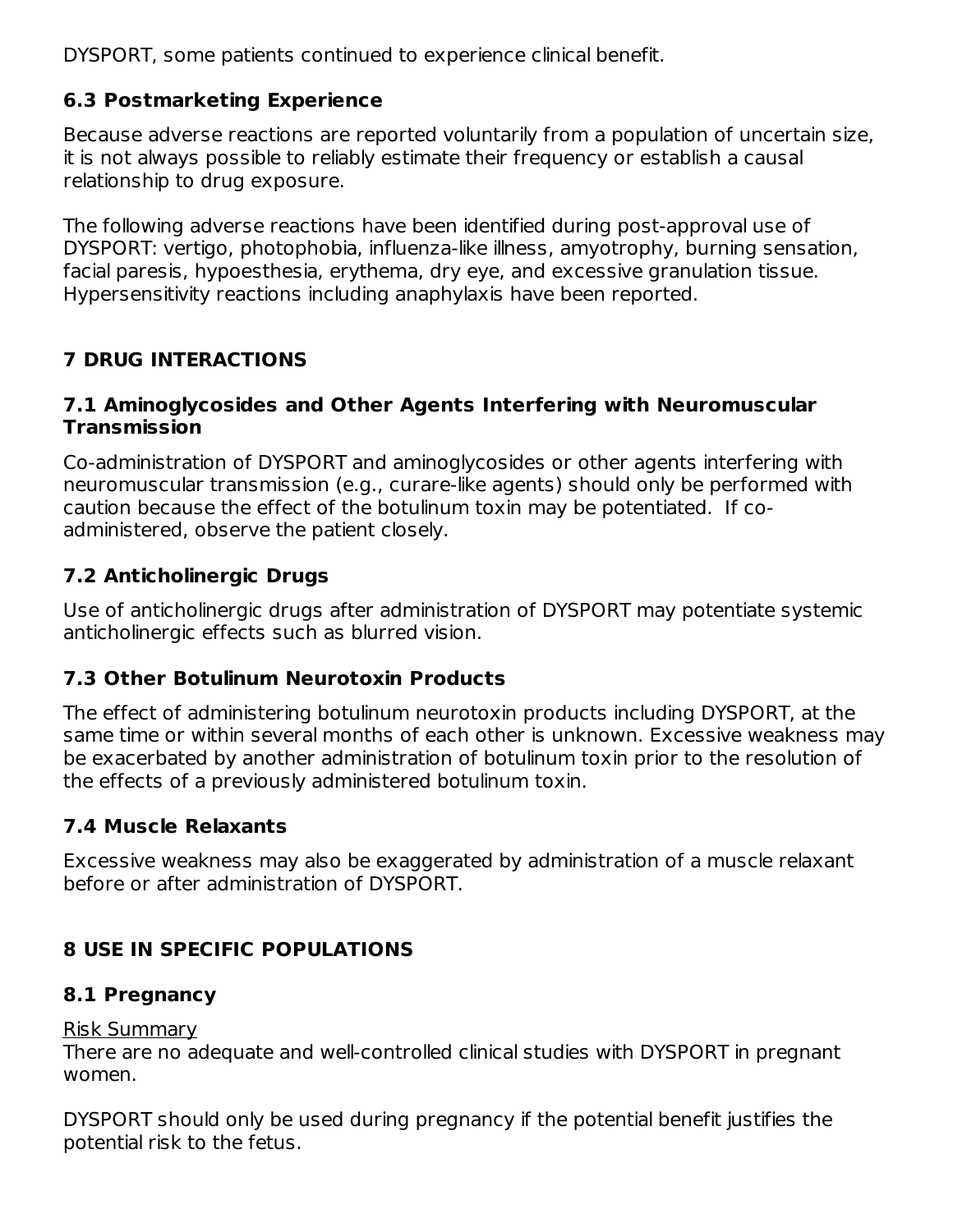DYSPORT, some patients continued to experience clinical benefit.

### 6.3 Postmarketing Experience

Because adverse reactions are reported voluntarily from a population of uncertain size, it is not always possible to reliably estimate their frequency or establish a causal relationship to drug exposure.

The following adverse reactions have been identified during post-approval use of DYSPORT: vertigo, photophobia, influenza-like illness, amyotrophy, burning sensation, facial paresis, hypoesthesia, erythema, dry eye, and excessive granulation tissue. Hypersensitivity reactions including anaphylaxis have been reported.

## 7 DRUG INTERACTIONS

### 7.1 Aminoglycosides and Other Agents Interfering with Neuromuscular Transmission

Co-administration of DYSPORT and aminoglycosides or other agents interfering with neuromuscular transmission (e.g., curare-like agents) should only be performed with caution because the effect of the botulinum toxin may be potentiated. If co-administered, observe the patient closely.

### 7.2 Anticholinergic Drugs

Use of anticholinergic drugs after administration of DYSPORT may potentiate systemic anticholinergic effects such as blurred vision.

### 7.3 Other Botulinum Neurotoxin Products

The effect of administering botulinum neurotoxin products including DYSPORT, at the same time or within several months of each other is unknown. Excessive weakness may be exacerbated by another administration of botulinum toxin prior to the resolution of the effects of a previously administered botulinum toxin.

### 7.4 Muscle Relaxants

Excessive weakness may also be exaggerated by administration of a muscle relaxant before or after administration of DYSPORT.

## 8 USE IN SPECIFIC POPULATIONS

### 8.1 Pregnancy

Risk Summary

There are no adequate and well-controlled clinical studies with DYSPORT in pregnant women.

DYSPORT should only be used during pregnancy if the potential benefit justifies the potential risk to the fetus.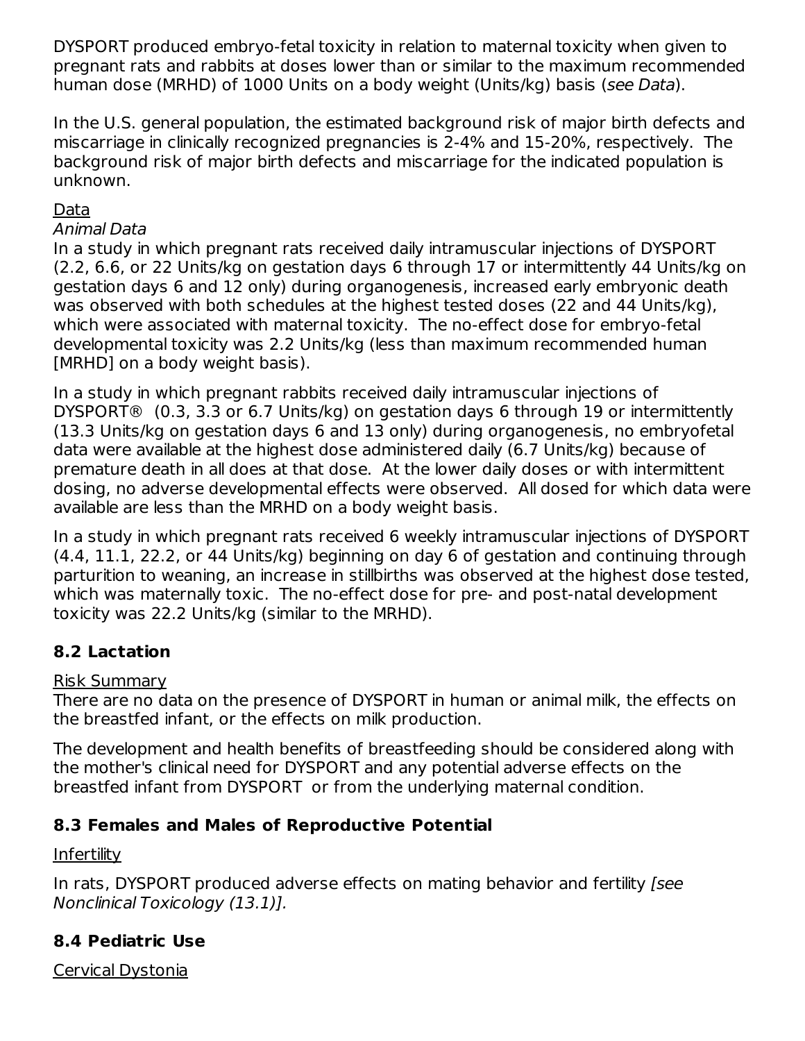DYSPORT produced embryo-fetal toxicity in relation to maternal toxicity when given to pregnant rats and rabbits at doses lower than or similar to the maximum recommended human dose (MRHD) of 1000 Units on a body weight (Units/kg) basis (*see Data*).

In the U.S. general population, the estimated background risk of major birth defects and miscarriage in clinically recognized pregnancies is 2-4% and 15-20%, respectively. The background risk of major birth defects and miscarriage for the indicated population is unknown.

Data

*Animal Data*

In a study in which pregnant rats received daily intramuscular injections of DYSPORT (2.2, 6.6, or 22 Units/kg on gestation days 6 through 17 or intermittently 44 Units/kg on gestation days 6 and 12 only) during organogenesis, increased early embryonic death was observed with both schedules at the highest tested doses (22 and 44 Units/kg), which were associated with maternal toxicity. The no-effect dose for embryo-fetal developmental toxicity was 2.2 Units/kg (less than maximum recommended human [MRHD] on a body weight basis).

In a study in which pregnant rabbits received daily intramuscular injections of DYSPORT® (0.3, 3.3 or 6.7 Units/kg) on gestation days 6 through 19 or intermittently (13.3 Units/kg on gestation days 6 and 13 only) during organogenesis, no embryofetal data were available at the highest dose administered daily (6.7 Units/kg) because of premature death in all does at that dose. At the lower daily doses or with intermittent dosing, no adverse developmental effects were observed. All dosed for which data were available are less than the MRHD on a body weight basis.

In a study in which pregnant rats received 6 weekly intramuscular injections of DYSPORT (4.4, 11.1, 22.2, or 44 Units/kg) beginning on day 6 of gestation and continuing through parturition to weaning, an increase in stillbirths was observed at the highest dose tested, which was maternally toxic. The no-effect dose for pre- and post-natal development toxicity was 22.2 Units/kg (similar to the MRHD).

## 8.2 Lactation

Risk Summary

There are no data on the presence of DYSPORT in human or animal milk, the effects on the breastfed infant, or the effects on milk production.

The development and health benefits of breastfeeding should be considered along with the mother's clinical need for DYSPORT and any potential adverse effects on the breastfed infant from DYSPORT or from the underlying maternal condition.

## 8.3 Females and Males of Reproductive Potential

Infertility

In rats, DYSPORT produced adverse effects on mating behavior and fertility *[see Nonclinical Toxicology (13.1)].*

## 8.4 Pediatric Use

Cervical Dystonia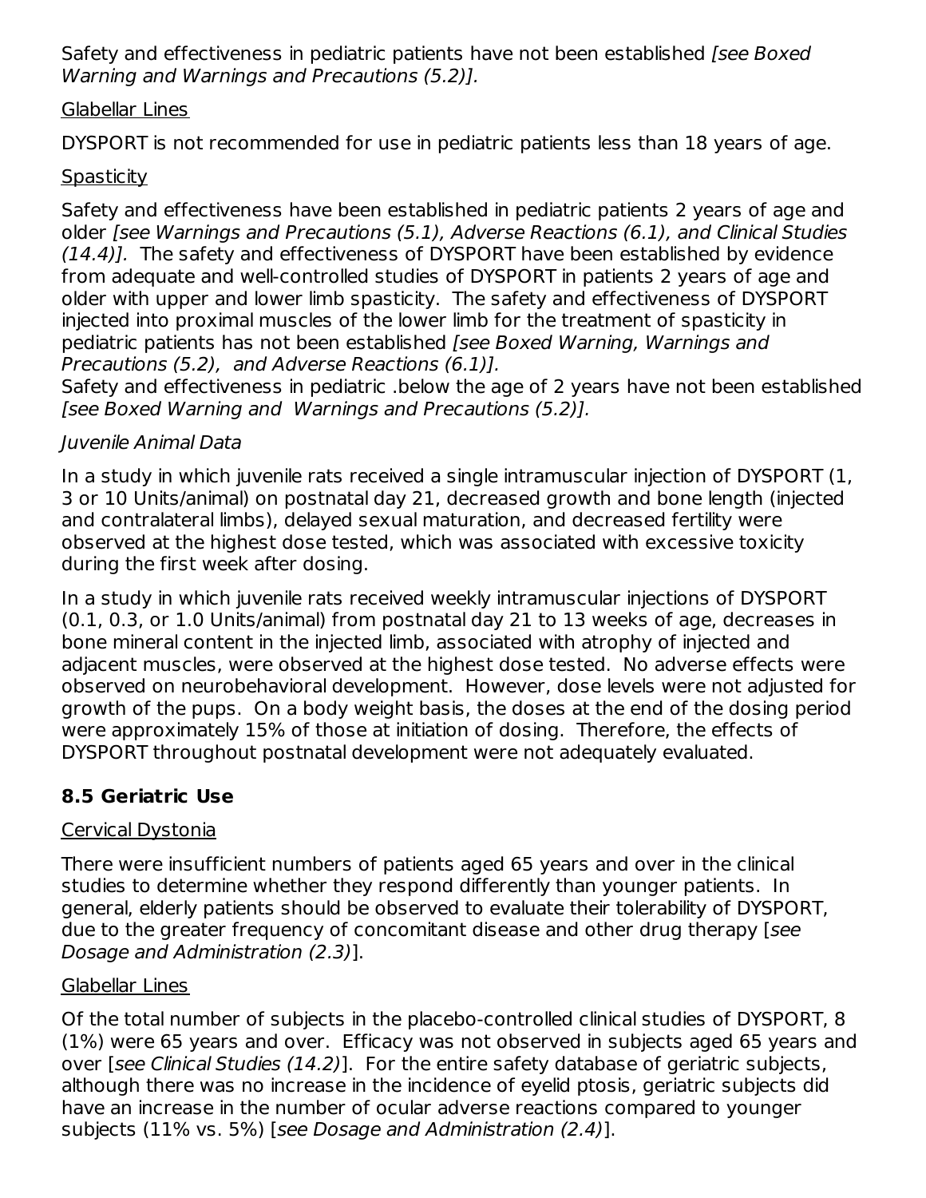Safety and effectiveness in pediatric patients have not been established *[see Boxed Warning and Warnings and Precautions (5.2)].*

Glabellar Lines

DYSPORT is not recommended for use in pediatric patients less than 18 years of age.

Spasticity

Safety and effectiveness have been established in pediatric patients 2 years of age and older *[see Warnings and Precautions (5.1), Adverse Reactions (6.1), and Clinical Studies (14.4)].* The safety and effectiveness of DYSPORT have been established by evidence from adequate and well-controlled studies of DYSPORT in patients 2 years of age and older with upper and lower limb spasticity. The safety and effectiveness of DYSPORT injected into proximal muscles of the lower limb for the treatment of spasticity in pediatric patients has not been established *[see Boxed Warning, Warnings and Precautions (5.2), and Adverse Reactions (6.1)].*
Safety and effectiveness in pediatric .below the age of 2 years have not been established *[see Boxed Warning and Warnings and Precautions (5.2)].*

*Juvenile Animal Data*

In a study in which juvenile rats received a single intramuscular injection of DYSPORT (1, 3 or 10 Units/animal) on postnatal day 21, decreased growth and bone length (injected and contralateral limbs), delayed sexual maturation, and decreased fertility were observed at the highest dose tested, which was associated with excessive toxicity during the first week after dosing.

In a study in which juvenile rats received weekly intramuscular injections of DYSPORT (0.1, 0.3, or 1.0 Units/animal) from postnatal day 21 to 13 weeks of age, decreases in bone mineral content in the injected limb, associated with atrophy of injected and adjacent muscles, were observed at the highest dose tested. No adverse effects were observed on neurobehavioral development. However, dose levels were not adjusted for growth of the pups. On a body weight basis, the doses at the end of the dosing period were approximately 15% of those at initiation of dosing. Therefore, the effects of DYSPORT throughout postnatal development were not adequately evaluated.

## 8.5 Geriatric Use

Cervical Dystonia

There were insufficient numbers of patients aged 65 years and over in the clinical studies to determine whether they respond differently than younger patients. In general, elderly patients should be observed to evaluate their tolerability of DYSPORT, due to the greater frequency of concomitant disease and other drug therapy [*see Dosage and Administration (2.3)*].

Glabellar Lines

Of the total number of subjects in the placebo-controlled clinical studies of DYSPORT, 8 (1%) were 65 years and over. Efficacy was not observed in subjects aged 65 years and over [*see Clinical Studies (14.2)*]. For the entire safety database of geriatric subjects, although there was no increase in the incidence of eyelid ptosis, geriatric subjects did have an increase in the number of ocular adverse reactions compared to younger subjects (11% vs. 5%) [*see Dosage and Administration (2.4)*].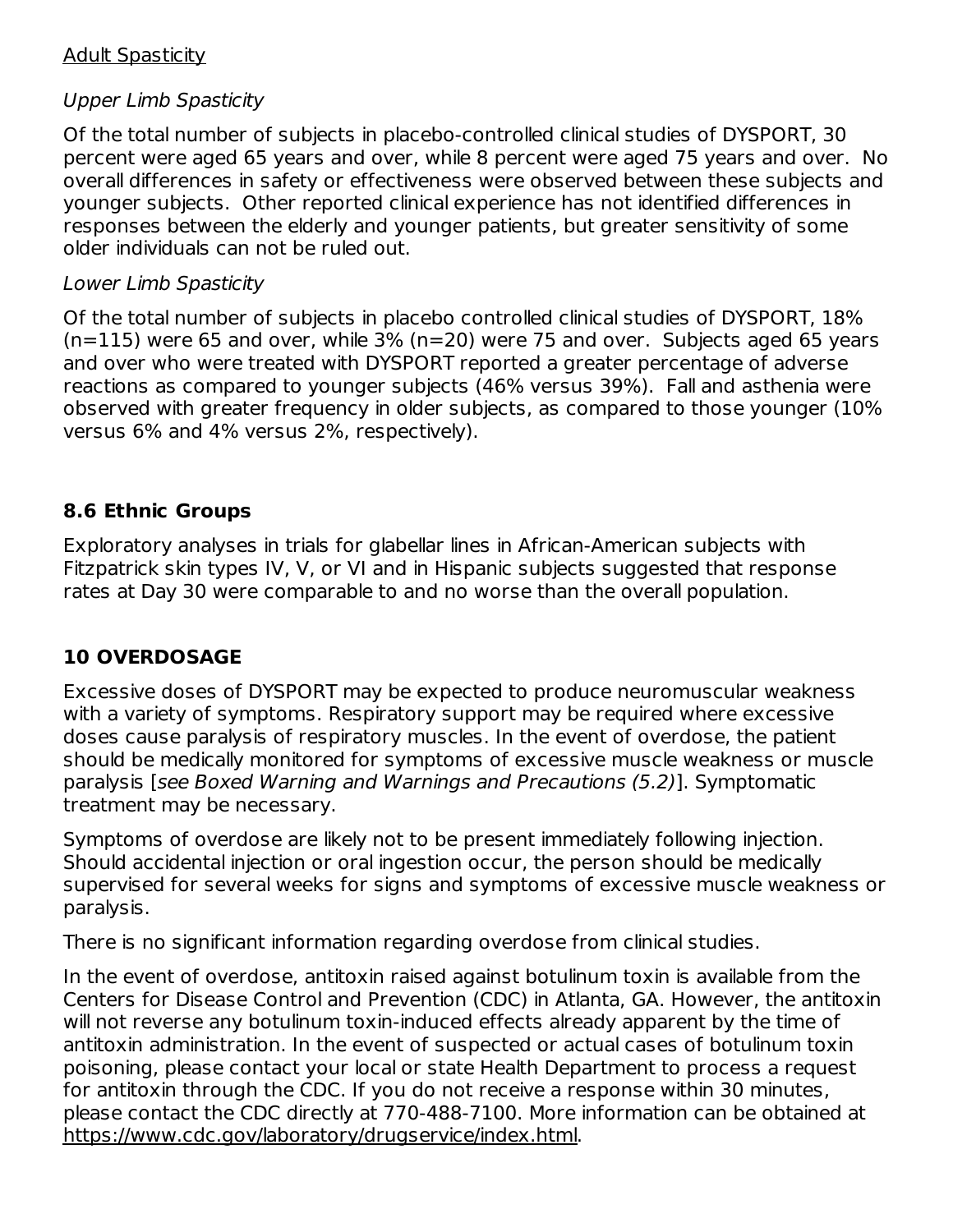<u>Adult Spasticity</u>

*Upper Limb Spasticity*

Of the total number of subjects in placebo-controlled clinical studies of DYSPORT, 30 percent were aged 65 years and over, while 8 percent were aged 75 years and over. No overall differences in safety or effectiveness were observed between these subjects and younger subjects. Other reported clinical experience has not identified differences in responses between the elderly and younger patients, but greater sensitivity of some older individuals can not be ruled out.

*Lower Limb Spasticity*

Of the total number of subjects in placebo controlled clinical studies of DYSPORT, 18% (n=115) were 65 and over, while 3% (n=20) were 75 and over. Subjects aged 65 years and over who were treated with DYSPORT reported a greater percentage of adverse reactions as compared to younger subjects (46% versus 39%). Fall and asthenia were observed with greater frequency in older subjects, as compared to those younger (10% versus 6% and 4% versus 2%, respectively).

## 8.6 Ethnic Groups

Exploratory analyses in trials for glabellar lines in African-American subjects with Fitzpatrick skin types IV, V, or VI and in Hispanic subjects suggested that response rates at Day 30 were comparable to and no worse than the overall population.

## 10 OVERDOSAGE

Excessive doses of DYSPORT may be expected to produce neuromuscular weakness with a variety of symptoms. Respiratory support may be required where excessive doses cause paralysis of respiratory muscles. In the event of overdose, the patient should be medically monitored for symptoms of excessive muscle weakness or muscle paralysis [*see Boxed Warning and Warnings and Precautions (5.2)*]. Symptomatic treatment may be necessary.

Symptoms of overdose are likely not to be present immediately following injection. Should accidental injection or oral ingestion occur, the person should be medically supervised for several weeks for signs and symptoms of excessive muscle weakness or paralysis.

There is no significant information regarding overdose from clinical studies.

In the event of overdose, antitoxin raised against botulinum toxin is available from the Centers for Disease Control and Prevention (CDC) in Atlanta, GA. However, the antitoxin will not reverse any botulinum toxin-induced effects already apparent by the time of antitoxin administration. In the event of suspected or actual cases of botulinum toxin poisoning, please contact your local or state Health Department to process a request for antitoxin through the CDC. If you do not receive a response within 30 minutes, please contact the CDC directly at 770-488-7100. More information can be obtained at <u>https://www.cdc.gov/laboratory/drugservice/index.html</u>.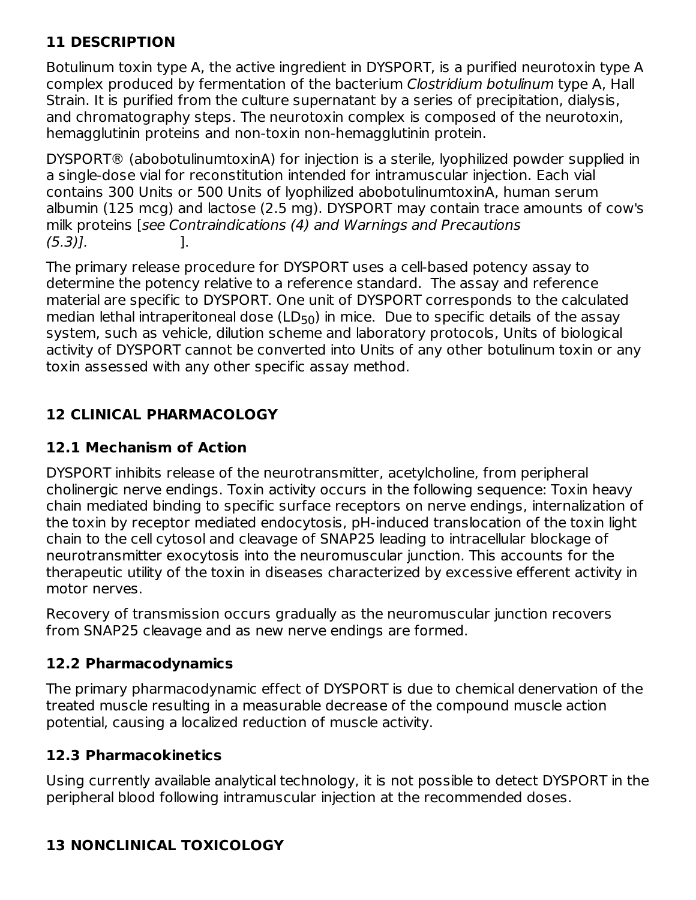## 11 DESCRIPTION

Botulinum toxin type A, the active ingredient in DYSPORT, is a purified neurotoxin type A complex produced by fermentation of the bacterium *Clostridium botulinum* type A, Hall Strain. It is purified from the culture supernatant by a series of precipitation, dialysis, and chromatography steps. The neurotoxin complex is composed of the neurotoxin, hemagglutinin proteins and non-toxin non-hemagglutinin protein.

DYSPORT® (abobotulinumtoxinA) for injection is a sterile, lyophilized powder supplied in a single-dose vial for reconstitution intended for intramuscular injection. Each vial contains 300 Units or 500 Units of lyophilized abobotulinumtoxinA, human serum albumin (125 mcg) and lactose (2.5 mg). DYSPORT may contain trace amounts of cow's milk proteins [*see Contraindications (4) and Warnings and Precautions (5.3)].* ].

The primary release procedure for DYSPORT uses a cell-based potency assay to determine the potency relative to a reference standard. The assay and reference material are specific to DYSPORT. One unit of DYSPORT corresponds to the calculated median lethal intraperitoneal dose ($LD_{50}$) in mice. Due to specific details of the assay system, such as vehicle, dilution scheme and laboratory protocols, Units of biological activity of DYSPORT cannot be converted into Units of any other botulinum toxin or any toxin assessed with any other specific assay method.

## 12 CLINICAL PHARMACOLOGY

### 12.1 Mechanism of Action

DYSPORT inhibits release of the neurotransmitter, acetylcholine, from peripheral cholinergic nerve endings. Toxin activity occurs in the following sequence: Toxin heavy chain mediated binding to specific surface receptors on nerve endings, internalization of the toxin by receptor mediated endocytosis, pH-induced translocation of the toxin light chain to the cell cytosol and cleavage of SNAP25 leading to intracellular blockage of neurotransmitter exocytosis into the neuromuscular junction. This accounts for the therapeutic utility of the toxin in diseases characterized by excessive efferent activity in motor nerves.

Recovery of transmission occurs gradually as the neuromuscular junction recovers from SNAP25 cleavage and as new nerve endings are formed.

### 12.2 Pharmacodynamics

The primary pharmacodynamic effect of DYSPORT is due to chemical denervation of the treated muscle resulting in a measurable decrease of the compound muscle action potential, causing a localized reduction of muscle activity.

### 12.3 Pharmacokinetics

Using currently available analytical technology, it is not possible to detect DYSPORT in the peripheral blood following intramuscular injection at the recommended doses.

## 13 NONCLINICAL TOXICOLOGY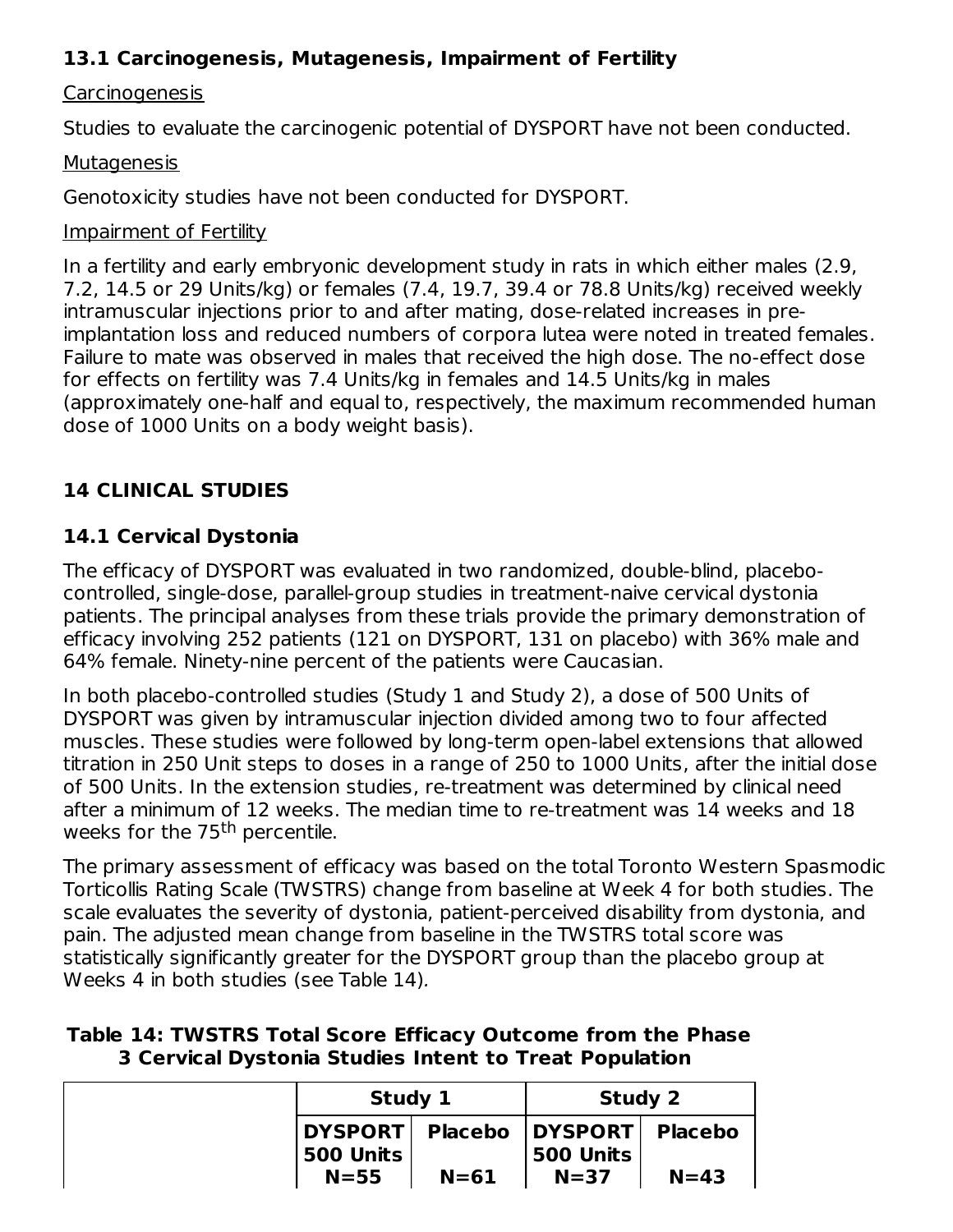### 13.1 Carcinogenesis, Mutagenesis, Impairment of Fertility

Carcinogenesis

Studies to evaluate the carcinogenic potential of DYSPORT have not been conducted.

Mutagenesis

Genotoxicity studies have not been conducted for DYSPORT.

Impairment of Fertility

In a fertility and early embryonic development study in rats in which either males (2.9, 7.2, 14.5 or 29 Units/kg) or females (7.4, 19.7, 39.4 or 78.8 Units/kg) received weekly intramuscular injections prior to and after mating, dose-related increases in pre-implantation loss and reduced numbers of corpora lutea were noted in treated females. Failure to mate was observed in males that received the high dose. The no-effect dose for effects on fertility was 7.4 Units/kg in females and 14.5 Units/kg in males (approximately one-half and equal to, respectively, the maximum recommended human dose of 1000 Units on a body weight basis).

## 14 CLINICAL STUDIES

### 14.1 Cervical Dystonia

The efficacy of DYSPORT was evaluated in two randomized, double-blind, placebo-controlled, single-dose, parallel-group studies in treatment-naive cervical dystonia patients. The principal analyses from these trials provide the primary demonstration of efficacy involving 252 patients (121 on DYSPORT, 131 on placebo) with 36% male and 64% female. Ninety-nine percent of the patients were Caucasian.

In both placebo-controlled studies (Study 1 and Study 2), a dose of 500 Units of DYSPORT was given by intramuscular injection divided among two to four affected muscles. These studies were followed by long-term open-label extensions that allowed titration in 250 Unit steps to doses in a range of 250 to 1000 Units, after the initial dose of 500 Units. In the extension studies, re-treatment was determined by clinical need after a minimum of 12 weeks. The median time to re-treatment was 14 weeks and 18 weeks for the 75th percentile.

The primary assessment of efficacy was based on the total Toronto Western Spasmodic Torticollis Rating Scale (TWSTRS) change from baseline at Week 4 for both studies. The scale evaluates the severity of dystonia, patient-perceived disability from dystonia, and pain. The adjusted mean change from baseline in the TWSTRS total score was statistically significantly greater for the DYSPORT group than the placebo group at Weeks 4 in both studies (see Table 14).

**Table 14: TWSTRS Total Score Efficacy Outcome from the Phase 3 Cervical Dystonia Studies Intent to Treat Population**

| | Study 1 | | Study 2 | |
|---|---|---|---|---|
| | DYSPORT 500 Units N=55 | Placebo N=61 | DYSPORT 500 Units N=37 | Placebo N=43 |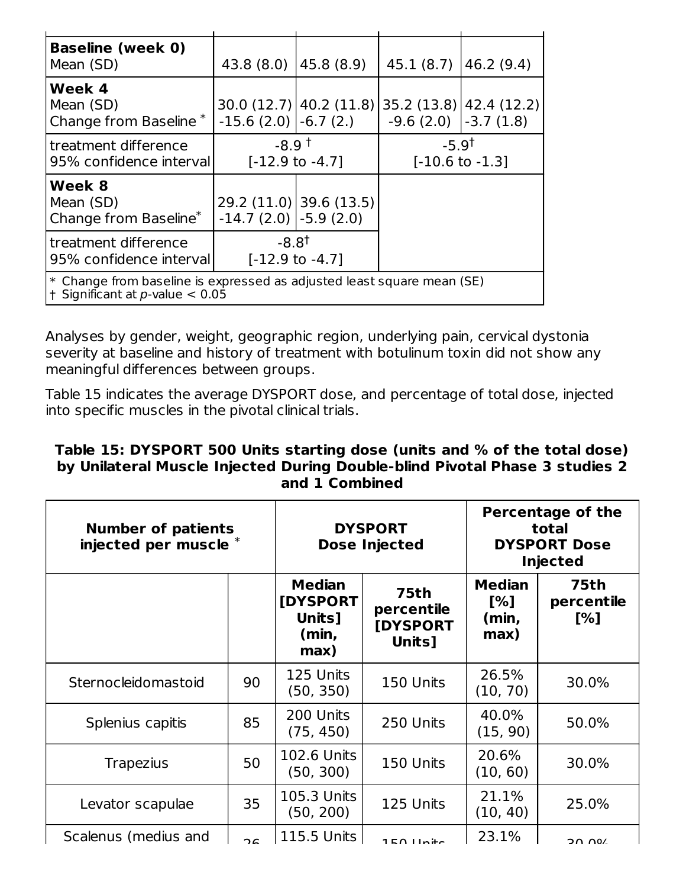| | | | | |
|---|---|---|---|---|
| **Baseline (week 0)**<br>Mean (SD) | 43.8 (8.0) | 45.8 (8.9) | 45.1 (8.7) | 46.2 (9.4) |
| **Week 4**<br>Mean (SD)<br>Change from Baseline * | 30.0 (12.7)<br>-15.6 (2.0) | 40.2 (11.8)<br>-6.7 (2.) | 35.2 (13.8)<br>-9.6 (2.0) | 42.4 (12.2)<br>-3.7 (1.8) |
| treatment difference<br>95% confidence interval | -8.9 †<br>[-12.9 to -4.7] | | -5.9†<br>[-10.6 to -1.3] | |
| **Week 8**<br>Mean (SD)<br>Change from Baseline* | 29.2 (11.0)<br>-14.7 (2.0) | 39.6 (13.5)<br>-5.9 (2.0) | | |
| treatment difference<br>95% confidence interval | -8.8†<br>[-12.9 to -4.7] | | | |

\* Change from baseline is expressed as adjusted least square mean (SE)
† Significant at $p$-value $< 0.05$

Analyses by gender, weight, geographic region, underlying pain, cervical dystonia severity at baseline and history of treatment with botulinum toxin did not show any meaningful differences between groups.

Table 15 indicates the average DYSPORT dose, and percentage of total dose, injected into specific muscles in the pivotal clinical trials.

**Table 15: DYSPORT 500 Units starting dose (units and % of the total dose) by Unilateral Muscle Injected During Double-blind Pivotal Phase 3 studies 2 and 1 Combined**

| **Number of patients injected per muscle** * | | **DYSPORT Dose Injected** | | **Percentage of the total DYSPORT Dose Injected** | |
|---|---|---|---|---|---|
| | | **Median [DYSPORT Units] (min, max)** | **75th percentile [DYSPORT Units]** | **Median [%] (min, max)** | **75th percentile [%]** |
| Sternocleidomastoid | 90 | 125 Units (50, 350) | 150 Units | 26.5% (10, 70) | 30.0% |
| Splenius capitis | 85 | 200 Units (75, 450) | 250 Units | 40.0% (15, 90) | 50.0% |
| Trapezius | 50 | 102.6 Units (50, 300) | 150 Units | 20.6% (10, 60) | 30.0% |
| Levator scapulae | 35 | 105.3 Units (50, 200) | 125 Units | 21.1% (10, 40) | 25.0% |
| Scalenus (medius and | 26 | 115.5 Units | 150 Units | 23.1% | 30.0% |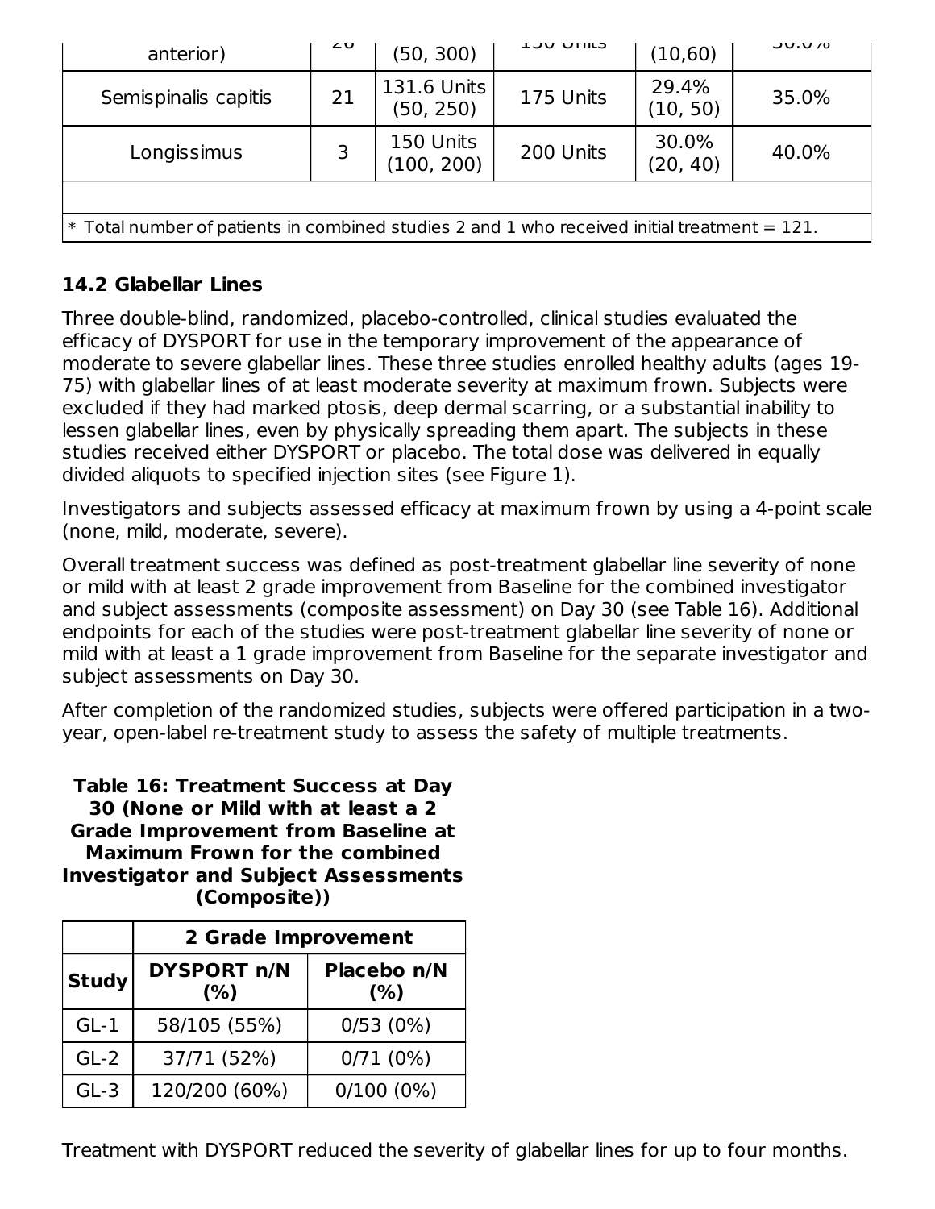| anterior) | 26 | (50, 300) | 150 Units | (10,60) | 30.0% |
|---|---|---|---|---|---|
| Semispinalis capitis | 21 | 131.6 Units (50, 250) | 175 Units | 29.4% (10, 50) | 35.0% |
| Longissimus | 3 | 150 Units (100, 200) | 200 Units | 30.0% (20, 40) | 40.0% |
| | | | | | |
| * Total number of patients in combined studies 2 and 1 who received initial treatment = 121. | | | | | |

### 14.2 Glabellar Lines

Three double-blind, randomized, placebo-controlled, clinical studies evaluated the efficacy of DYSPORT for use in the temporary improvement of the appearance of moderate to severe glabellar lines. These three studies enrolled healthy adults (ages 19-75) with glabellar lines of at least moderate severity at maximum frown. Subjects were excluded if they had marked ptosis, deep dermal scarring, or a substantial inability to lessen glabellar lines, even by physically spreading them apart. The subjects in these studies received either DYSPORT or placebo. The total dose was delivered in equally divided aliquots to specified injection sites (see Figure 1).

Investigators and subjects assessed efficacy at maximum frown by using a 4-point scale (none, mild, moderate, severe).

Overall treatment success was defined as post-treatment glabellar line severity of none or mild with at least 2 grade improvement from Baseline for the combined investigator and subject assessments (composite assessment) on Day 30 (see Table 16). Additional endpoints for each of the studies were post-treatment glabellar line severity of none or mild with at least a 1 grade improvement from Baseline for the separate investigator and subject assessments on Day 30.

After completion of the randomized studies, subjects were offered participation in a two-year, open-label re-treatment study to assess the safety of multiple treatments.

**Table 16: Treatment Success at Day 30 (None or Mild with at least a 2 Grade Improvement from Baseline at Maximum Frown for the combined Investigator and Subject Assessments (Composite))**

| | 2 Grade Improvement | |
|---|---|---|
| **Study** | **DYSPORT n/N (%)** | **Placebo n/N (%)** |
| GL-1 | 58/105 (55%) | 0/53 (0%) |
| GL-2 | 37/71 (52%) | 0/71 (0%) |
| GL-3 | 120/200 (60%) | 0/100 (0%) |

Treatment with DYSPORT reduced the severity of glabellar lines for up to four months.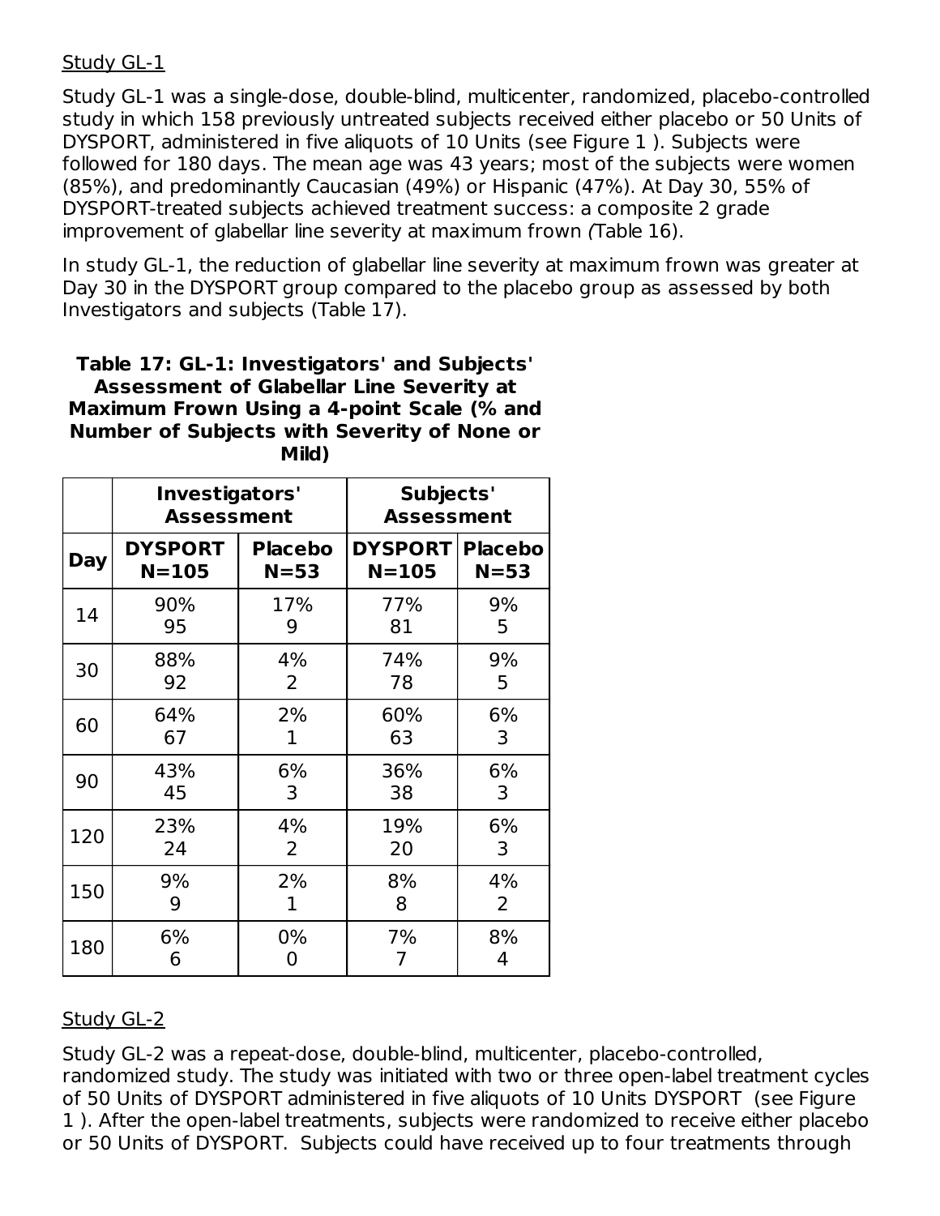Study GL-1

Study GL-1 was a single-dose, double-blind, multicenter, randomized, placebo-controlled study in which 158 previously untreated subjects received either placebo or 50 Units of DYSPORT, administered in five aliquots of 10 Units (see Figure 1 ). Subjects were followed for 180 days. The mean age was 43 years; most of the subjects were women (85%), and predominantly Caucasian (49%) or Hispanic (47%). At Day 30, 55% of DYSPORT-treated subjects achieved treatment success: a composite 2 grade improvement of glabellar line severity at maximum frown (Table 16).

In study GL-1, the reduction of glabellar line severity at maximum frown was greater at Day 30 in the DYSPORT group compared to the placebo group as assessed by both Investigators and subjects (Table 17).

**Table 17: GL-1: Investigators' and Subjects' Assessment of Glabellar Line Severity at Maximum Frown Using a 4-point Scale (% and Number of Subjects with Severity of None or Mild)**

| | Investigators' Assessment | | Subjects' Assessment | |
|---|---|---|---|---|
| **Day** | **DYSPORT N=105** | **Placebo N=53** | **DYSPORT N=105** | **Placebo N=53** |
| 14 | 90% 95 | 17% 9 | 77% 81 | 9% 5 |
| 30 | 88% 92 | 4% 2 | 74% 78 | 9% 5 |
| 60 | 64% 67 | 2% 1 | 60% 63 | 6% 3 |
| 90 | 43% 45 | 6% 3 | 36% 38 | 6% 3 |
| 120 | 23% 24 | 4% 2 | 19% 20 | 6% 3 |
| 150 | 9% 9 | 2% 1 | 8% 8 | 4% 2 |
| 180 | 6% 6 | 0% 0 | 7% 7 | 8% 4 |

Study GL-2

Study GL-2 was a repeat-dose, double-blind, multicenter, placebo-controlled, randomized study. The study was initiated with two or three open-label treatment cycles of 50 Units of DYSPORT administered in five aliquots of 10 Units DYSPORT (see Figure 1 ). After the open-label treatments, subjects were randomized to receive either placebo or 50 Units of DYSPORT. Subjects could have received up to four treatments through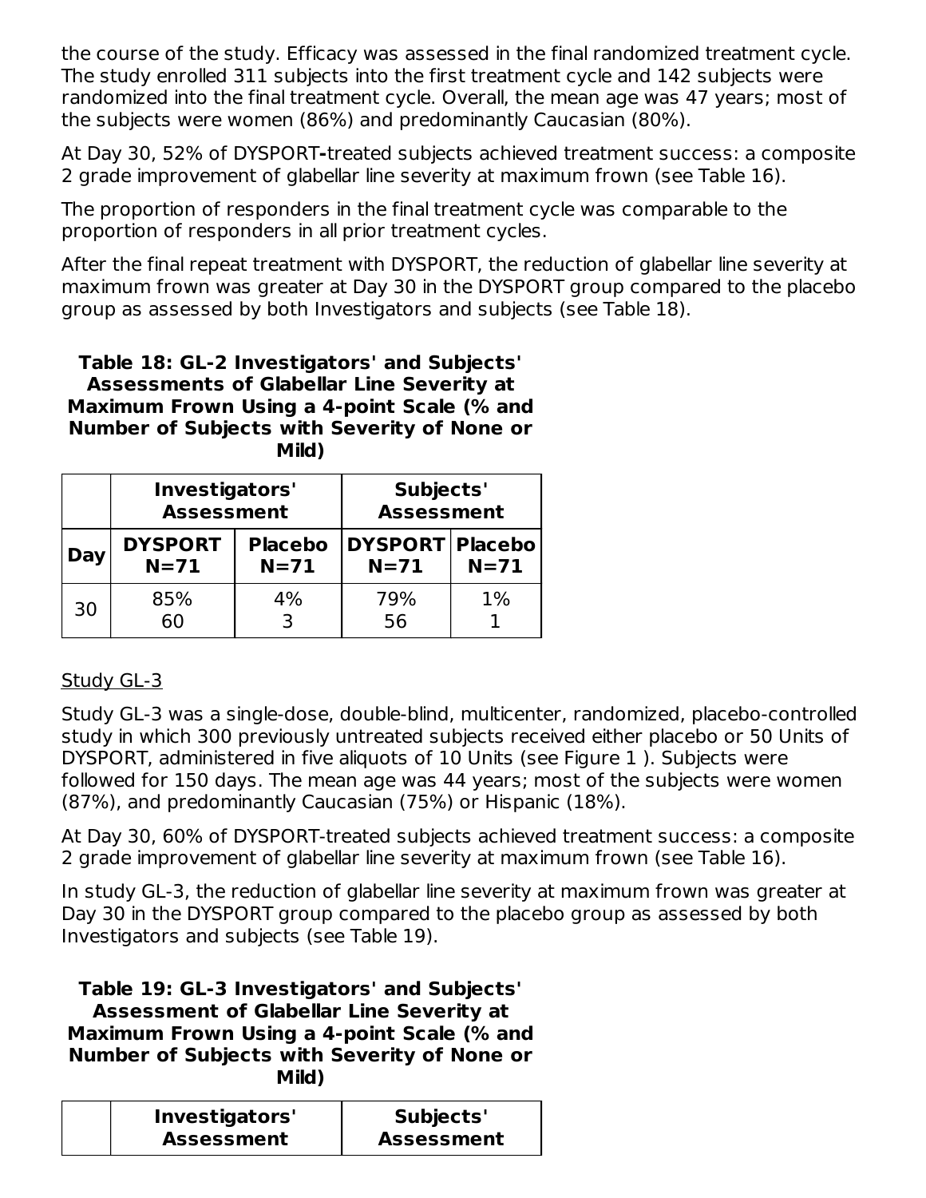the course of the study. Efficacy was assessed in the final randomized treatment cycle. The study enrolled 311 subjects into the first treatment cycle and 142 subjects were randomized into the final treatment cycle. Overall, the mean age was 47 years; most of the subjects were women (86%) and predominantly Caucasian (80%).

At Day 30, 52% of DYSPORT-treated subjects achieved treatment success: a composite 2 grade improvement of glabellar line severity at maximum frown (see Table 16).

The proportion of responders in the final treatment cycle was comparable to the proportion of responders in all prior treatment cycles.

After the final repeat treatment with DYSPORT, the reduction of glabellar line severity at maximum frown was greater at Day 30 in the DYSPORT group compared to the placebo group as assessed by both Investigators and subjects (see Table 18).

**Table 18: GL-2 Investigators' and Subjects' Assessments of Glabellar Line Severity at Maximum Frown Using a 4-point Scale (% and Number of Subjects with Severity of None or Mild)**

| | Investigators' Assessment | | Subjects' Assessment | |
|---|---|---|---|---|
| **Day** | **DYSPORT N=71** | **Placebo N=71** | **DYSPORT N=71** | **Placebo N=71** |
| 30 | 85% 60 | 4% 3 | 79% 56 | 1% 1 |

Study GL-3

Study GL-3 was a single-dose, double-blind, multicenter, randomized, placebo-controlled study in which 300 previously untreated subjects received either placebo or 50 Units of DYSPORT, administered in five aliquots of 10 Units (see Figure 1 ). Subjects were followed for 150 days. The mean age was 44 years; most of the subjects were women (87%), and predominantly Caucasian (75%) or Hispanic (18%).

At Day 30, 60% of DYSPORT-treated subjects achieved treatment success: a composite 2 grade improvement of glabellar line severity at maximum frown (see Table 16).

In study GL-3, the reduction of glabellar line severity at maximum frown was greater at Day 30 in the DYSPORT group compared to the placebo group as assessed by both Investigators and subjects (see Table 19).

**Table 19: GL-3 Investigators' and Subjects' Assessment of Glabellar Line Severity at Maximum Frown Using a 4-point Scale (% and Number of Subjects with Severity of None or Mild)**

| | Investigators' Assessment | | Subjects' Assessment | |
|---|---|---|---|---|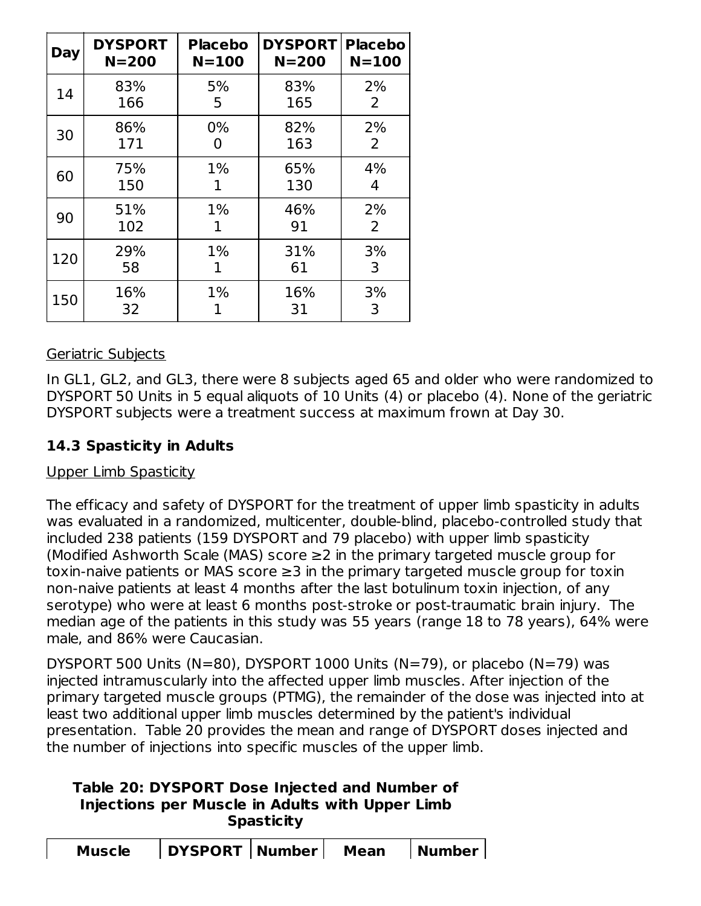| Day | DYSPORT N=200 | Placebo N=100 | DYSPORT N=200 | Placebo N=100 |
|---|---|---|---|---|
| 14 | 83% 166 | 5% 5 | 83% 165 | 2% 2 |
| 30 | 86% 171 | 0% 0 | 82% 163 | 2% 2 |
| 60 | 75% 150 | 1% 1 | 65% 130 | 4% 4 |
| 90 | 51% 102 | 1% 1 | 46% 91 | 2% 2 |
| 120 | 29% 58 | 1% 1 | 31% 61 | 3% 3 |
| 150 | 16% 32 | 1% 1 | 16% 31 | 3% 3 |

Geriatric Subjects

In GL1, GL2, and GL3, there were 8 subjects aged 65 and older who were randomized to DYSPORT 50 Units in 5 equal aliquots of 10 Units (4) or placebo (4). None of the geriatric DYSPORT subjects were a treatment success at maximum frown at Day 30.

### 14.3 Spasticity in Adults

Upper Limb Spasticity

The efficacy and safety of DYSPORT for the treatment of upper limb spasticity in adults was evaluated in a randomized, multicenter, double-blind, placebo-controlled study that included 238 patients (159 DYSPORT and 79 placebo) with upper limb spasticity (Modified Ashworth Scale (MAS) score ≥2 in the primary targeted muscle group for toxin-naive patients or MAS score ≥3 in the primary targeted muscle group for toxin non-naive patients at least 4 months after the last botulinum toxin injection, of any serotype) who were at least 6 months post-stroke or post-traumatic brain injury. The median age of the patients in this study was 55 years (range 18 to 78 years), 64% were male, and 86% were Caucasian.

DYSPORT 500 Units (N=80), DYSPORT 1000 Units (N=79), or placebo (N=79) was injected intramuscularly into the affected upper limb muscles. After injection of the primary targeted muscle groups (PTMG), the remainder of the dose was injected into at least two additional upper limb muscles determined by the patient's individual presentation. Table 20 provides the mean and range of DYSPORT doses injected and the number of injections into specific muscles of the upper limb.

**Table 20: DYSPORT Dose Injected and Number of Injections per Muscle in Adults with Upper Limb Spasticity**

| Muscle | DYSPORT | Number | Mean | Number |
|---|---|---|---|---|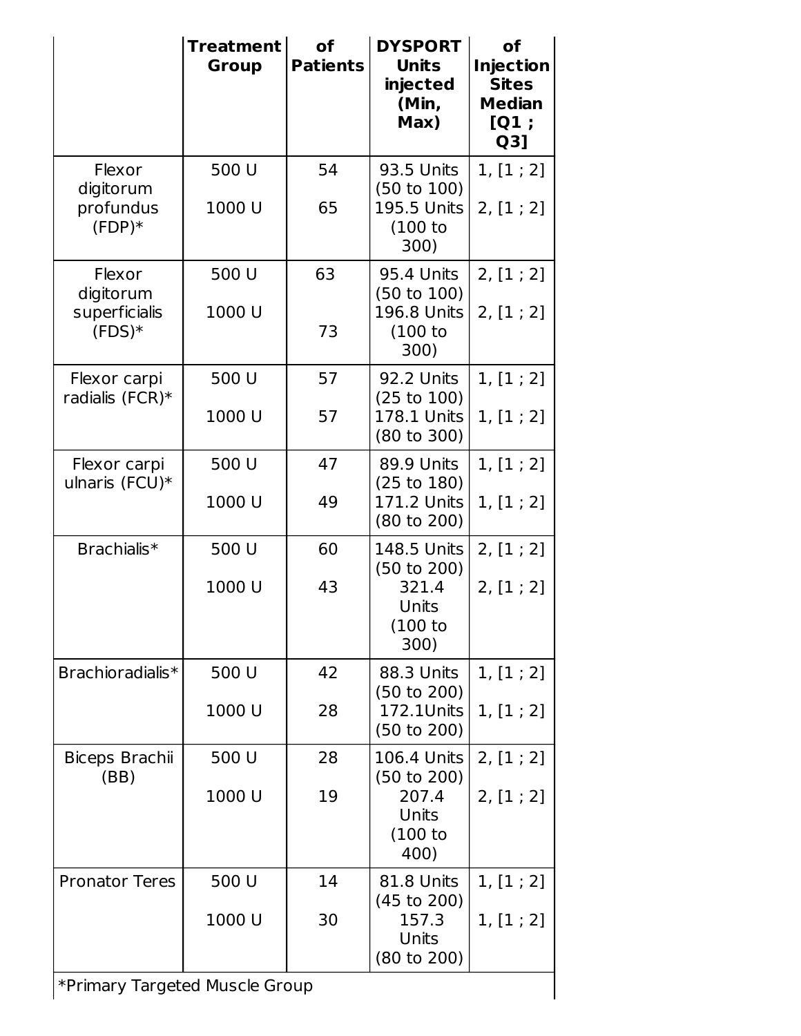| | Treatment Group | of Patients | DYSPORT Units injected (Min, Max) | of Injection Sites Median [Q1 ; Q3] |
|---|---|---|---|---|
| Flexor digitorum profundus (FDP)* | 500 U | 54 | 93.5 Units (50 to 100) | 1, [1 ; 2] |
| | 1000 U | 65 | 195.5 Units (100 to 300) | 2, [1 ; 2] |
| Flexor digitorum superficialis (FDS)* | 500 U | 63 | 95.4 Units (50 to 100) | 2, [1 ; 2] |
| | 1000 U | 73 | 196.8 Units (100 to 300) | 2, [1 ; 2] |
| Flexor carpi radialis (FCR)* | 500 U | 57 | 92.2 Units (25 to 100) | 1, [1 ; 2] |
| | 1000 U | 57 | 178.1 Units (80 to 300) | 1, [1 ; 2] |
| Flexor carpi ulnaris (FCU)* | 500 U | 47 | 89.9 Units (25 to 180) | 1, [1 ; 2] |
| | 1000 U | 49 | 171.2 Units (80 to 200) | 1, [1 ; 2] |
| Brachialis* | 500 U | 60 | 148.5 Units (50 to 200) | 2, [1 ; 2] |
| | 1000 U | 43 | 321.4 Units (100 to 300) | 2, [1 ; 2] |
| Brachioradialis* | 500 U | 42 | 88.3 Units (50 to 200) | 1, [1 ; 2] |
| | 1000 U | 28 | 172.1Units (50 to 200) | 1, [1 ; 2] |
| Biceps Brachii (BB) | 500 U | 28 | 106.4 Units (50 to 200) | 2, [1 ; 2] |
| | 1000 U | 19 | 207.4 Units (100 to 400) | 2, [1 ; 2] |
| Pronator Teres | 500 U | 14 | 81.8 Units (45 to 200) | 1, [1 ; 2] |
| | 1000 U | 30 | 157.3 Units (80 to 200) | 1, [1 ; 2] |

*Primary Targeted Muscle Group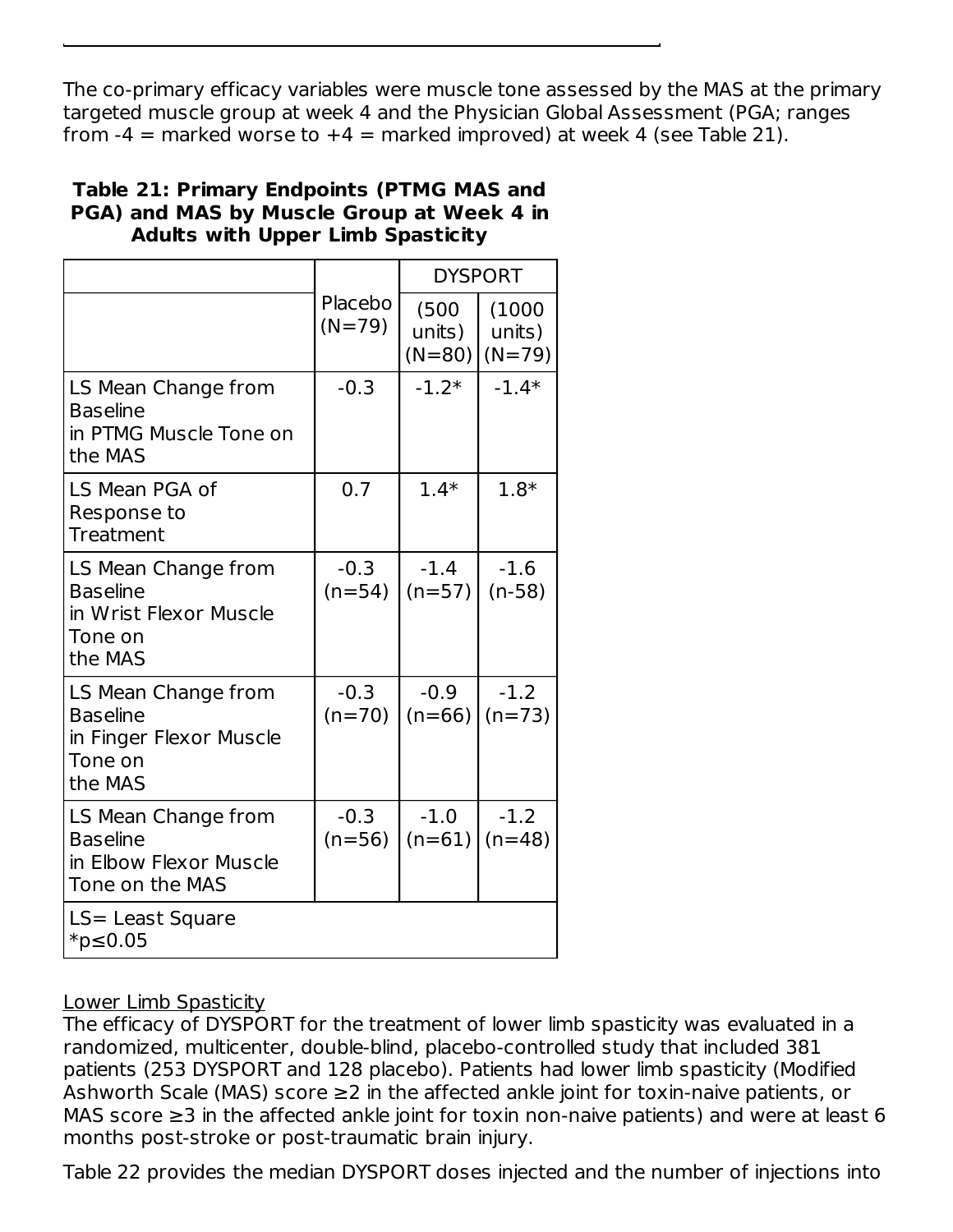The co-primary efficacy variables were muscle tone assessed by the MAS at the primary targeted muscle group at week 4 and the Physician Global Assessment (PGA; ranges from -4 = marked worse to +4 = marked improved) at week 4 (see Table 21).

**Table 21: Primary Endpoints (PTMG MAS and PGA) and MAS by Muscle Group at Week 4 in Adults with Upper Limb Spasticity**

| | Placebo (N=79) | DYSPORT | |
|---|---|---|---|
| | | (500 units) (N=80) | (1000 units) (N=79) |
| LS Mean Change from Baseline in PTMG Muscle Tone on the MAS | -0.3 | -1.2* | -1.4* |
| LS Mean PGA of Response to Treatment | 0.7 | 1.4* | 1.8* |
| LS Mean Change from Baseline in Wrist Flexor Muscle Tone on the MAS | -0.3 (n=54) | -1.4 (n=57) | -1.6 (n-58) |
| LS Mean Change from Baseline in Finger Flexor Muscle Tone on the MAS | -0.3 (n=70) | -0.9 (n=66) | -1.2 (n=73) |
| LS Mean Change from Baseline in Elbow Flexor Muscle Tone on the MAS | -0.3 (n=56) | -1.0 (n=61) | -1.2 (n=48) |
| LS= Least Square<br>*p≤0.05 | | | |

Lower Limb Spasticity

The efficacy of DYSPORT for the treatment of lower limb spasticity was evaluated in a randomized, multicenter, double-blind, placebo-controlled study that included 381 patients (253 DYSPORT and 128 placebo). Patients had lower limb spasticity (Modified Ashworth Scale (MAS) score ≥2 in the affected ankle joint for toxin-naive patients, or MAS score ≥3 in the affected ankle joint for toxin non-naive patients) and were at least 6 months post-stroke or post-traumatic brain injury.

Table 22 provides the median DYSPORT doses injected and the number of injections into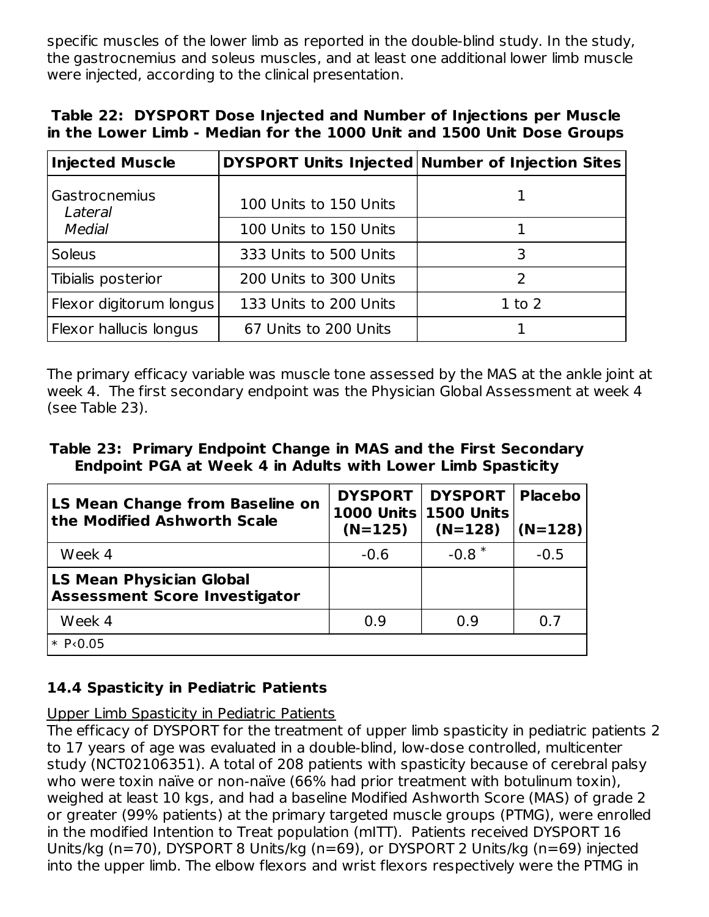specific muscles of the lower limb as reported in the double-blind study. In the study, the gastrocnemius and soleus muscles, and at least one additional lower limb muscle were injected, according to the clinical presentation.

**Table 22: DYSPORT Dose Injected and Number of Injections per Muscle in the Lower Limb - Median for the 1000 Unit and 1500 Unit Dose Groups**

| Injected Muscle | DYSPORT Units Injected | Number of Injection Sites |
|---|---|---|
| Gastrocnemius *Lateral* | 100 Units to 150 Units | 1 |
| *Medial* | 100 Units to 150 Units | 1 |
| Soleus | 333 Units to 500 Units | 3 |
| Tibialis posterior | 200 Units to 300 Units | 2 |
| Flexor digitorum longus | 133 Units to 200 Units | 1 to 2 |
| Flexor hallucis longus | 67 Units to 200 Units | 1 |

The primary efficacy variable was muscle tone assessed by the MAS at the ankle joint at week 4. The first secondary endpoint was the Physician Global Assessment at week 4 (see Table 23).

**Table 23: Primary Endpoint Change in MAS and the First Secondary Endpoint PGA at Week 4 in Adults with Lower Limb Spasticity**

| LS Mean Change from Baseline on the Modified Ashworth Scale | DYSPORT 1000 Units (N=125) | DYSPORT 1500 Units (N=128) | Placebo (N=128) |
|---|---|---|---|
| Week 4 | -0.6 | -0.8 * | -0.5 |
| **LS Mean Physician Global Assessment Score Investigator** | | | |
| Week 4 | 0.9 | 0.9 | 0.7 |
| * P<0.05 | | | |

### 14.4 Spasticity in Pediatric Patients

Upper Limb Spasticity in Pediatric Patients

The efficacy of DYSPORT for the treatment of upper limb spasticity in pediatric patients 2 to 17 years of age was evaluated in a double-blind, low-dose controlled, multicenter study (NCT02106351). A total of 208 patients with spasticity because of cerebral palsy who were toxin naïve or non-naïve (66% had prior treatment with botulinum toxin), weighed at least 10 kgs, and had a baseline Modified Ashworth Score (MAS) of grade 2 or greater (99% patients) at the primary targeted muscle groups (PTMG), were enrolled in the modified Intention to Treat population (mITT). Patients received DYSPORT 16 Units/kg (n=70), DYSPORT 8 Units/kg (n=69), or DYSPORT 2 Units/kg (n=69) injected into the upper limb. The elbow flexors and wrist flexors respectively were the PTMG in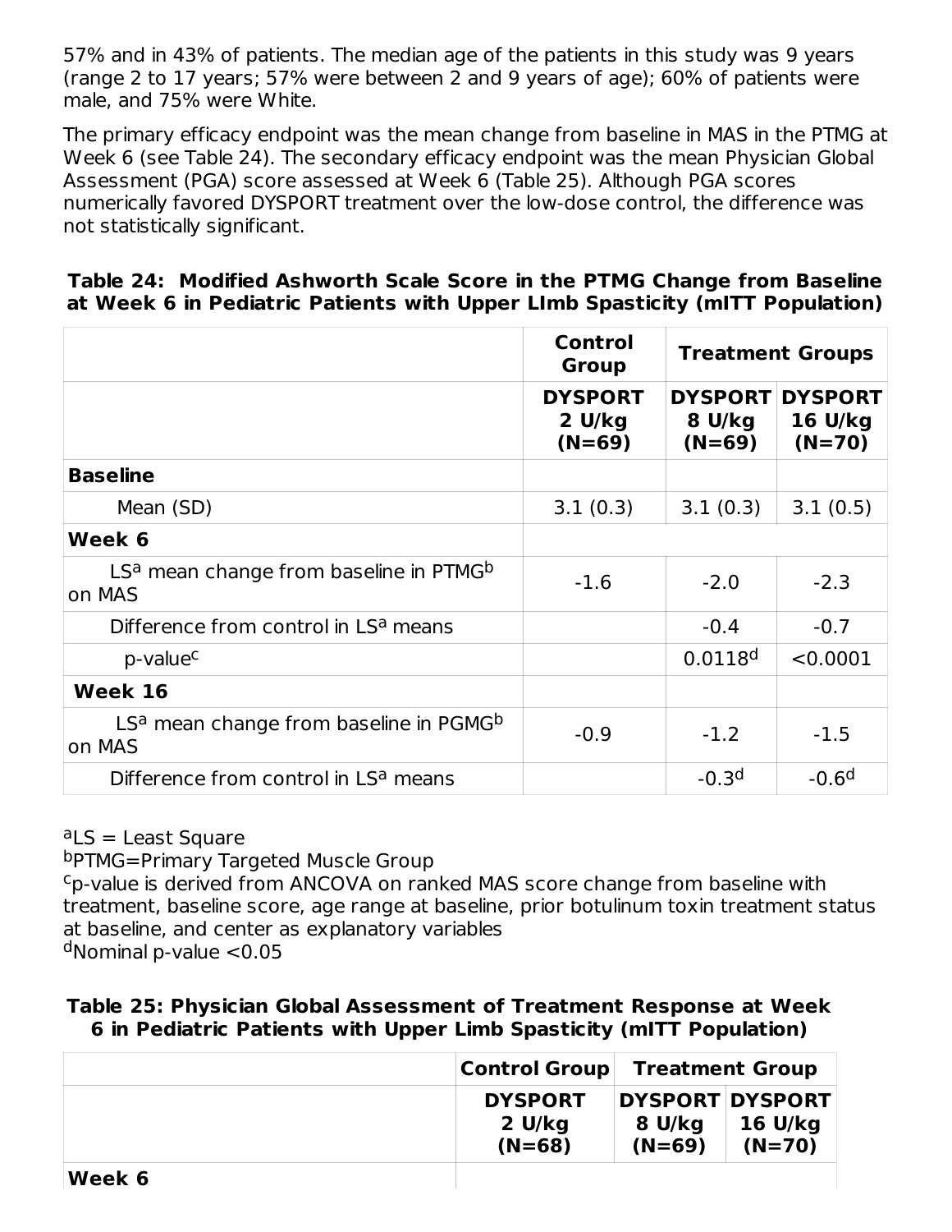57% and in 43% of patients. The median age of the patients in this study was 9 years (range 2 to 17 years; 57% were between 2 and 9 years of age); 60% of patients were male, and 75% were White.

The primary efficacy endpoint was the mean change from baseline in MAS in the PTMG at Week 6 (see Table 24). The secondary efficacy endpoint was the mean Physician Global Assessment (PGA) score assessed at Week 6 (Table 25). Although PGA scores numerically favored DYSPORT treatment over the low-dose control, the difference was not statistically significant.

**Table 24: Modified Ashworth Scale Score in the PTMG Change from Baseline at Week 6 in Pediatric Patients with Upper LImb Spasticity (mITT Population)**

| | Control Group | Treatment Groups | |
|---|---|---|---|
| | **DYSPORT 2 U/kg (N=69)** | **DYSPORT 8 U/kg (N=69)** | **DYSPORT 16 U/kg (N=70)** |
| **Baseline** | | | |
| Mean (SD) | 3.1 (0.3) | 3.1 (0.3) | 3.1 (0.5) |
| **Week 6** | | | |
| LS[a] mean change from baseline in PTMG[b] on MAS | -1.6 | -2.0 | -2.3 |
| Difference from control in LS[a] means | | -0.4 | -0.7 |
| p-value[c] | | 0.0118[d] | <0.0001 |
| **Week 16** | | | |
| LS[a] mean change from baseline in PGMG[b] on MAS | -0.9 | -1.2 | -1.5 |
| Difference from control in LS[a] means | | -0.3[d] | -0.6[d] |

[a]LS = Least Square
[b]PTMG=Primary Targeted Muscle Group
[c]p-value is derived from ANCOVA on ranked MAS score change from baseline with treatment, baseline score, age range at baseline, prior botulinum toxin treatment status at baseline, and center as explanatory variables
[d]Nominal p-value <0.05

**Table 25: Physician Global Assessment of Treatment Response at Week 6 in Pediatric Patients with Upper Limb Spasticity (mITT Population)**

| | Control Group | Treatment Group | |
|---|---|---|---|
| | **DYSPORT 2 U/kg (N=68)** | **DYSPORT 8 U/kg (N=69)** | **DYSPORT 16 U/kg (N=70)** |
| **Week 6** | | | |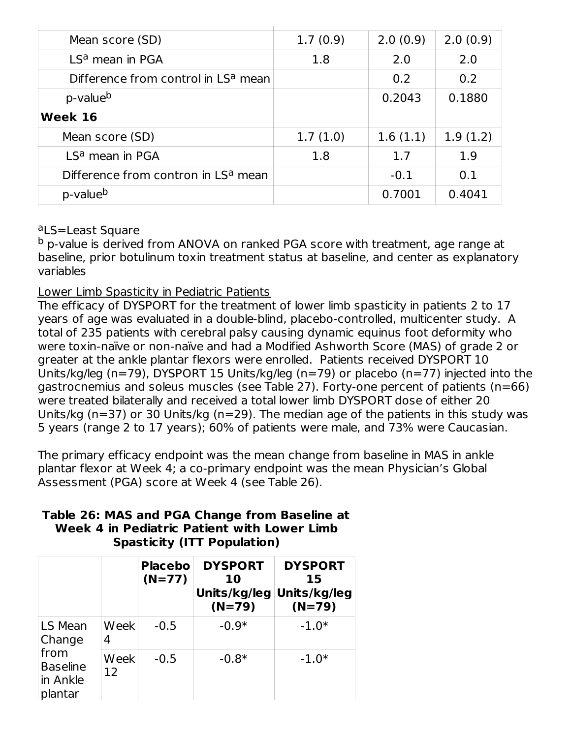| | | | |
|---|---|---|---|
| Mean score (SD) | 1.7 (0.9) | 2.0 (0.9) | 2.0 (0.9) |
| LS[a] mean in PGA | 1.8 | 2.0 | 2.0 |
| Difference from control in LS[a] mean | | 0.2 | 0.2 |
| p-value[b] | | 0.2043 | 0.1880 |
| **Week 16** | | | |
| Mean score (SD) | 1.7 (1.0) | 1.6 (1.1) | 1.9 (1.2) |
| LS[a] mean in PGA | 1.8 | 1.7 | 1.9 |
| Difference from contron in LS[a] mean | | -0.1 | 0.1 |
| p-value[b] | | 0.7001 | 0.4041 |

[a]LS=Least Square
[b] p-value is derived from ANOVA on ranked PGA score with treatment, age range at baseline, prior botulinum toxin treatment status at baseline, and center as explanatory variables

Lower Limb Spasticity in Pediatric Patients
The efficacy of DYSPORT for the treatment of lower limb spasticity in patients 2 to 17 years of age was evaluated in a double-blind, placebo-controlled, multicenter study. A total of 235 patients with cerebral palsy causing dynamic equinus foot deformity who were toxin-naïve or non-naïve and had a Modified Ashworth Score (MAS) of grade 2 or greater at the ankle plantar flexors were enrolled. Patients received DYSPORT 10 Units/kg/leg (n=79), DYSPORT 15 Units/kg/leg (n=79) or placebo (n=77) injected into the gastrocnemius and soleus muscles (see Table 27). Forty-one percent of patients (n=66) were treated bilaterally and received a total lower limb DYSPORT dose of either 20 Units/kg (n=37) or 30 Units/kg (n=29). The median age of the patients in this study was 5 years (range 2 to 17 years); 60% of patients were male, and 73% were Caucasian.

The primary efficacy endpoint was the mean change from baseline in MAS in ankle plantar flexor at Week 4; a co-primary endpoint was the mean Physician's Global Assessment (PGA) score at Week 4 (see Table 26).

**Table 26: MAS and PGA Change from Baseline at Week 4 in Pediatric Patient with Lower Limb Spasticity (ITT Population)**

| | | Placebo (N=77) | DYSPORT 10 Units/kg/leg (N=79) | DYSPORT 15 Units/kg/leg (N=79) |
|---|---|---|---|---|
| LS Mean Change from Baseline in Ankle plantar | Week 4 | -0.5 | -0.9* | -1.0* |
| | Week 12 | -0.5 | -0.8* | -1.0* |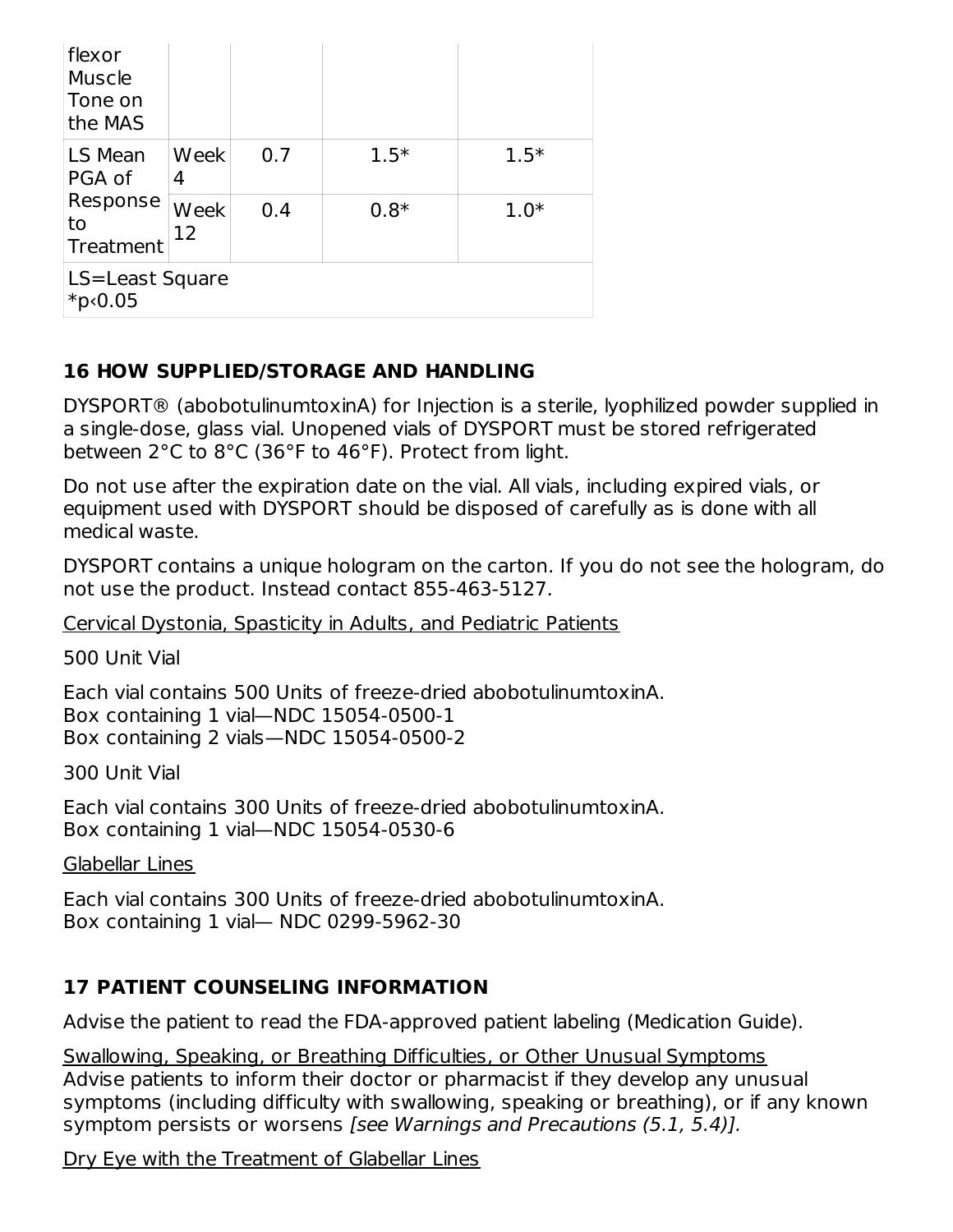| flexor Muscle Tone on the MAS | | | | |
|---|---|---|---|---|
| LS Mean PGA of Response to Treatment | Week 4 | 0.7 | 1.5* | 1.5* |
| | Week 12 | 0.4 | 0.8* | 1.0* |
| LS=Least Square *p‹0.05 | | | | |

## 16 HOW SUPPLIED/STORAGE AND HANDLING

DYSPORT® (abobotulinumtoxinA) for Injection is a sterile, lyophilized powder supplied in a single-dose, glass vial. Unopened vials of DYSPORT must be stored refrigerated between 2°C to 8°C (36°F to 46°F). Protect from light.

Do not use after the expiration date on the vial. All vials, including expired vials, or equipment used with DYSPORT should be disposed of carefully as is done with all medical waste.

DYSPORT contains a unique hologram on the carton. If you do not see the hologram, do not use the product. Instead contact 855-463-5127.

Cervical Dystonia, Spasticity in Adults, and Pediatric Patients

500 Unit Vial

Each vial contains 500 Units of freeze-dried abobotulinumtoxinA.
Box containing 1 vial—NDC 15054-0500-1
Box containing 2 vials—NDC 15054-0500-2

300 Unit Vial

Each vial contains 300 Units of freeze-dried abobotulinumtoxinA.
Box containing 1 vial—NDC 15054-0530-6

Glabellar Lines

Each vial contains 300 Units of freeze-dried abobotulinumtoxinA.
Box containing 1 vial— NDC 0299-5962-30

## 17 PATIENT COUNSELING INFORMATION

Advise the patient to read the FDA-approved patient labeling (Medication Guide).

Swallowing, Speaking, or Breathing Difficulties, or Other Unusual Symptoms
Advise patients to inform their doctor or pharmacist if they develop any unusual symptoms (including difficulty with swallowing, speaking or breathing), or if any known symptom persists or worsens *[see Warnings and Precautions (5.1, 5.4)].*

Dry Eye with the Treatment of Glabellar Lines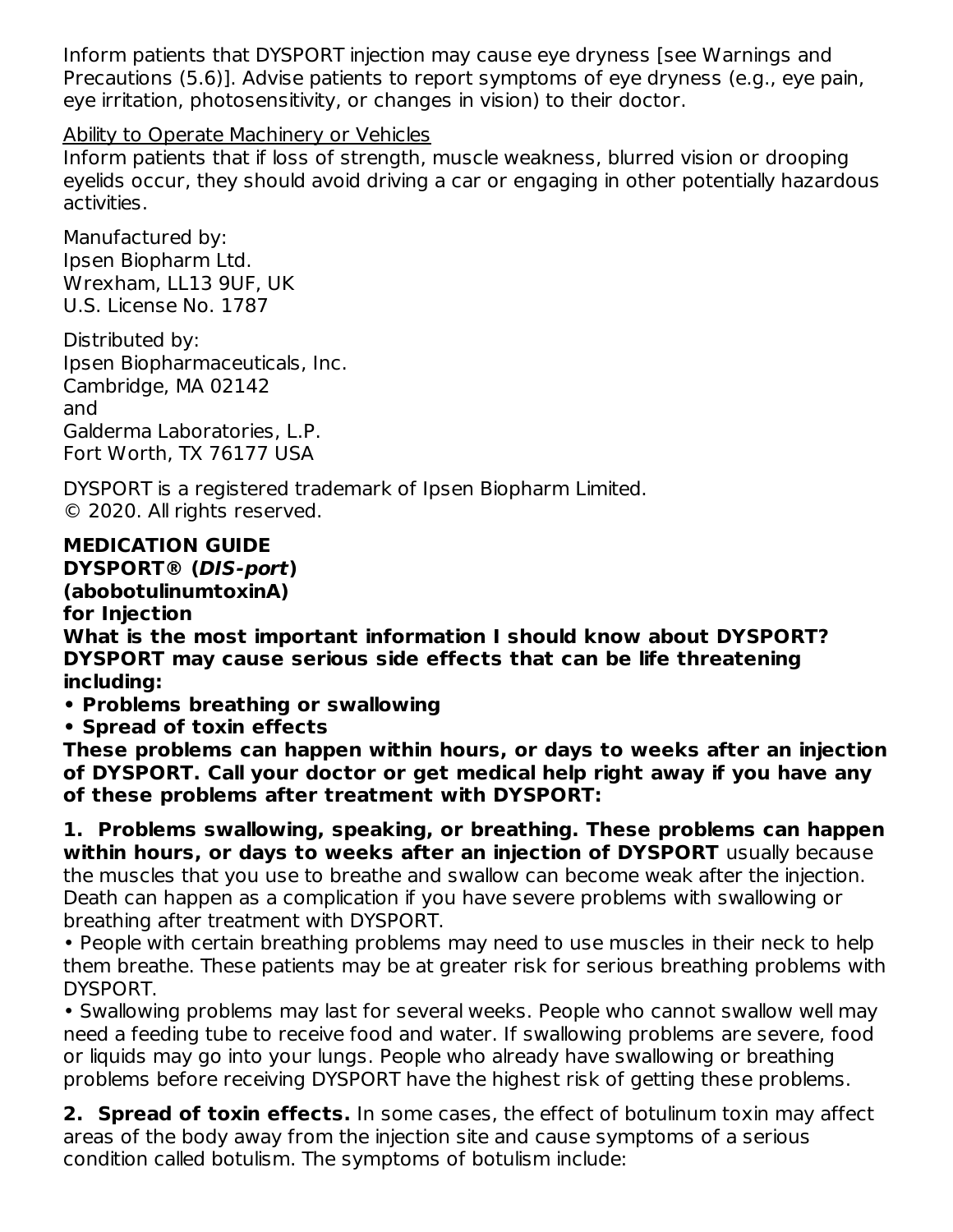Inform patients that DYSPORT injection may cause eye dryness [see Warnings and Precautions (5.6)]. Advise patients to report symptoms of eye dryness (e.g., eye pain, eye irritation, photosensitivity, or changes in vision) to their doctor.

Ability to Operate Machinery or Vehicles

Inform patients that if loss of strength, muscle weakness, blurred vision or drooping eyelids occur, they should avoid driving a car or engaging in other potentially hazardous activities.

Manufactured by:
Ipsen Biopharm Ltd.
Wrexham, LL13 9UF, UK
U.S. License No. 1787

Distributed by:
Ipsen Biopharmaceuticals, Inc.
Cambridge, MA 02142
and
Galderma Laboratories, L.P.
Fort Worth, TX 76177 USA

DYSPORT is a registered trademark of Ipsen Biopharm Limited.
© 2020. All rights reserved.

**MEDICATION GUIDE**
**DYSPORT® (*DIS-port*)**
**(abobotulinumtoxinA)**
**for Injection**

**What is the most important information I should know about DYSPORT?**

**DYSPORT may cause serious side effects that can be life threatening including:**

- **Problems breathing or swallowing**
- **Spread of toxin effects**

**These problems can happen within hours, or days to weeks after an injection of DYSPORT. Call your doctor or get medical help right away if you have any of these problems after treatment with DYSPORT:**

**1. Problems swallowing, speaking, or breathing. These problems can happen within hours, or days to weeks after an injection of DYSPORT** usually because the muscles that you use to breathe and swallow can become weak after the injection. Death can happen as a complication if you have severe problems with swallowing or breathing after treatment with DYSPORT.

- People with certain breathing problems may need to use muscles in their neck to help them breathe. These patients may be at greater risk for serious breathing problems with DYSPORT.
- Swallowing problems may last for several weeks. People who cannot swallow well may need a feeding tube to receive food and water. If swallowing problems are severe, food or liquids may go into your lungs. People who already have swallowing or breathing problems before receiving DYSPORT have the highest risk of getting these problems.

**2. Spread of toxin effects.** In some cases, the effect of botulinum toxin may affect areas of the body away from the injection site and cause symptoms of a serious condition called botulism. The symptoms of botulism include: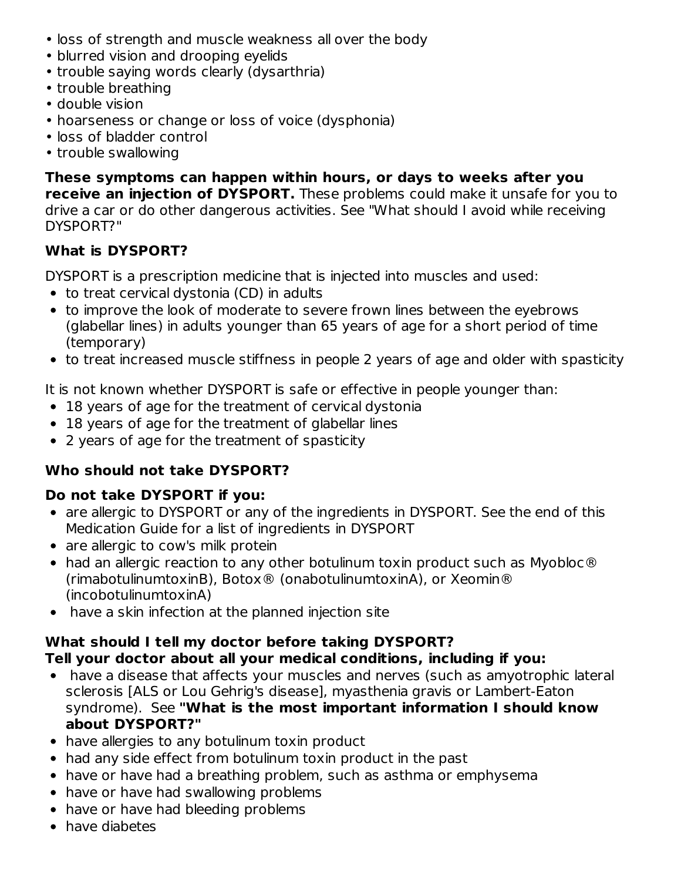- loss of strength and muscle weakness all over the body
- blurred vision and drooping eyelids
- trouble saying words clearly (dysarthria)
- trouble breathing
- double vision
- hoarseness or change or loss of voice (dysphonia)
- loss of bladder control
- trouble swallowing

**These symptoms can happen within hours, or days to weeks after you receive an injection of DYSPORT.** These problems could make it unsafe for you to drive a car or do other dangerous activities. See "What should I avoid while receiving DYSPORT?"

**What is DYSPORT?**

DYSPORT is a prescription medicine that is injected into muscles and used:

- to treat cervical dystonia (CD) in adults
- to improve the look of moderate to severe frown lines between the eyebrows (glabellar lines) in adults younger than 65 years of age for a short period of time (temporary)
- to treat increased muscle stiffness in people 2 years of age and older with spasticity

It is not known whether DYSPORT is safe or effective in people younger than:

- 18 years of age for the treatment of cervical dystonia
- 18 years of age for the treatment of glabellar lines
- 2 years of age for the treatment of spasticity

**Who should not take DYSPORT?**

**Do not take DYSPORT if you:**

- are allergic to DYSPORT or any of the ingredients in DYSPORT. See the end of this Medication Guide for a list of ingredients in DYSPORT
- are allergic to cow's milk protein
- had an allergic reaction to any other botulinum toxin product such as Myobloc® (rimabotulinumtoxinB), Botox® (onabotulinumtoxinA), or Xeomin® (incobotulinumtoxinA)
- have a skin infection at the planned injection site

**What should I tell my doctor before taking DYSPORT?**
**Tell your doctor about all your medical conditions, including if you:**

- have a disease that affects your muscles and nerves (such as amyotrophic lateral sclerosis [ALS or Lou Gehrig's disease], myasthenia gravis or Lambert-Eaton syndrome). See **"What is the most important information I should know about DYSPORT?"**
- have allergies to any botulinum toxin product
- had any side effect from botulinum toxin product in the past
- have or have had a breathing problem, such as asthma or emphysema
- have or have had swallowing problems
- have or have had bleeding problems
- have diabetes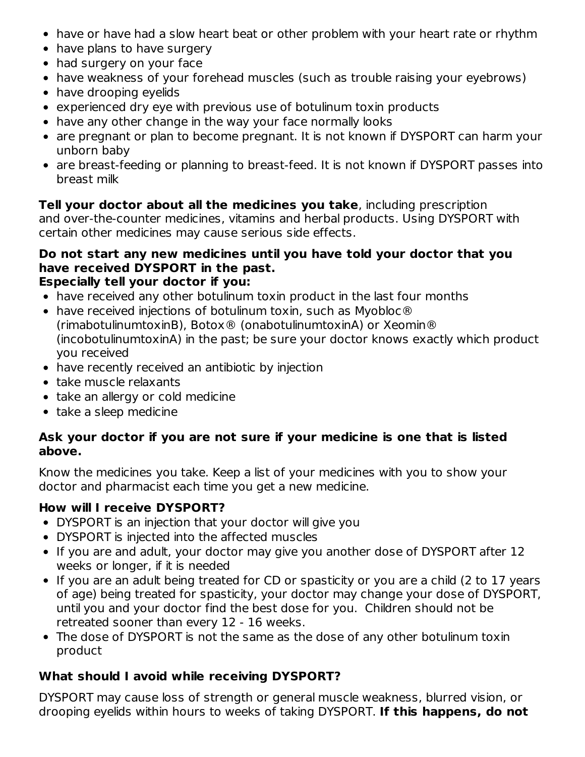- have or have had a slow heart beat or other problem with your heart rate or rhythm
- have plans to have surgery
- had surgery on your face
- have weakness of your forehead muscles (such as trouble raising your eyebrows)
- have drooping eyelids
- experienced dry eye with previous use of botulinum toxin products
- have any other change in the way your face normally looks
- are pregnant or plan to become pregnant. It is not known if DYSPORT can harm your unborn baby
- are breast-feeding or planning to breast-feed. It is not known if DYSPORT passes into breast milk

**Tell your doctor about all the medicines you take**, including prescription and over-the-counter medicines, vitamins and herbal products. Using DYSPORT with certain other medicines may cause serious side effects.

**Do not start any new medicines until you have told your doctor that you have received DYSPORT in the past.**
**Especially tell your doctor if you:**

- have received any other botulinum toxin product in the last four months
- have received injections of botulinum toxin, such as Myobloc® (rimabotulinumtoxinB), Botox® (onabotulinumtoxinA) or Xeomin® (incobotulinumtoxinA) in the past; be sure your doctor knows exactly which product you received
- have recently received an antibiotic by injection
- take muscle relaxants
- take an allergy or cold medicine
- take a sleep medicine

**Ask your doctor if you are not sure if your medicine is one that is listed above.**

Know the medicines you take. Keep a list of your medicines with you to show your doctor and pharmacist each time you get a new medicine.

**How will I receive DYSPORT?**

- DYSPORT is an injection that your doctor will give you
- DYSPORT is injected into the affected muscles
- If you are and adult, your doctor may give you another dose of DYSPORT after 12 weeks or longer, if it is needed
- If you are an adult being treated for CD or spasticity or you are a child (2 to 17 years of age) being treated for spasticity, your doctor may change your dose of DYSPORT, until you and your doctor find the best dose for you. Children should not be retreated sooner than every 12 - 16 weeks.
- The dose of DYSPORT is not the same as the dose of any other botulinum toxin product

**What should I avoid while receiving DYSPORT?**

DYSPORT may cause loss of strength or general muscle weakness, blurred vision, or drooping eyelids within hours to weeks of taking DYSPORT. **If this happens, do not**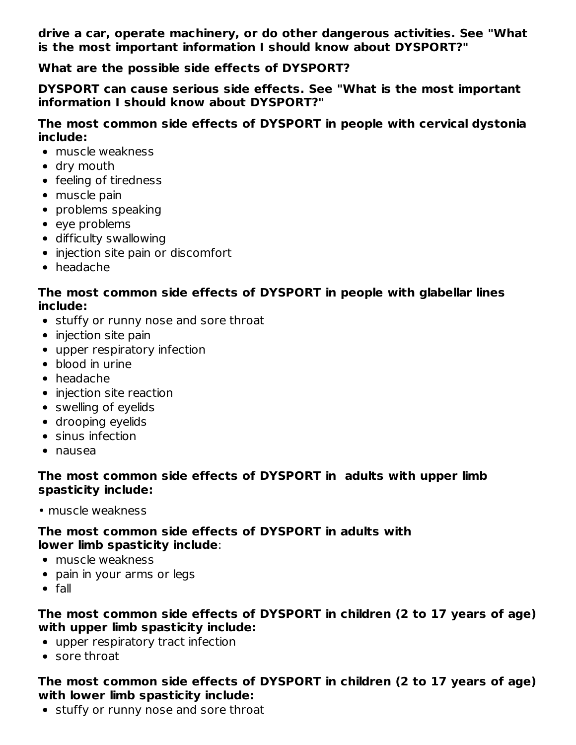**drive a car, operate machinery, or do other dangerous activities. See "What is the most important information I should know about DYSPORT?"**

**What are the possible side effects of DYSPORT?**

**DYSPORT can cause serious side effects. See "What is the most important information I should know about DYSPORT?"**

**The most common side effects of DYSPORT in people with cervical dystonia include:**

- muscle weakness
- dry mouth
- feeling of tiredness
- muscle pain
- problems speaking
- eye problems
- difficulty swallowing
- injection site pain or discomfort
- headache

**The most common side effects of DYSPORT in people with glabellar lines include:**

- stuffy or runny nose and sore throat
- injection site pain
- upper respiratory infection
- blood in urine
- headache
- injection site reaction
- swelling of eyelids
- drooping eyelids
- sinus infection
- nausea

**The most common side effects of DYSPORT in adults with upper limb spasticity include:**

- muscle weakness

**The most common side effects of DYSPORT in adults with lower limb spasticity include**:

- muscle weakness
- pain in your arms or legs
- fall

**The most common side effects of DYSPORT in children (2 to 17 years of age) with upper limb spasticity include:**

- upper respiratory tract infection
- sore throat

**The most common side effects of DYSPORT in children (2 to 17 years of age) with lower limb spasticity include:**

- stuffy or runny nose and sore throat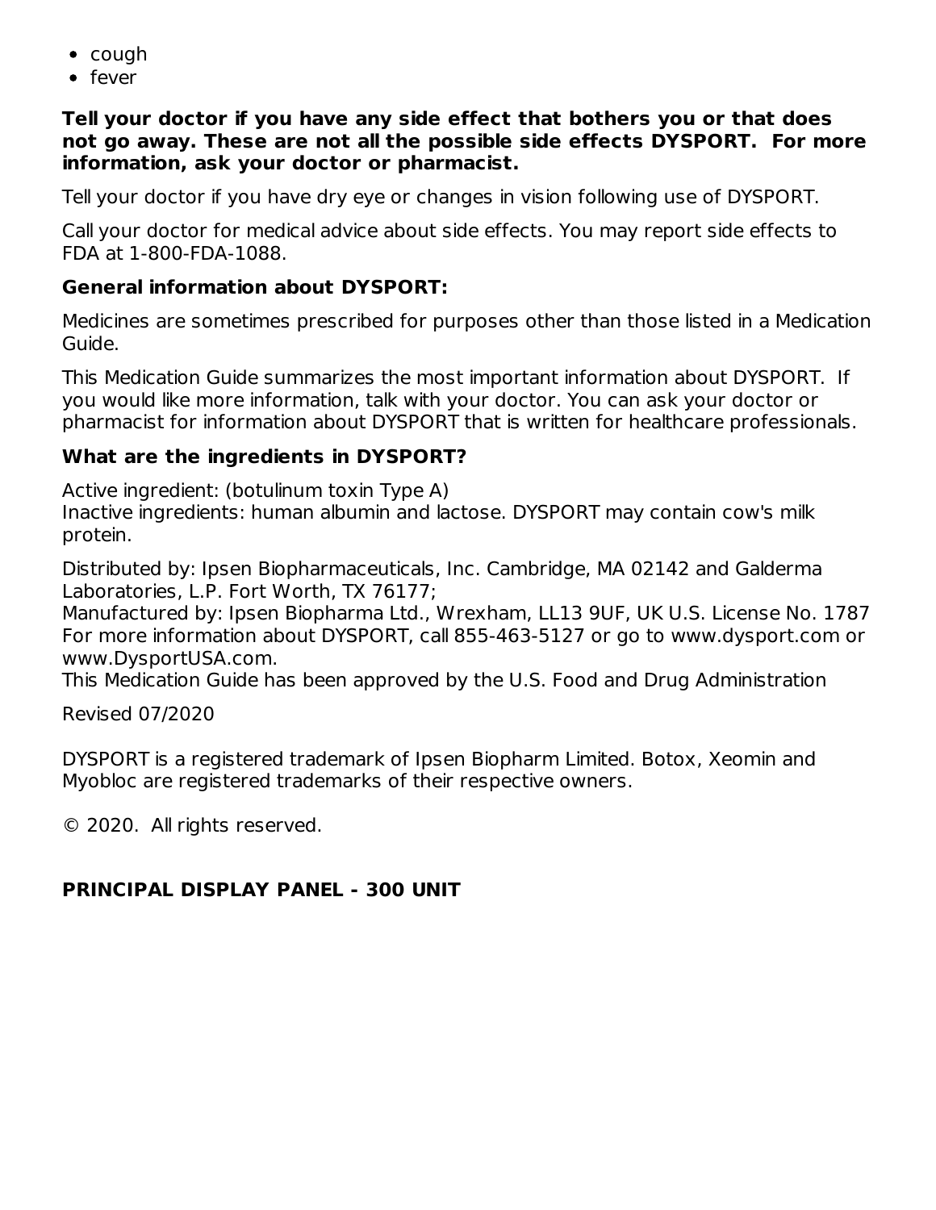- cough
- fever

**Tell your doctor if you have any side effect that bothers you or that does not go away. These are not all the possible side effects DYSPORT. For more information, ask your doctor or pharmacist.**

Tell your doctor if you have dry eye or changes in vision following use of DYSPORT.

Call your doctor for medical advice about side effects. You may report side effects to FDA at 1-800-FDA-1088.

**General information about DYSPORT:**

Medicines are sometimes prescribed for purposes other than those listed in a Medication Guide.

This Medication Guide summarizes the most important information about DYSPORT. If you would like more information, talk with your doctor. You can ask your doctor or pharmacist for information about DYSPORT that is written for healthcare professionals.

**What are the ingredients in DYSPORT?**

Active ingredient: (botulinum toxin Type A)
Inactive ingredients: human albumin and lactose. DYSPORT may contain cow's milk protein.

Distributed by: Ipsen Biopharmaceuticals, Inc. Cambridge, MA 02142 and Galderma Laboratories, L.P. Fort Worth, TX 76177;
Manufactured by: Ipsen Biopharma Ltd., Wrexham, LL13 9UF, UK U.S. License No. 1787
For more information about DYSPORT, call 855-463-5127 or go to www.dysport.com or www.DysportUSA.com.
This Medication Guide has been approved by the U.S. Food and Drug Administration

Revised 07/2020

DYSPORT is a registered trademark of Ipsen Biopharm Limited. Botox, Xeomin and Myobloc are registered trademarks of their respective owners.

© 2020. All rights reserved.

**PRINCIPAL DISPLAY PANEL - 300 UNIT**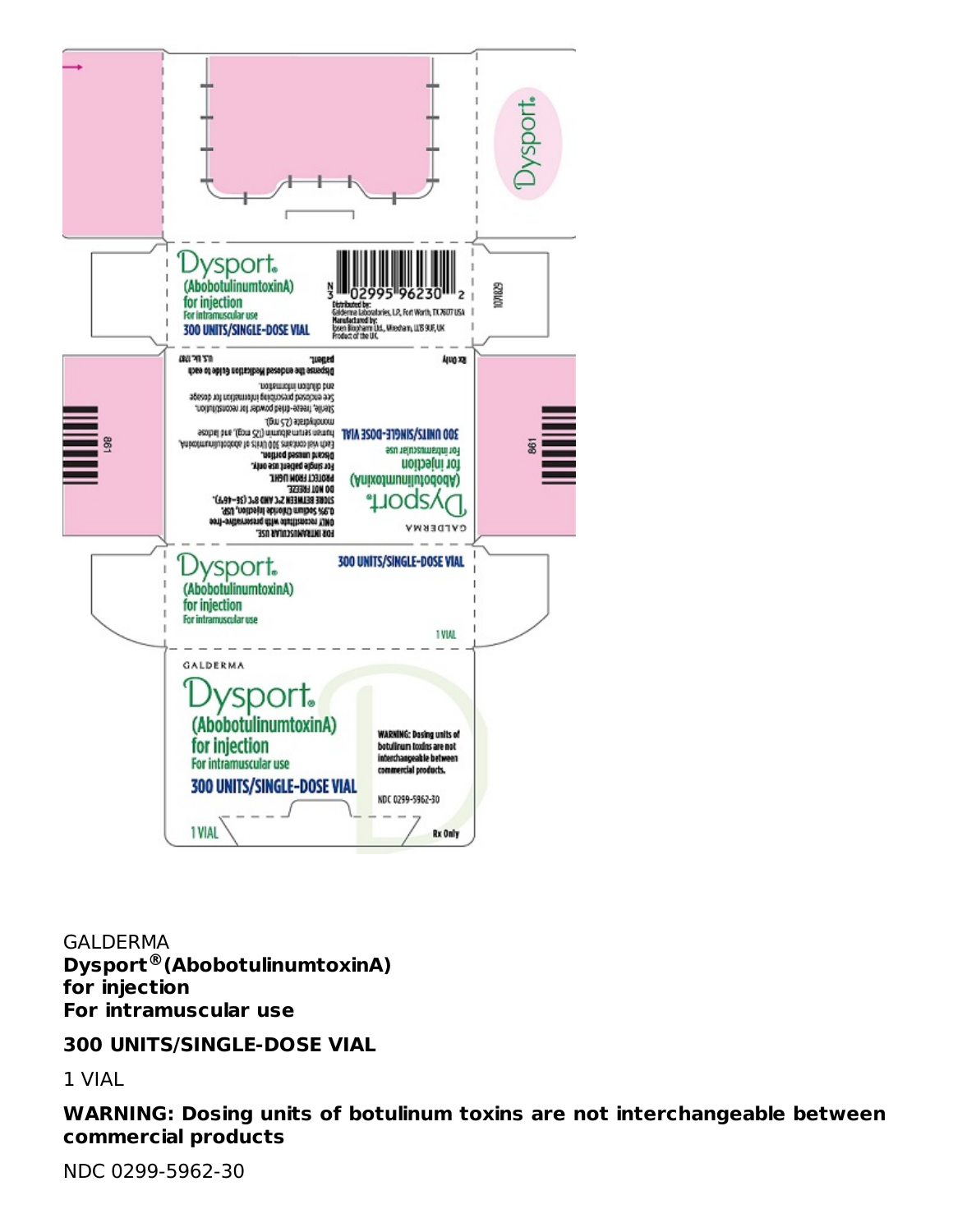GALDERMA
**Dysport® (AbobotulinumtoxinA)**
**for injection**
**For intramuscular use**

**300 UNITS/SINGLE-DOSE VIAL**

1 VIAL

**WARNING: Dosing units of botulinum toxins are not interchangeable between commercial products**

NDC 0299-5962-30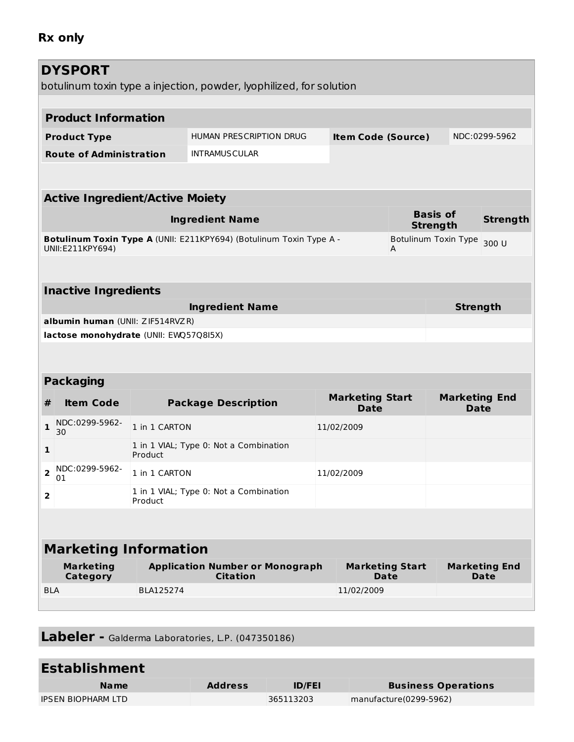**Rx only**

## DYSPORT

botulinum toxin type a injection, powder, lyophilized, for solution

| **Product Information** | | | |
|---|---|---|---|
| **Product Type** | HUMAN PRESCRIPTION DRUG | **Item Code (Source)** | NDC:0299-5962 |
| **Route of Administration** | INTRAMUSCULAR | | |

| **Active Ingredient/Active Moiety** | | |
|---|---|---|
| **Ingredient Name** | **Basis of Strength** | **Strength** |
| **Botulinum Toxin Type A** (UNII: E211KPY694) (Botulinum Toxin Type A - UNII:E211KPY694) | Botulinum Toxin Type A | 300 U |

| **Inactive Ingredients** | |
|---|---|
| **Ingredient Name** | **Strength** |
| **albumin human** (UNII: ZIF514RVZR) | |
| **lactose monohydrate** (UNII: EWQ57Q8I5X) | |

| **Packaging** | | | | |
|---|---|---|---|---|
| **#** | **Item Code** | **Package Description** | **Marketing Start Date** | **Marketing End Date** |
| 1 | NDC:0299-5962-30 | 1 in 1 CARTON | 11/02/2009 | |
| 1 | | 1 in 1 VIAL; Type 0: Not a Combination Product | | |
| 2 | NDC:0299-5962-01 | 1 in 1 CARTON | 11/02/2009 | |
| 2 | | 1 in 1 VIAL; Type 0: Not a Combination Product | | |

| **Marketing Information** | | | |
|---|---|---|---|
| **Marketing Category** | **Application Number or Monograph Citation** | **Marketing Start Date** | **Marketing End Date** |
| BLA | BLA125274 | 11/02/2009 | |

## Labeler - Galderma Laboratories, L.P. (047350186)

| **Establishment** | | | |
|---|---|---|---|
| **Name** | **Address** | **ID/FEI** | **Business Operations** |
| IPSEN BIOPHARM LTD | | 365113203 | manufacture(0299-5962) |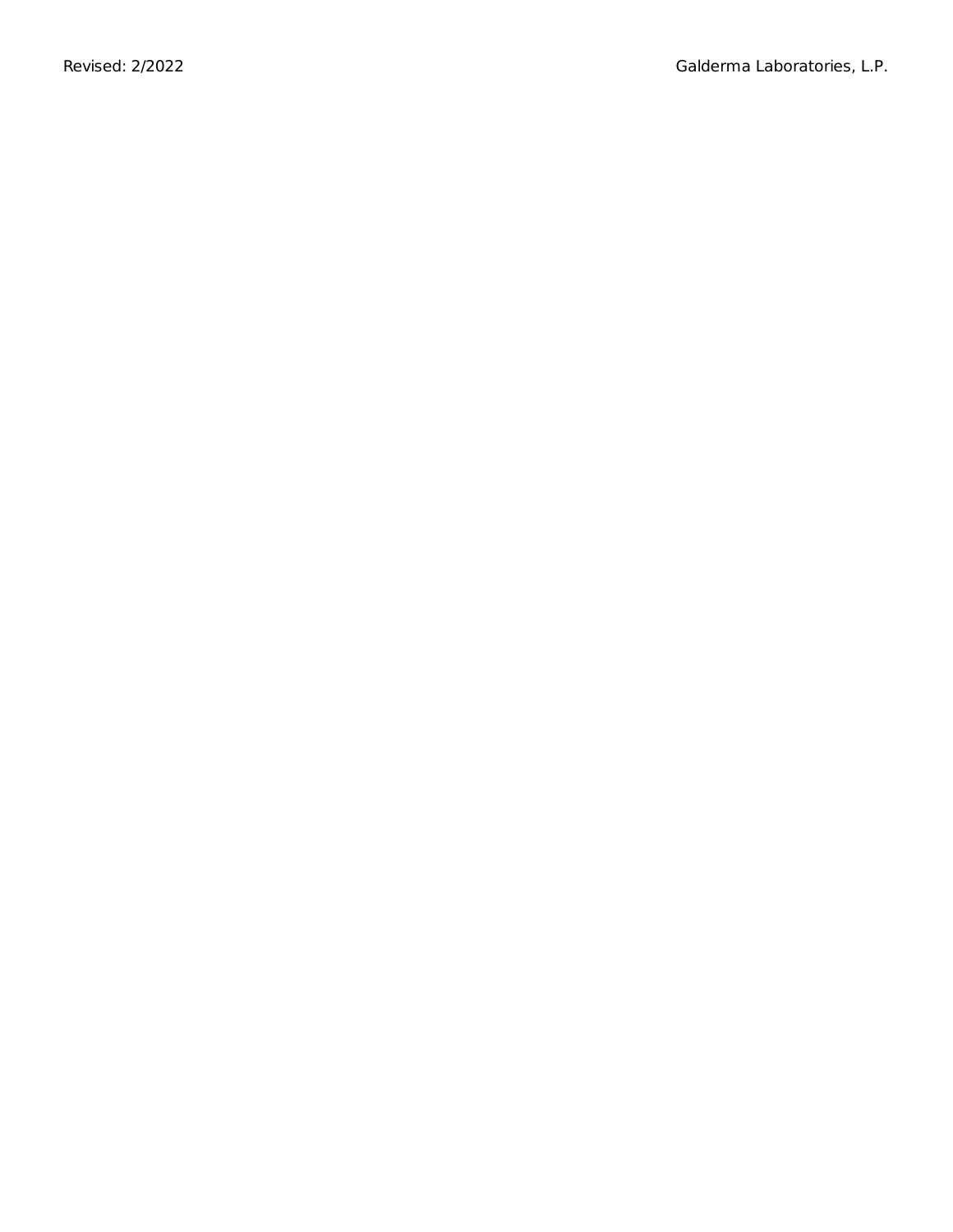Revised: 2/2022 Galderma Laboratories, L.P.